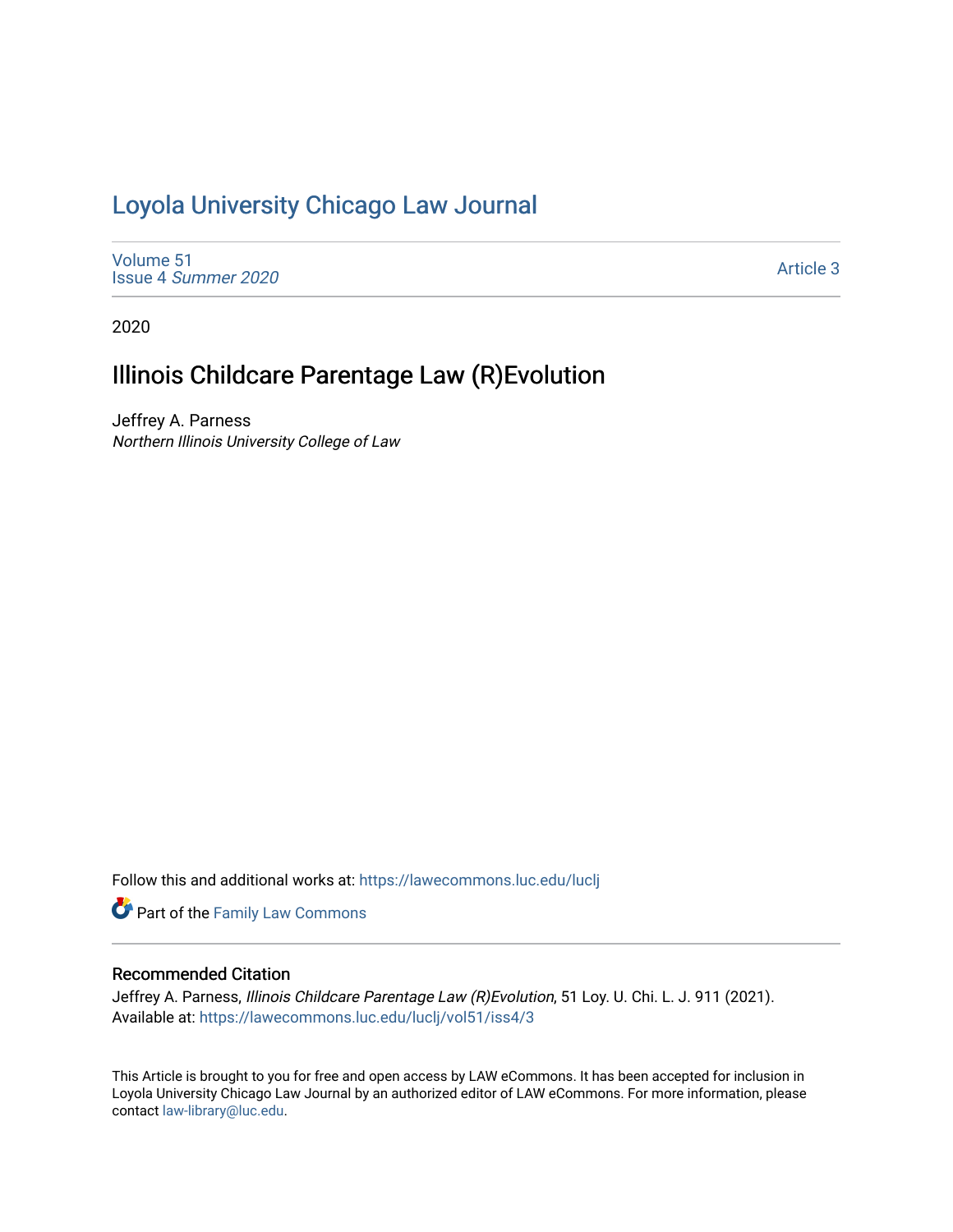# Loyola University Chicago Law Journal

Volume 51
Issue 4 *Summer 2020*

Article 3

2020

## Illinois Childcare Parentage Law (R)Evolution

Jeffrey A. Parness
*Northern Illinois University College of Law*

Follow this and additional works at: https://lawecommons.luc.edu/luclj

Part of the Family Law Commons

### Recommended Citation

Jeffrey A. Parness, *Illinois Childcare Parentage Law (R)Evolution*, 51 Loy. U. Chi. L. J. 911 (2021).
Available at: https://lawecommons.luc.edu/luclj/vol51/iss4/3

This Article is brought to you for free and open access by LAW eCommons. It has been accepted for inclusion in Loyola University Chicago Law Journal by an authorized editor of LAW eCommons. For more information, please contact law-library@luc.edu.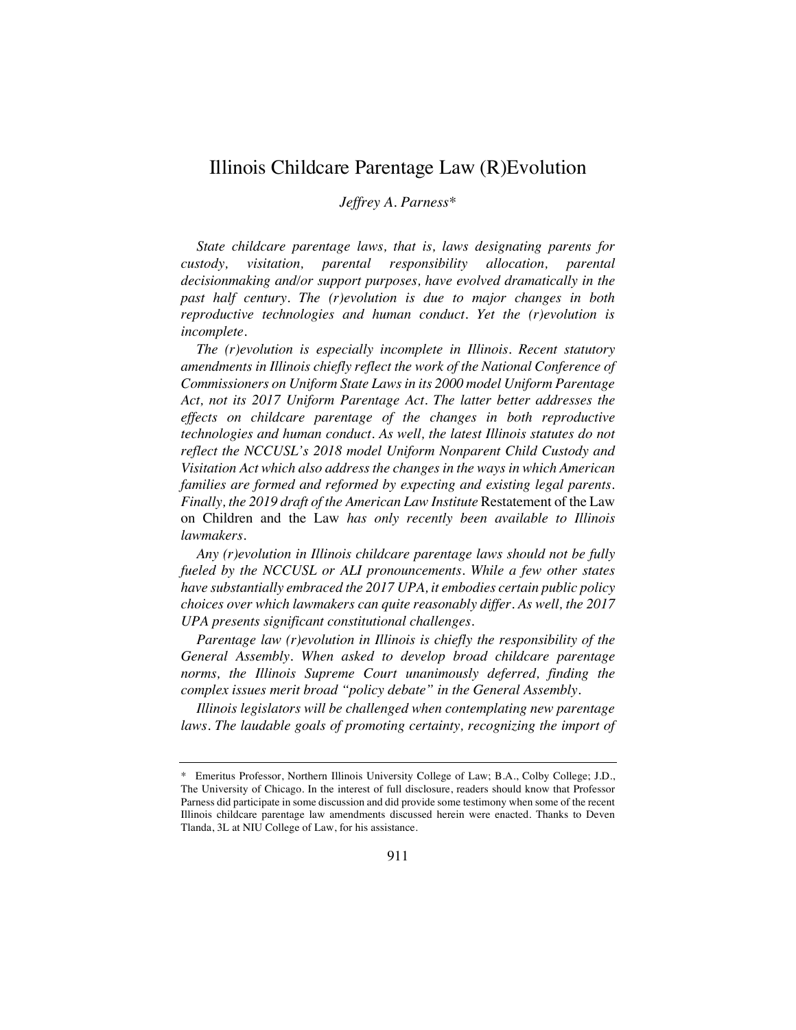# Illinois Childcare Parentage Law (R)Evolution

*Jeffrey A. Parness\**

*State childcare parentage laws, that is, laws designating parents for custody, visitation, parental responsibility allocation, parental decisionmaking and/or support purposes, have evolved dramatically in the past half century. The (r)evolution is due to major changes in both reproductive technologies and human conduct. Yet the (r)evolution is incomplete.*

*The (r)evolution is especially incomplete in Illinois. Recent statutory amendments in Illinois chiefly reflect the work of the National Conference of Commissioners on Uniform State Laws in its 2000 model Uniform Parentage Act, not its 2017 Uniform Parentage Act. The latter better addresses the effects on childcare parentage of the changes in both reproductive technologies and human conduct. As well, the latest Illinois statutes do not reflect the NCCUSL's 2018 model Uniform Nonparent Child Custody and Visitation Act which also address the changes in the ways in which American families are formed and reformed by expecting and existing legal parents. Finally, the 2019 draft of the American Law Institute* Restatement of the Law on Children and the Law *has only recently been available to Illinois lawmakers.*

*Any (r)evolution in Illinois childcare parentage laws should not be fully fueled by the NCCUSL or ALI pronouncements. While a few other states have substantially embraced the 2017 UPA, it embodies certain public policy choices over which lawmakers can quite reasonably differ. As well, the 2017 UPA presents significant constitutional challenges.*

*Parentage law (r)evolution in Illinois is chiefly the responsibility of the General Assembly. When asked to develop broad childcare parentage norms, the Illinois Supreme Court unanimously deferred, finding the complex issues merit broad "policy debate" in the General Assembly.*

*Illinois legislators will be challenged when contemplating new parentage laws. The laudable goals of promoting certainty, recognizing the import of*

\* Emeritus Professor, Northern Illinois University College of Law; B.A., Colby College; J.D., The University of Chicago. In the interest of full disclosure, readers should know that Professor Parness did participate in some discussion and did provide some testimony when some of the recent Illinois childcare parentage law amendments discussed herein were enacted. Thanks to Deven Tlanda, 3L at NIU College of Law, for his assistance.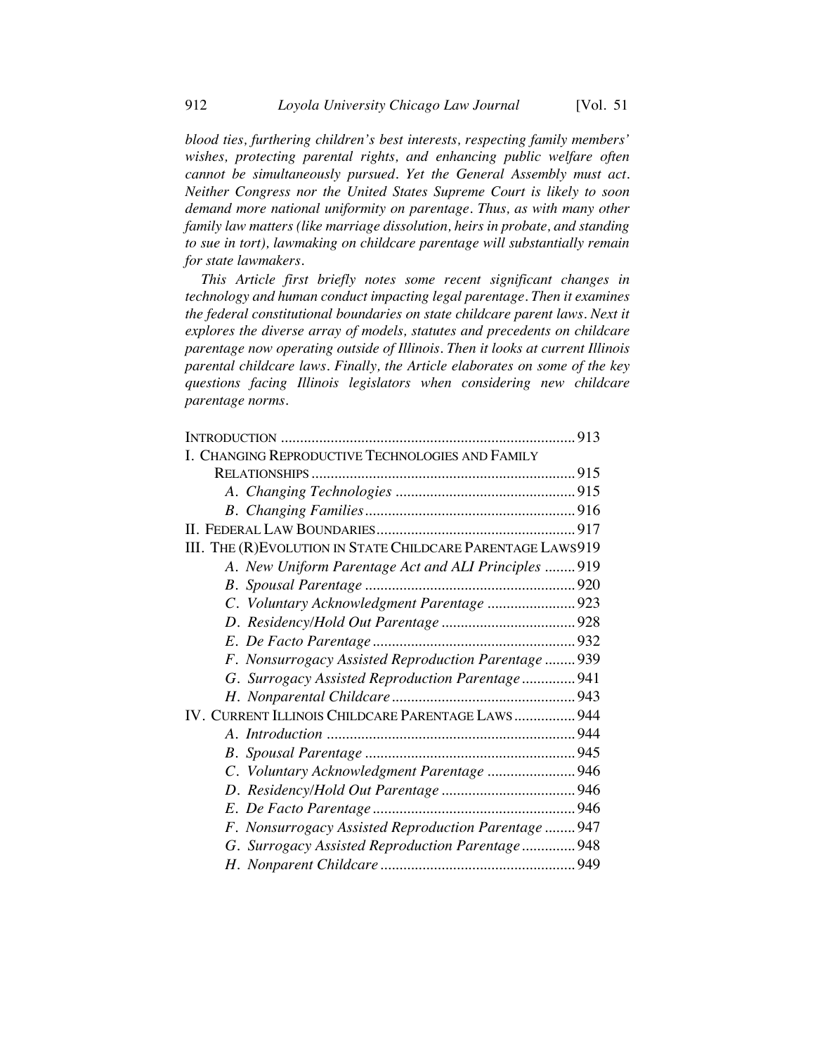*blood ties, furthering children's best interests, respecting family members' wishes, protecting parental rights, and enhancing public welfare often cannot be simultaneously pursued. Yet the General Assembly must act. Neither Congress nor the United States Supreme Court is likely to soon demand more national uniformity on parentage. Thus, as with many other family law matters (like marriage dissolution, heirs in probate, and standing to sue in tort), lawmaking on childcare parentage will substantially remain for state lawmakers.*

*This Article first briefly notes some recent significant changes in technology and human conduct impacting legal parentage. Then it examines the federal constitutional boundaries on state childcare parent laws. Next it explores the diverse array of models, statutes and precedents on childcare parentage now operating outside of Illinois. Then it looks at current Illinois parental childcare laws. Finally, the Article elaborates on some of the key questions facing Illinois legislators when considering new childcare parentage norms.*

INTRODUCTION ..... 913
I. CHANGING REPRODUCTIVE TECHNOLOGIES AND FAMILY RELATIONSHIPS ..... 915
- *A. Changing Technologies* ..... 915
- *B. Changing Families* ..... 916

II. FEDERAL LAW BOUNDARIES ..... 917
III. THE (R)EVOLUTION IN STATE CHILDCARE PARENTAGE LAWS ..... 919
- *A. New Uniform Parentage Act and ALI Principles* ..... 919
- *B. Spousal Parentage* ..... 920
- *C. Voluntary Acknowledgment Parentage* ..... 923
- *D. Residency/Hold Out Parentage* ..... 928
- *E. De Facto Parentage* ..... 932
- *F. Nonsurrogacy Assisted Reproduction Parentage* ..... 939
- *G. Surrogacy Assisted Reproduction Parentage* ..... 941
- *H. Nonparental Childcare* ..... 943

IV. CURRENT ILLINOIS CHILDCARE PARENTAGE LAWS ..... 944
- *A. Introduction* ..... 944
- *B. Spousal Parentage* ..... 945
- *C. Voluntary Acknowledgment Parentage* ..... 946
- *D. Residency/Hold Out Parentage* ..... 946
- *E. De Facto Parentage* ..... 946
- *F. Nonsurrogacy Assisted Reproduction Parentage* ..... 947
- *G. Surrogacy Assisted Reproduction Parentage* ..... 948
- *H. Nonparent Childcare* ..... 949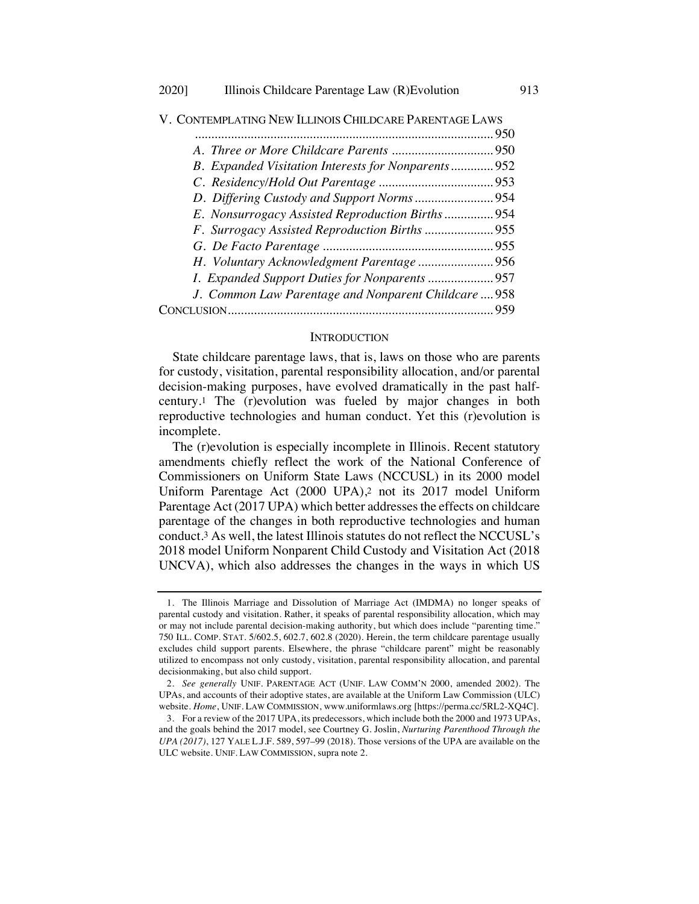V. CONTEMPLATING NEW ILLINOIS CHILDCARE PARENTAGE LAWS .......................................................................................... 950

- *A. Three or More Childcare Parents* ............................... 950
- *B. Expanded Visitation Interests for Nonparents* ............. 952
- *C. Residency/Hold Out Parentage* ................................... 953
- *D. Differing Custody and Support Norms* ........................ 954
- *E. Nonsurrogacy Assisted Reproduction Births* ............... 954
- *F. Surrogacy Assisted Reproduction Births* ..................... 955
- *G. De Facto Parentage* .................................................... 955
- *H. Voluntary Acknowledgment Parentage* ....................... 956
- *I. Expanded Support Duties for Nonparents* .................... 957
- *J. Common Law Parentage and Nonparent Childcare* .... 958

CONCLUSION................................................................................ 959

## INTRODUCTION

State childcare parentage laws, that is, laws on those who are parents for custody, visitation, parental responsibility allocation, and/or parental decision-making purposes, have evolved dramatically in the past half-century.[1] The (r)evolution was fueled by major changes in both reproductive technologies and human conduct. Yet this (r)evolution is incomplete.

The (r)evolution is especially incomplete in Illinois. Recent statutory amendments chiefly reflect the work of the National Conference of Commissioners on Uniform State Laws (NCCUSL) in its 2000 model Uniform Parentage Act (2000 UPA),[2] not its 2017 model Uniform Parentage Act (2017 UPA) which better addresses the effects on childcare parentage of the changes in both reproductive technologies and human conduct.[3] As well, the latest Illinois statutes do not reflect the NCCUSL's 2018 model Uniform Nonparent Child Custody and Visitation Act (2018 UNCVA), which also addresses the changes in the ways in which US

---

1. The Illinois Marriage and Dissolution of Marriage Act (IMDMA) no longer speaks of parental custody and visitation. Rather, it speaks of parental responsibility allocation, which may or may not include parental decision-making authority, but which does include "parenting time." 750 ILL. COMP. STAT. 5/602.5, 602.7, 602.8 (2020). Herein, the term childcare parentage usually excludes child support parents. Elsewhere, the phrase "childcare parent" might be reasonably utilized to encompass not only custody, visitation, parental responsibility allocation, and parental decisionmaking, but also child support.

2. *See generally* UNIF. PARENTAGE ACT (UNIF. LAW COMM'N 2000, amended 2002). The UPAs, and accounts of their adoptive states, are available at the Uniform Law Commission (ULC) website. *Home*, UNIF. LAW COMMISSION, www.uniformlaws.org [https://perma.cc/5RL2-XQ4C].

3. For a review of the 2017 UPA, its predecessors, which include both the 2000 and 1973 UPAs, and the goals behind the 2017 model, see Courtney G. Joslin, *Nurturing Parenthood Through the UPA (2017)*, 127 YALE L.J.F. 589, 597–99 (2018). Those versions of the UPA are available on the ULC website. UNIF. LAW COMMISSION, supra note 2.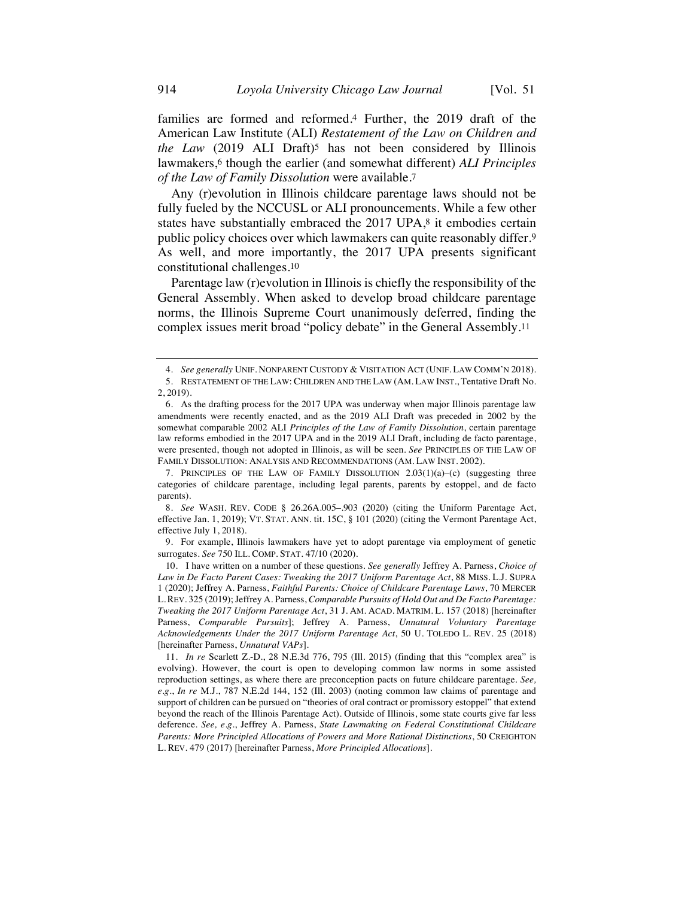families are formed and reformed.[4] Further, the 2019 draft of the American Law Institute (ALI) *Restatement of the Law on Children and the Law* (2019 ALI Draft)[5] has not been considered by Illinois lawmakers,[6] though the earlier (and somewhat different) *ALI Principles of the Law of Family Dissolution* were available.[7]

Any (r)evolution in Illinois childcare parentage laws should not be fully fueled by the NCCUSL or ALI pronouncements. While a few other states have substantially embraced the 2017 UPA,[8] it embodies certain public policy choices over which lawmakers can quite reasonably differ.[9] As well, and more importantly, the 2017 UPA presents significant constitutional challenges.[10]

Parentage law (r)evolution in Illinois is chiefly the responsibility of the General Assembly. When asked to develop broad childcare parentage norms, the Illinois Supreme Court unanimously deferred, finding the complex issues merit broad "policy debate" in the General Assembly.[11]

---

4. *See generally* UNIF. NONPARENT CUSTODY & VISITATION ACT (UNIF. LAW COMM'N 2018).

5. RESTATEMENT OF THE LAW: CHILDREN AND THE LAW (AM. LAW INST., Tentative Draft No. 2, 2019).

6. As the drafting process for the 2017 UPA was underway when major Illinois parentage law amendments were recently enacted, and as the 2019 ALI Draft was preceded in 2002 by the somewhat comparable 2002 ALI *Principles of the Law of Family Dissolution*, certain parentage law reforms embodied in the 2017 UPA and in the 2019 ALI Draft, including de facto parentage, were presented, though not adopted in Illinois, as will be seen. *See* PRINCIPLES OF THE LAW OF FAMILY DISSOLUTION: ANALYSIS AND RECOMMENDATIONS (AM. LAW INST. 2002).

7. PRINCIPLES OF THE LAW OF FAMILY DISSOLUTION 2.03(1)(a)–(c) (suggesting three categories of childcare parentage, including legal parents, parents by estoppel, and de facto parents).

8. *See* WASH. REV. CODE § 26.26A.005–.903 (2020) (citing the Uniform Parentage Act, effective Jan. 1, 2019); VT. STAT. ANN. tit. 15C, § 101 (2020) (citing the Vermont Parentage Act, effective July 1, 2018).

9. For example, Illinois lawmakers have yet to adopt parentage via employment of genetic surrogates. *See* 750 ILL. COMP. STAT. 47/10 (2020).

10. I have written on a number of these questions. *See generally* Jeffrey A. Parness, *Choice of Law in De Facto Parent Cases: Tweaking the 2017 Uniform Parentage Act*, 88 MISS. L.J. SUPRA 1 (2020); Jeffrey A. Parness, *Faithful Parents: Choice of Childcare Parentage Laws*, 70 MERCER L. REV. 325 (2019); Jeffrey A. Parness, *Comparable Pursuits of Hold Out and De Facto Parentage: Tweaking the 2017 Uniform Parentage Act*, 31 J. AM. ACAD. MATRIM. L. 157 (2018) [hereinafter Parness, *Comparable Pursuits*]; Jeffrey A. Parness, *Unnatural Voluntary Parentage Acknowledgements Under the 2017 Uniform Parentage Act*, 50 U. TOLEDO L. REV. 25 (2018) [hereinafter Parness, *Unnatural VAPs*].

11. *In re* Scarlett Z.-D., 28 N.E.3d 776, 795 (Ill. 2015) (finding that this "complex area" is evolving). However, the court is open to developing common law norms in some assisted reproduction settings, as where there are preconception pacts on future childcare parentage. *See, e.g.*, *In re* M.J., 787 N.E.2d 144, 152 (Ill. 2003) (noting common law claims of parentage and support of children can be pursued on "theories of oral contract or promissory estoppel" that extend beyond the reach of the Illinois Parentage Act). Outside of Illinois, some state courts give far less deference. *See, e.g.*, Jeffrey A. Parness, *State Lawmaking on Federal Constitutional Childcare Parents: More Principled Allocations of Powers and More Rational Distinctions*, 50 CREIGHTON L. REV. 479 (2017) [hereinafter Parness, *More Principled Allocations*].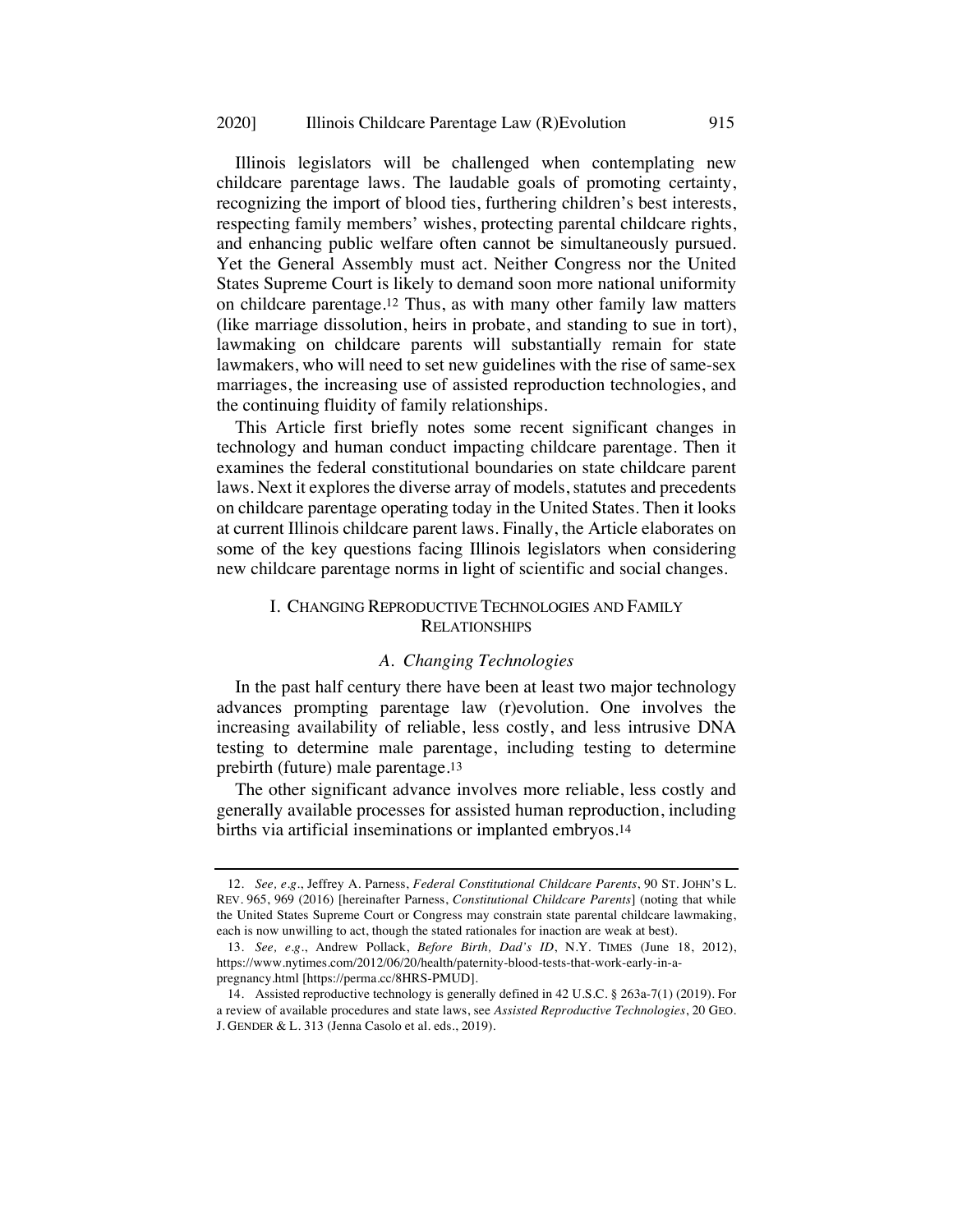Illinois legislators will be challenged when contemplating new childcare parentage laws. The laudable goals of promoting certainty, recognizing the import of blood ties, furthering children's best interests, respecting family members' wishes, protecting parental childcare rights, and enhancing public welfare often cannot be simultaneously pursued. Yet the General Assembly must act. Neither Congress nor the United States Supreme Court is likely to demand soon more national uniformity on childcare parentage.[12] Thus, as with many other family law matters (like marriage dissolution, heirs in probate, and standing to sue in tort), lawmaking on childcare parents will substantially remain for state lawmakers, who will need to set new guidelines with the rise of same-sex marriages, the increasing use of assisted reproduction technologies, and the continuing fluidity of family relationships.

This Article first briefly notes some recent significant changes in technology and human conduct impacting childcare parentage. Then it examines the federal constitutional boundaries on state childcare parent laws. Next it explores the diverse array of models, statutes and precedents on childcare parentage operating today in the United States. Then it looks at current Illinois childcare parent laws. Finally, the Article elaborates on some of the key questions facing Illinois legislators when considering new childcare parentage norms in light of scientific and social changes.

## I. Changing Reproductive Technologies and Family Relationships

### *A. Changing Technologies*

In the past half century there have been at least two major technology advances prompting parentage law (r)evolution. One involves the increasing availability of reliable, less costly, and less intrusive DNA testing to determine male parentage, including testing to determine prebirth (future) male parentage.[13]

The other significant advance involves more reliable, less costly and generally available processes for assisted human reproduction, including births via artificial inseminations or implanted embryos.[14]

---

12. *See, e.g.*, Jeffrey A. Parness, *Federal Constitutional Childcare Parents*, 90 ST. JOHN'S L. REV. 965, 969 (2016) [hereinafter Parness, *Constitutional Childcare Parents*] (noting that while the United States Supreme Court or Congress may constrain state parental childcare lawmaking, each is now unwilling to act, though the stated rationales for inaction are weak at best).

13. *See, e.g.*, Andrew Pollack, *Before Birth, Dad's ID*, N.Y. TIMES (June 18, 2012), https://www.nytimes.com/2012/06/20/health/paternity-blood-tests-that-work-early-in-a-pregnancy.html [https://perma.cc/8HRS-PMUD].

14. Assisted reproductive technology is generally defined in 42 U.S.C. § 263a-7(1) (2019). For a review of available procedures and state laws, see *Assisted Reproductive Technologies*, 20 GEO. J. GENDER & L. 313 (Jenna Casolo et al. eds., 2019).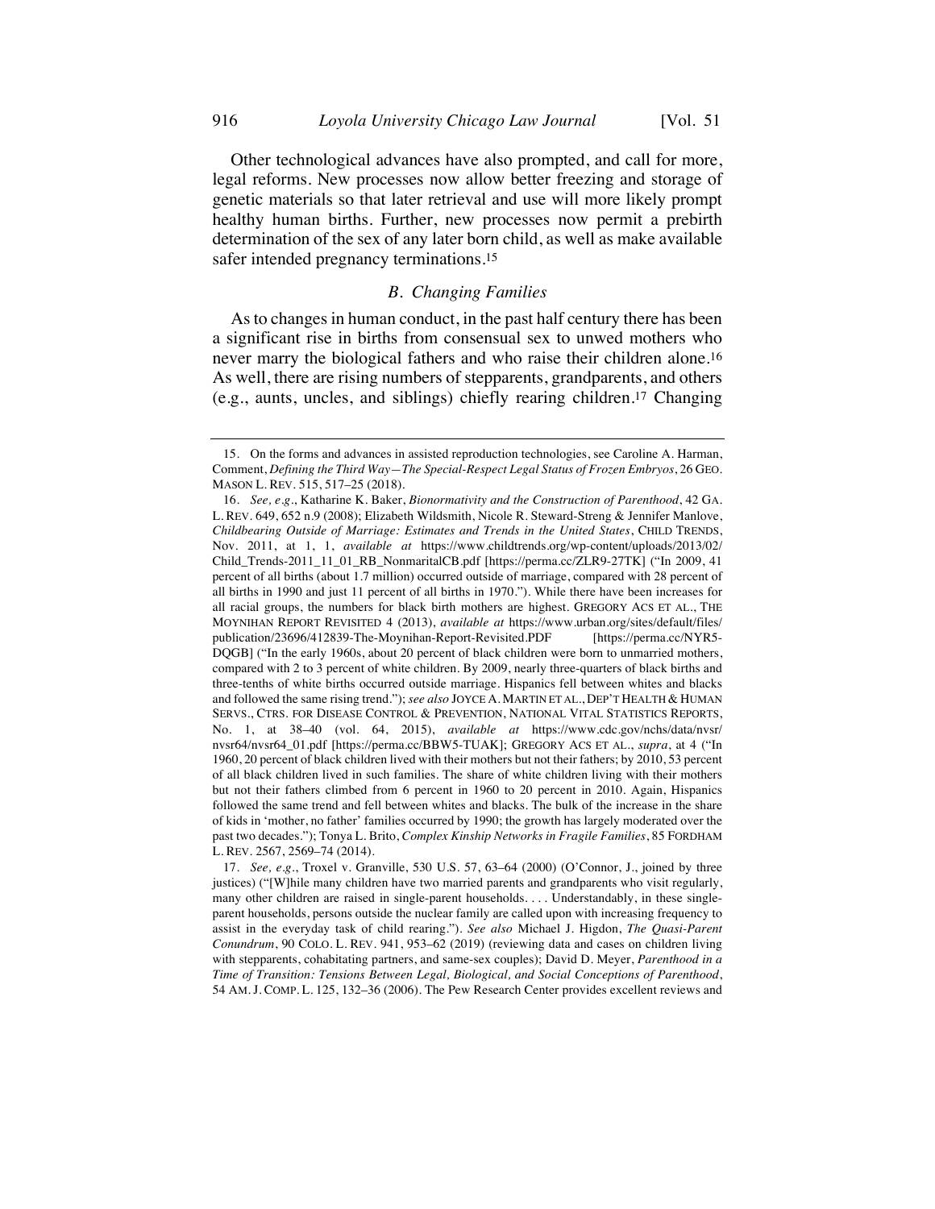Other technological advances have also prompted, and call for more, legal reforms. New processes now allow better freezing and storage of genetic materials so that later retrieval and use will more likely prompt healthy human births. Further, new processes now permit a prebirth determination of the sex of any later born child, as well as make available safer intended pregnancy terminations.[15]

### *B. Changing Families*

As to changes in human conduct, in the past half century there has been a significant rise in births from consensual sex to unwed mothers who never marry the biological fathers and who raise their children alone.[16] As well, there are rising numbers of stepparents, grandparents, and others (e.g., aunts, uncles, and siblings) chiefly rearing children.[17] Changing

---

15. On the forms and advances in assisted reproduction technologies, see Caroline A. Harman, Comment, *Defining the Third Way—The Special-Respect Legal Status of Frozen Embryos*, 26 GEO. MASON L. REV. 515, 517–25 (2018).

16. *See, e.g.*, Katharine K. Baker, *Bionormativity and the Construction of Parenthood*, 42 GA. L. REV. 649, 652 n.9 (2008); Elizabeth Wildsmith, Nicole R. Steward-Streng & Jennifer Manlove, *Childbearing Outside of Marriage: Estimates and Trends in the United States*, CHILD TRENDS, Nov. 2011, at 1, 1, *available at* https://www.childtrends.org/wp-content/uploads/2013/02/Child_Trends-2011_11_01_RB_NonmaritalCB.pdf [https://perma.cc/ZLR9-27TK] ("In 2009, 41 percent of all births (about 1.7 million) occurred outside of marriage, compared with 28 percent of all births in 1990 and just 11 percent of all births in 1970."). While there have been increases for all racial groups, the numbers for black birth mothers are highest. GREGORY ACS ET AL., THE MOYNIHAN REPORT REVISITED 4 (2013), *available at* https://www.urban.org/sites/default/files/publication/23696/412839-The-Moynihan-Report-Revisited.PDF [https://perma.cc/NYR5-DQGB] ("In the early 1960s, about 20 percent of black children were born to unmarried mothers, compared with 2 to 3 percent of white children. By 2009, nearly three-quarters of black births and three-tenths of white births occurred outside marriage. Hispanics fell between whites and blacks and followed the same rising trend."); *see also* JOYCE A. MARTIN ET AL., DEP'T HEALTH & HUMAN SERVS., CTRS. FOR DISEASE CONTROL & PREVENTION, NATIONAL VITAL STATISTICS REPORTS, No. 1, at 38–40 (vol. 64, 2015), *available at* https://www.cdc.gov/nchs/data/nvsr/nvsr64/nvsr64_01.pdf [https://perma.cc/BBW5-TUAK]; GREGORY ACS ET AL., *supra*, at 4 ("In 1960, 20 percent of black children lived with their mothers but not their fathers; by 2010, 53 percent of all black children lived in such families. The share of white children living with their mothers but not their fathers climbed from 6 percent in 1960 to 20 percent in 2010. Again, Hispanics followed the same trend and fell between whites and blacks. The bulk of the increase in the share of kids in 'mother, no father' families occurred by 1990; the growth has largely moderated over the past two decades."); Tonya L. Brito, *Complex Kinship Networks in Fragile Families*, 85 FORDHAM L. REV. 2567, 2569–74 (2014).

17. *See, e.g.*, Troxel v. Granville, 530 U.S. 57, 63–64 (2000) (O'Connor, J., joined by three justices) ("[W]hile many children have two married parents and grandparents who visit regularly, many other children are raised in single-parent households. . . . Understandably, in these single-parent households, persons outside the nuclear family are called upon with increasing frequency to assist in the everyday task of child rearing."). *See also* Michael J. Higdon, *The Quasi-Parent Conundrum*, 90 COLO. L. REV. 941, 953–62 (2019) (reviewing data and cases on children living with stepparents, cohabitating partners, and same-sex couples); David D. Meyer, *Parenthood in a Time of Transition: Tensions Between Legal, Biological, and Social Conceptions of Parenthood*, 54 AM. J. COMP. L. 125, 132–36 (2006). The Pew Research Center provides excellent reviews and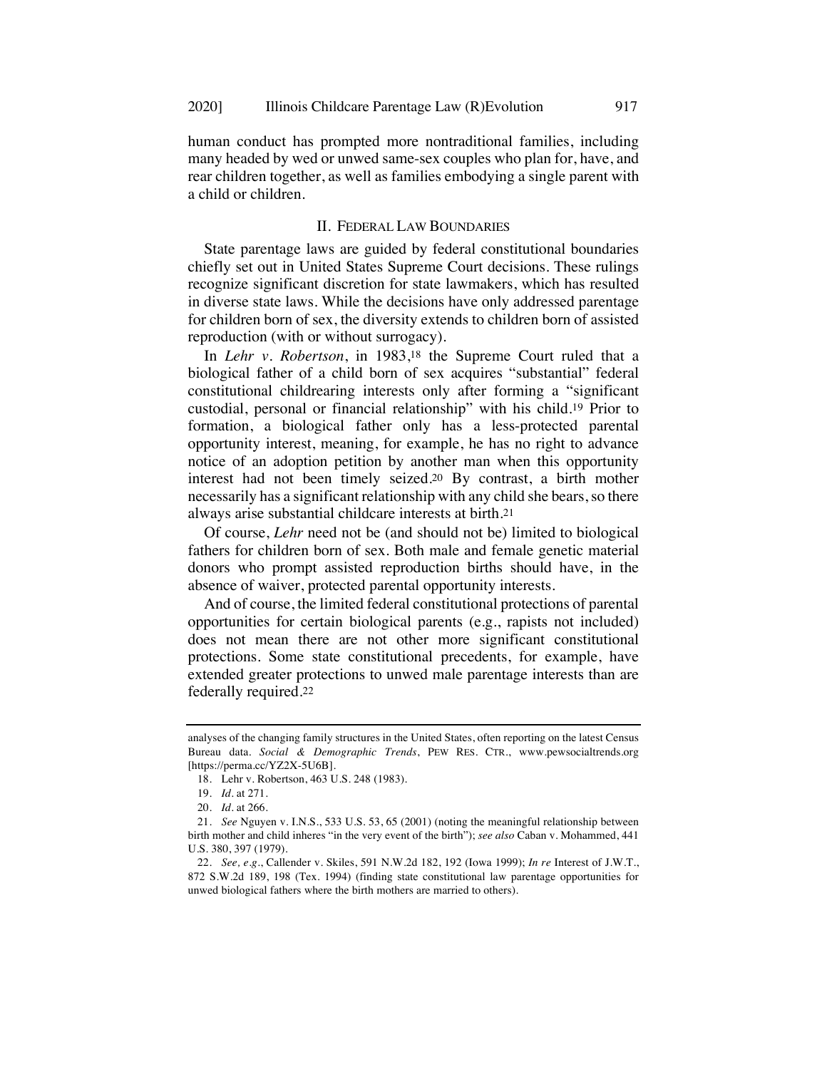human conduct has prompted more nontraditional families, including many headed by wed or unwed same-sex couples who plan for, have, and rear children together, as well as families embodying a single parent with a child or children.

## II. Federal Law Boundaries

State parentage laws are guided by federal constitutional boundaries chiefly set out in United States Supreme Court decisions. These rulings recognize significant discretion for state lawmakers, which has resulted in diverse state laws. While the decisions have only addressed parentage for children born of sex, the diversity extends to children born of assisted reproduction (with or without surrogacy).

In *Lehr v. Robertson*, in 1983,[18] the Supreme Court ruled that a biological father of a child born of sex acquires "substantial" federal constitutional childrearing interests only after forming a "significant custodial, personal or financial relationship" with his child.[19] Prior to formation, a biological father only has a less-protected parental opportunity interest, meaning, for example, he has no right to advance notice of an adoption petition by another man when this opportunity interest had not been timely seized.[20] By contrast, a birth mother necessarily has a significant relationship with any child she bears, so there always arise substantial childcare interests at birth.[21]

Of course, *Lehr* need not be (and should not be) limited to biological fathers for children born of sex. Both male and female genetic material donors who prompt assisted reproduction births should have, in the absence of waiver, protected parental opportunity interests.

And of course, the limited federal constitutional protections of parental opportunities for certain biological parents (e.g., rapists not included) does not mean there are not other more significant constitutional protections. Some state constitutional precedents, for example, have extended greater protections to unwed male parentage interests than are federally required.[22]

---

analyses of the changing family structures in the United States, often reporting on the latest Census Bureau data. *Social & Demographic Trends*, PEW RES. CTR., www.pewsocialtrends.org [https://perma.cc/YZ2X-5U6B].

18. Lehr v. Robertson, 463 U.S. 248 (1983).

19. *Id.* at 271.

20. *Id.* at 266.

21. *See* Nguyen v. I.N.S., 533 U.S. 53, 65 (2001) (noting the meaningful relationship between birth mother and child inheres "in the very event of the birth"); *see also* Caban v. Mohammed, 441 U.S. 380, 397 (1979).

22. *See, e.g.*, Callender v. Skiles, 591 N.W.2d 182, 192 (Iowa 1999); *In re* Interest of J.W.T., 872 S.W.2d 189, 198 (Tex. 1994) (finding state constitutional law parentage opportunities for unwed biological fathers where the birth mothers are married to others).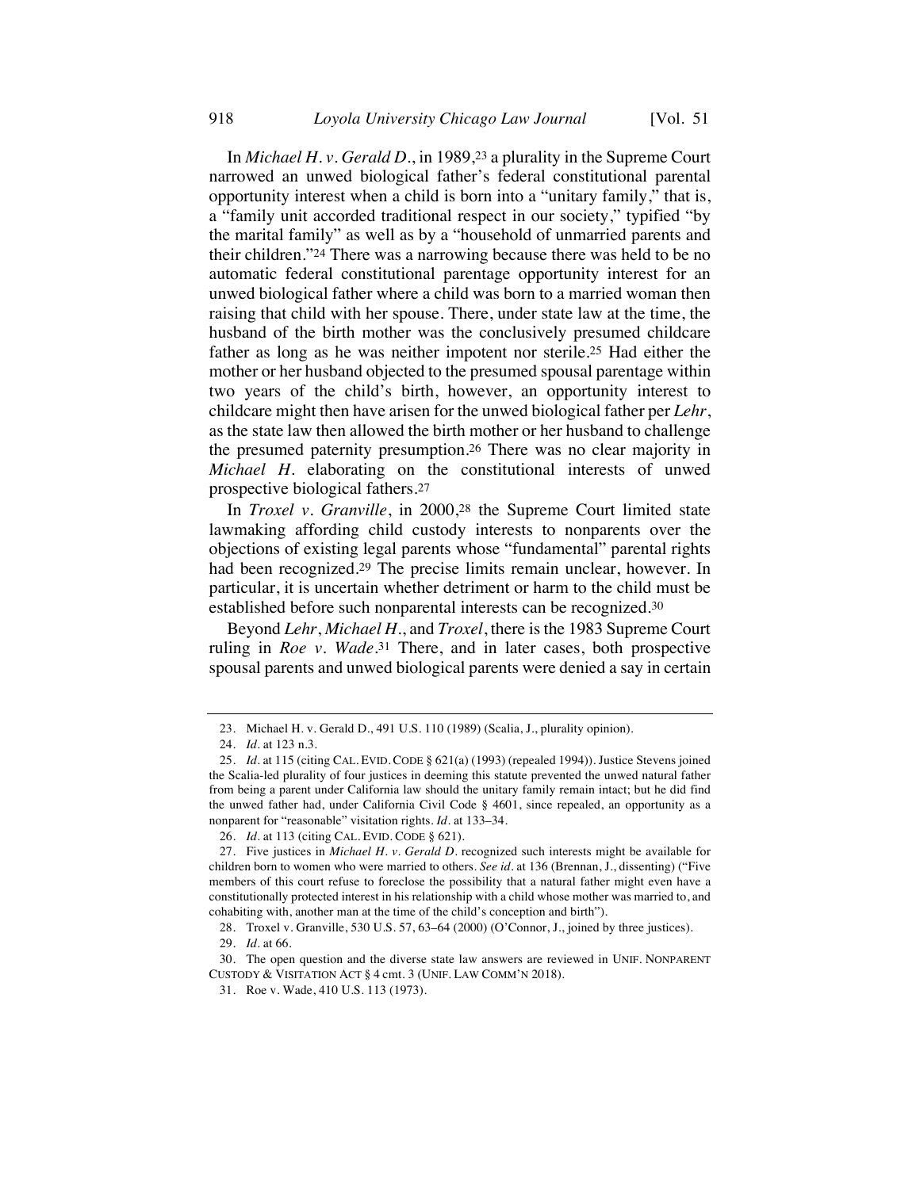In *Michael H. v. Gerald D.*, in 1989,[23] a plurality in the Supreme Court narrowed an unwed biological father's federal constitutional parental opportunity interest when a child is born into a "unitary family," that is, a "family unit accorded traditional respect in our society," typified "by the marital family" as well as by a "household of unmarried parents and their children."[24] There was a narrowing because there was held to be no automatic federal constitutional parentage opportunity interest for an unwed biological father where a child was born to a married woman then raising that child with her spouse. There, under state law at the time, the husband of the birth mother was the conclusively presumed childcare father as long as he was neither impotent nor sterile.[25] Had either the mother or her husband objected to the presumed spousal parentage within two years of the child's birth, however, an opportunity interest to childcare might then have arisen for the unwed biological father per *Lehr*, as the state law then allowed the birth mother or her husband to challenge the presumed paternity presumption.[26] There was no clear majority in *Michael H.* elaborating on the constitutional interests of unwed prospective biological fathers.[27]

In *Troxel v. Granville*, in 2000,[28] the Supreme Court limited state lawmaking affording child custody interests to nonparents over the objections of existing legal parents whose "fundamental" parental rights had been recognized.[29] The precise limits remain unclear, however. In particular, it is uncertain whether detriment or harm to the child must be established before such nonparental interests can be recognized.[30]

Beyond *Lehr*, *Michael H.*, and *Troxel*, there is the 1983 Supreme Court ruling in *Roe v. Wade*.[31] There, and in later cases, both prospective spousal parents and unwed biological parents were denied a say in certain

---

23. Michael H. v. Gerald D., 491 U.S. 110 (1989) (Scalia, J., plurality opinion).

24. *Id.* at 123 n.3.

25. *Id.* at 115 (citing CAL. EVID. CODE § 621(a) (1993) (repealed 1994)). Justice Stevens joined the Scalia-led plurality of four justices in deeming this statute prevented the unwed natural father from being a parent under California law should the unitary family remain intact; but he did find the unwed father had, under California Civil Code § 4601, since repealed, an opportunity as a nonparent for "reasonable" visitation rights. *Id.* at 133–34.

26. *Id.* at 113 (citing CAL. EVID. CODE § 621).

27. Five justices in *Michael H. v. Gerald D.* recognized such interests might be available for children born to women who were married to others. *See id.* at 136 (Brennan, J., dissenting) ("Five members of this court refuse to foreclose the possibility that a natural father might even have a constitutionally protected interest in his relationship with a child whose mother was married to, and cohabiting with, another man at the time of the child's conception and birth").

28. Troxel v. Granville, 530 U.S. 57, 63–64 (2000) (O'Connor, J., joined by three justices).

29. *Id.* at 66.

30. The open question and the diverse state law answers are reviewed in UNIF. NONPARENT CUSTODY & VISITATION ACT § 4 cmt. 3 (UNIF. LAW COMM'N 2018).

31. Roe v. Wade, 410 U.S. 113 (1973).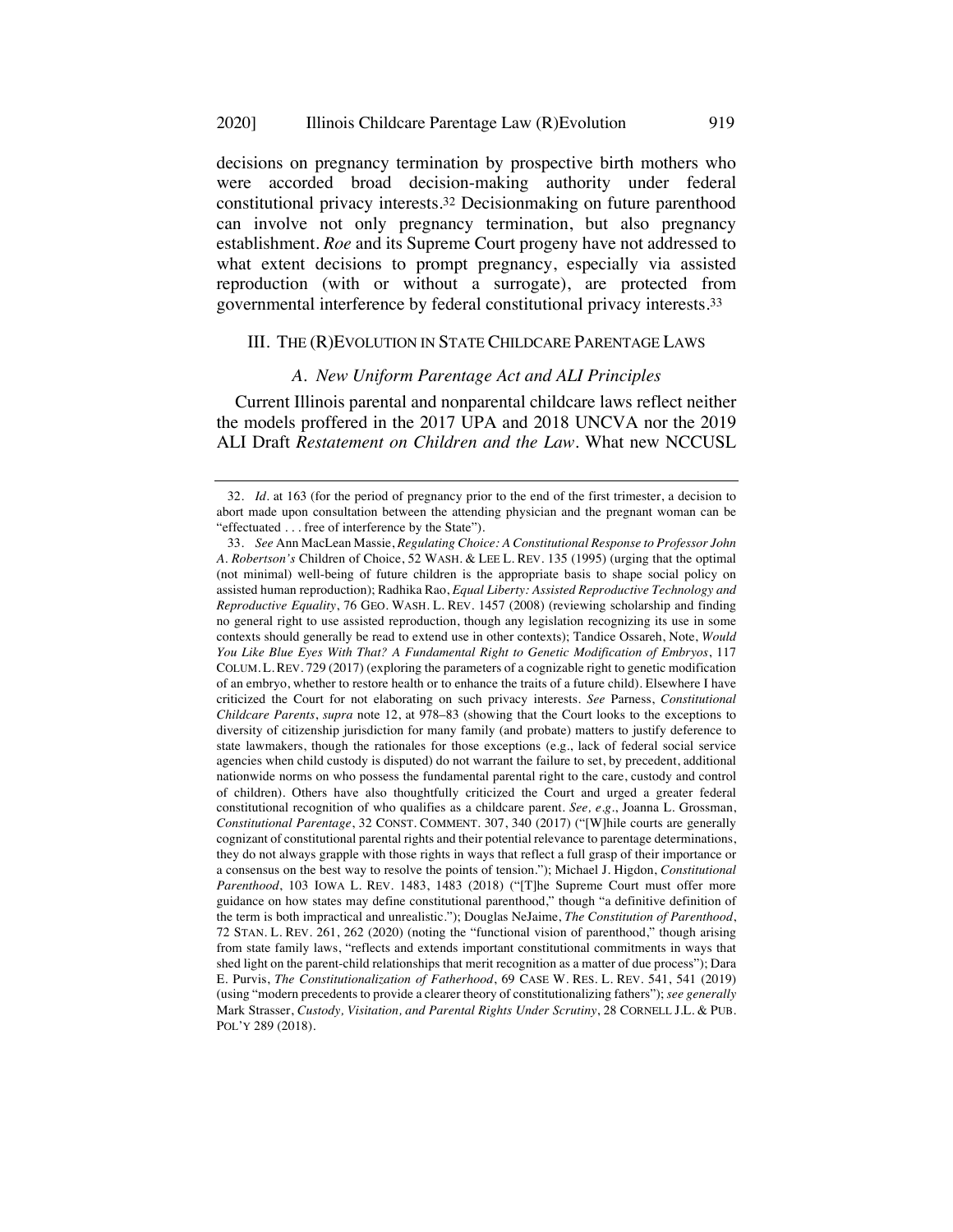decisions on pregnancy termination by prospective birth mothers who were accorded broad decision-making authority under federal constitutional privacy interests.[32] Decisionmaking on future parenthood can involve not only pregnancy termination, but also pregnancy establishment. *Roe* and its Supreme Court progeny have not addressed to what extent decisions to prompt pregnancy, especially via assisted reproduction (with or without a surrogate), are protected from governmental interference by federal constitutional privacy interests.[33]

## III. THE (R)EVOLUTION IN STATE CHILDCARE PARENTAGE LAWS

### *A. New Uniform Parentage Act and ALI Principles*

Current Illinois parental and nonparental childcare laws reflect neither the models proffered in the 2017 UPA and 2018 UNCVA nor the 2019 ALI Draft *Restatement on Children and the Law*. What new NCCUSL

---

32. *Id.* at 163 (for the period of pregnancy prior to the end of the first trimester, a decision to abort made upon consultation between the attending physician and the pregnant woman can be "effectuated . . . free of interference by the State").

33. *See* Ann MacLean Massie, *Regulating Choice: A Constitutional Response to Professor John A. Robertson's* Children of Choice, 52 WASH. & LEE L. REV. 135 (1995) (urging that the optimal (not minimal) well-being of future children is the appropriate basis to shape social policy on assisted human reproduction); Radhika Rao, *Equal Liberty: Assisted Reproductive Technology and Reproductive Equality*, 76 GEO. WASH. L. REV. 1457 (2008) (reviewing scholarship and finding no general right to use assisted reproduction, though any legislation recognizing its use in some contexts should generally be read to extend use in other contexts); Tandice Ossareh, Note, *Would You Like Blue Eyes With That? A Fundamental Right to Genetic Modification of Embryos*, 117 COLUM. L. REV. 729 (2017) (exploring the parameters of a cognizable right to genetic modification of an embryo, whether to restore health or to enhance the traits of a future child). Elsewhere I have criticized the Court for not elaborating on such privacy interests. *See* Parness, *Constitutional Childcare Parents*, *supra* note 12, at 978–83 (showing that the Court looks to the exceptions to diversity of citizenship jurisdiction for many family (and probate) matters to justify deference to state lawmakers, though the rationales for those exceptions (e.g., lack of federal social service agencies when child custody is disputed) do not warrant the failure to set, by precedent, additional nationwide norms on who possess the fundamental parental right to the care, custody and control of children). Others have also thoughtfully criticized the Court and urged a greater federal constitutional recognition of who qualifies as a childcare parent. *See, e.g.*, Joanna L. Grossman, *Constitutional Parentage*, 32 CONST. COMMENT. 307, 340 (2017) ("[W]hile courts are generally cognizant of constitutional parental rights and their potential relevance to parentage determinations, they do not always grapple with those rights in ways that reflect a full grasp of their importance or a consensus on the best way to resolve the points of tension."); Michael J. Higdon, *Constitutional Parenthood*, 103 IOWA L. REV. 1483, 1483 (2018) ("[T]he Supreme Court must offer more guidance on how states may define constitutional parenthood," though "a definitive definition of the term is both impractical and unrealistic."); Douglas NeJaime, *The Constitution of Parenthood*, 72 STAN. L. REV. 261, 262 (2020) (noting the "functional vision of parenthood," though arising from state family laws, "reflects and extends important constitutional commitments in ways that shed light on the parent-child relationships that merit recognition as a matter of due process"); Dara E. Purvis, *The Constitutionalization of Fatherhood*, 69 CASE W. RES. L. REV. 541, 541 (2019) (using "modern precedents to provide a clearer theory of constitutionalizing fathers"); *see generally* Mark Strasser, *Custody, Visitation, and Parental Rights Under Scrutiny*, 28 CORNELL J.L. & PUB. POL'Y 289 (2018).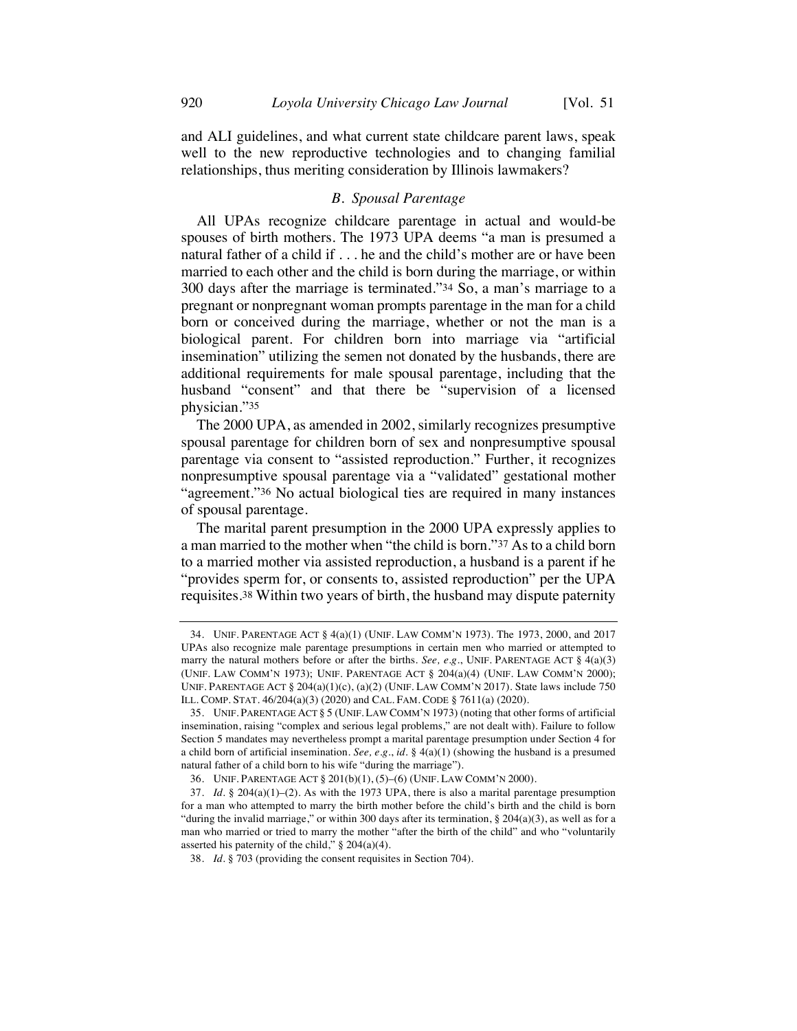and ALI guidelines, and what current state childcare parent laws, speak well to the new reproductive technologies and to changing familial relationships, thus meriting consideration by Illinois lawmakers?

### *B. Spousal Parentage*

All UPAs recognize childcare parentage in actual and would-be spouses of birth mothers. The 1973 UPA deems "a man is presumed a natural father of a child if . . . he and the child's mother are or have been married to each other and the child is born during the marriage, or within 300 days after the marriage is terminated."[34] So, a man's marriage to a pregnant or nonpregnant woman prompts parentage in the man for a child born or conceived during the marriage, whether or not the man is a biological parent. For children born into marriage via "artificial insemination" utilizing the semen not donated by the husbands, there are additional requirements for male spousal parentage, including that the husband "consent" and that there be "supervision of a licensed physician."[35]

The 2000 UPA, as amended in 2002, similarly recognizes presumptive spousal parentage for children born of sex and nonpresumptive spousal parentage via consent to "assisted reproduction." Further, it recognizes nonpresumptive spousal parentage via a "validated" gestational mother "agreement."[36] No actual biological ties are required in many instances of spousal parentage.

The marital parent presumption in the 2000 UPA expressly applies to a man married to the mother when "the child is born."[37] As to a child born to a married mother via assisted reproduction, a husband is a parent if he "provides sperm for, or consents to, assisted reproduction" per the UPA requisites.[38] Within two years of birth, the husband may dispute paternity

---

34. UNIF. PARENTAGE ACT § 4(a)(1) (UNIF. LAW COMM'N 1973). The 1973, 2000, and 2017 UPAs also recognize male parentage presumptions in certain men who married or attempted to marry the natural mothers before or after the births. *See, e.g.*, UNIF. PARENTAGE ACT § 4(a)(3) (UNIF. LAW COMM'N 1973); UNIF. PARENTAGE ACT § 204(a)(4) (UNIF. LAW COMM'N 2000); UNIF. PARENTAGE ACT § 204(a)(1)(c), (a)(2) (UNIF. LAW COMM'N 2017). State laws include 750 ILL. COMP. STAT. 46/204(a)(3) (2020) and CAL. FAM. CODE § 7611(a) (2020).

35. UNIF. PARENTAGE ACT § 5 (UNIF. LAW COMM'N 1973) (noting that other forms of artificial insemination, raising "complex and serious legal problems," are not dealt with). Failure to follow Section 5 mandates may nevertheless prompt a marital parentage presumption under Section 4 for a child born of artificial insemination. *See, e.g.*, *id.* § 4(a)(1) (showing the husband is a presumed natural father of a child born to his wife "during the marriage").

36. UNIF. PARENTAGE ACT § 201(b)(1), (5)–(6) (UNIF. LAW COMM'N 2000).

37. *Id.* § 204(a)(1)–(2). As with the 1973 UPA, there is also a marital parentage presumption for a man who attempted to marry the birth mother before the child's birth and the child is born "during the invalid marriage," or within 300 days after its termination, § 204(a)(3), as well as for a man who married or tried to marry the mother "after the birth of the child" and who "voluntarily asserted his paternity of the child," § 204(a)(4).

38. *Id.* § 703 (providing the consent requisites in Section 704).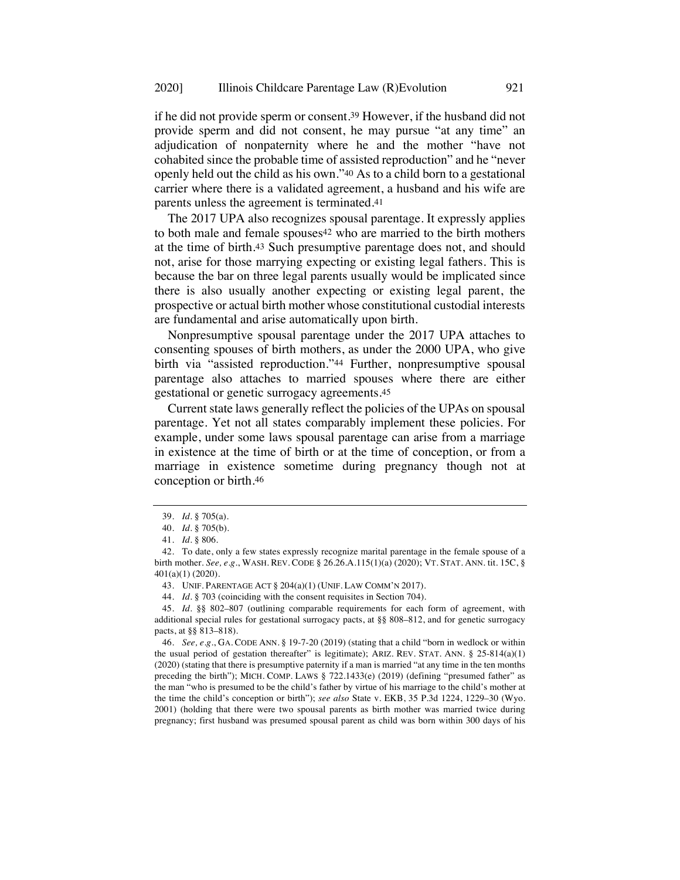if he did not provide sperm or consent.[39] However, if the husband did not provide sperm and did not consent, he may pursue "at any time" an adjudication of nonpaternity where he and the mother "have not cohabited since the probable time of assisted reproduction" and he "never openly held out the child as his own."[40] As to a child born to a gestational carrier where there is a validated agreement, a husband and his wife are parents unless the agreement is terminated.[41]

The 2017 UPA also recognizes spousal parentage. It expressly applies to both male and female spouses[42] who are married to the birth mothers at the time of birth.[43] Such presumptive parentage does not, and should not, arise for those marrying expecting or existing legal fathers. This is because the bar on three legal parents usually would be implicated since there is also usually another expecting or existing legal parent, the prospective or actual birth mother whose constitutional custodial interests are fundamental and arise automatically upon birth.

Nonpresumptive spousal parentage under the 2017 UPA attaches to consenting spouses of birth mothers, as under the 2000 UPA, who give birth via "assisted reproduction."[44] Further, nonpresumptive spousal parentage also attaches to married spouses where there are either gestational or genetic surrogacy agreements.[45]

Current state laws generally reflect the policies of the UPAs on spousal parentage. Yet not all states comparably implement these policies. For example, under some laws spousal parentage can arise from a marriage in existence at the time of birth or at the time of conception, or from a marriage in existence sometime during pregnancy though not at conception or birth.[46]

---

39. *Id.* § 705(a).

40. *Id.* § 705(b).

41. *Id.* § 806.

42. To date, only a few states expressly recognize marital parentage in the female spouse of a birth mother. *See, e.g.*, WASH. REV. CODE § 26.26.A.115(1)(a) (2020); VT. STAT. ANN. tit. 15C, § 401(a)(1) (2020).

43. UNIF. PARENTAGE ACT § 204(a)(1) (UNIF. LAW COMM'N 2017).

44. *Id.* § 703 (coinciding with the consent requisites in Section 704).

45. *Id.* §§ 802–807 (outlining comparable requirements for each form of agreement, with additional special rules for gestational surrogacy pacts, at §§ 808–812, and for genetic surrogacy pacts, at §§ 813–818).

46. *See, e.g.*, GA. CODE ANN. § 19-7-20 (2019) (stating that a child "born in wedlock or within the usual period of gestation thereafter" is legitimate); ARIZ. REV. STAT. ANN. § 25-814(a)(1) (2020) (stating that there is presumptive paternity if a man is married "at any time in the ten months preceding the birth"); MICH. COMP. LAWS § 722.1433(e) (2019) (defining "presumed father" as the man "who is presumed to be the child's father by virtue of his marriage to the child's mother at the time the child's conception or birth"); *see also* State v. EKB, 35 P.3d 1224, 1229–30 (Wyo. 2001) (holding that there were two spousal parents as birth mother was married twice during pregnancy; first husband was presumed spousal parent as child was born within 300 days of his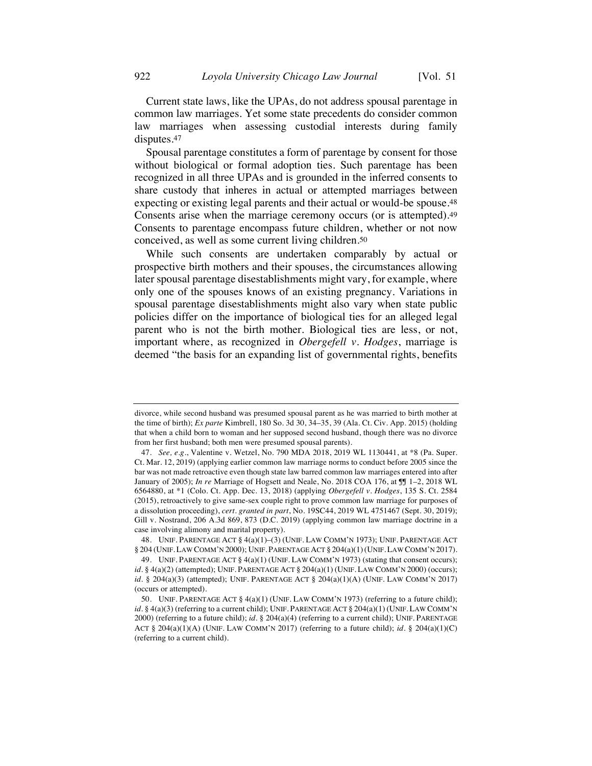Current state laws, like the UPAs, do not address spousal parentage in common law marriages. Yet some state precedents do consider common law marriages when assessing custodial interests during family disputes.[47]

Spousal parentage constitutes a form of parentage by consent for those without biological or formal adoption ties. Such parentage has been recognized in all three UPAs and is grounded in the inferred consents to share custody that inheres in actual or attempted marriages between expecting or existing legal parents and their actual or would-be spouse.[48] Consents arise when the marriage ceremony occurs (or is attempted).[49] Consents to parentage encompass future children, whether or not now conceived, as well as some current living children.[50]

While such consents are undertaken comparably by actual or prospective birth mothers and their spouses, the circumstances allowing later spousal parentage disestablishments might vary, for example, where only one of the spouses knows of an existing pregnancy. Variations in spousal parentage disestablishments might also vary when state public policies differ on the importance of biological ties for an alleged legal parent who is not the birth mother. Biological ties are less, or not, important where, as recognized in *Obergefell v. Hodges*, marriage is deemed "the basis for an expanding list of governmental rights, benefits

---

divorce, while second husband was presumed spousal parent as he was married to birth mother at the time of birth); *Ex parte* Kimbrell, 180 So. 3d 30, 34–35, 39 (Ala. Ct. Civ. App. 2015) (holding that when a child born to woman and her supposed second husband, though there was no divorce from her first husband; both men were presumed spousal parents).

47. *See, e.g.*, Valentine v. Wetzel, No. 790 MDA 2018, 2019 WL 1130441, at *8 (Pa. Super. Ct. Mar. 12, 2019) (applying earlier common law marriage norms to conduct before 2005 since the bar was not made retroactive even though state law barred common law marriages entered into after January of 2005); *In re* Marriage of Hogsett and Neale, No. 2018 COA 176, at ¶¶ 1–2, 2018 WL 6564880, at *1 (Colo. Ct. App. Dec. 13, 2018) (applying *Obergefell v. Hodges*, 135 S. Ct. 2584 (2015), retroactively to give same-sex couple right to prove common law marriage for purposes of a dissolution proceeding), *cert. granted in part*, No. 19SC44, 2019 WL 4751467 (Sept. 30, 2019); Gill v. Nostrand, 206 A.3d 869, 873 (D.C. 2019) (applying common law marriage doctrine in a case involving alimony and marital property).

48. UNIF. PARENTAGE ACT § 4(a)(1)–(3) (UNIF. LAW COMM'N 1973); UNIF. PARENTAGE ACT § 204 (UNIF. LAW COMM'N 2000); UNIF. PARENTAGE ACT § 204(a)(1) (UNIF. LAW COMM'N 2017).

49. UNIF. PARENTAGE ACT § 4(a)(1) (UNIF. LAW COMM'N 1973) (stating that consent occurs); *id.* § 4(a)(2) (attempted); UNIF. PARENTAGE ACT § 204(a)(1) (UNIF. LAW COMM'N 2000) (occurs); *id.* § 204(a)(3) (attempted); UNIF. PARENTAGE ACT § 204(a)(1)(A) (UNIF. LAW COMM'N 2017) (occurs or attempted).

50. UNIF. PARENTAGE ACT § 4(a)(1) (UNIF. LAW COMM'N 1973) (referring to a future child); *id.* § 4(a)(3) (referring to a current child); UNIF. PARENTAGE ACT § 204(a)(1) (UNIF. LAW COMM'N 2000) (referring to a future child); *id.* § 204(a)(4) (referring to a current child); UNIF. PARENTAGE ACT § 204(a)(1)(A) (UNIF. LAW COMM'N 2017) (referring to a future child); *id.* § 204(a)(1)(C) (referring to a current child).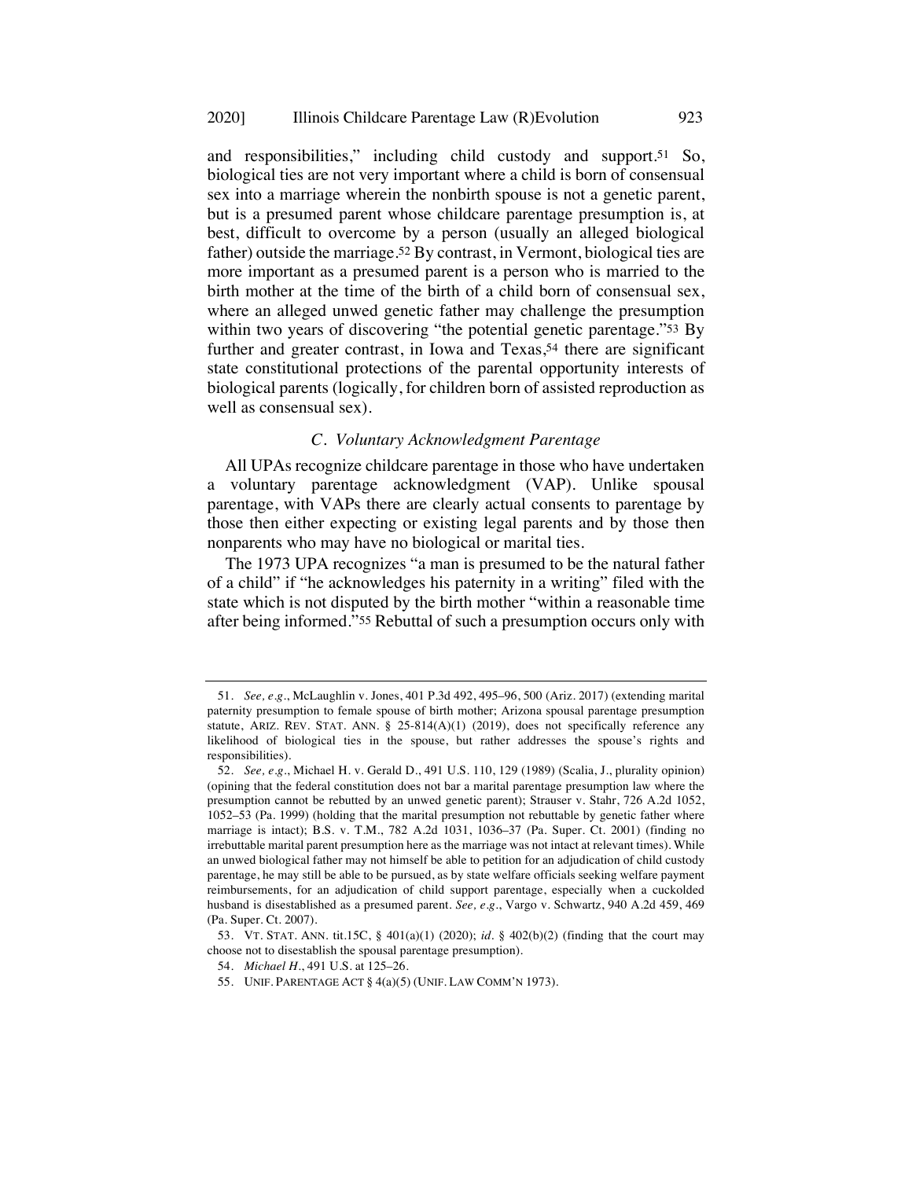and responsibilities," including child custody and support.[51] So, biological ties are not very important where a child is born of consensual sex into a marriage wherein the nonbirth spouse is not a genetic parent, but is a presumed parent whose childcare parentage presumption is, at best, difficult to overcome by a person (usually an alleged biological father) outside the marriage.[52] By contrast, in Vermont, biological ties are more important as a presumed parent is a person who is married to the birth mother at the time of the birth of a child born of consensual sex, where an alleged unwed genetic father may challenge the presumption within two years of discovering "the potential genetic parentage."[53] By further and greater contrast, in Iowa and Texas,[54] there are significant state constitutional protections of the parental opportunity interests of biological parents (logically, for children born of assisted reproduction as well as consensual sex).

### *C. Voluntary Acknowledgment Parentage*

All UPAs recognize childcare parentage in those who have undertaken a voluntary parentage acknowledgment (VAP). Unlike spousal parentage, with VAPs there are clearly actual consents to parentage by those then either expecting or existing legal parents and by those then nonparents who may have no biological or marital ties.

The 1973 UPA recognizes "a man is presumed to be the natural father of a child" if "he acknowledges his paternity in a writing" filed with the state which is not disputed by the birth mother "within a reasonable time after being informed."[55] Rebuttal of such a presumption occurs only with

---

51. *See, e.g.*, McLaughlin v. Jones, 401 P.3d 492, 495–96, 500 (Ariz. 2017) (extending marital paternity presumption to female spouse of birth mother; Arizona spousal parentage presumption statute, ARIZ. REV. STAT. ANN. § 25-814(A)(1) (2019), does not specifically reference any likelihood of biological ties in the spouse, but rather addresses the spouse's rights and responsibilities).

52. *See, e.g.*, Michael H. v. Gerald D., 491 U.S. 110, 129 (1989) (Scalia, J., plurality opinion) (opining that the federal constitution does not bar a marital parentage presumption law where the presumption cannot be rebutted by an unwed genetic parent); Strauser v. Stahr, 726 A.2d 1052, 1052–53 (Pa. 1999) (holding that the marital presumption not rebuttable by genetic father where marriage is intact); B.S. v. T.M., 782 A.2d 1031, 1036–37 (Pa. Super. Ct. 2001) (finding no irrebuttable marital parent presumption here as the marriage was not intact at relevant times). While an unwed biological father may not himself be able to petition for an adjudication of child custody parentage, he may still be able to be pursued, as by state welfare officials seeking welfare payment reimbursements, for an adjudication of child support parentage, especially when a cuckolded husband is disestablished as a presumed parent. *See, e.g.*, Vargo v. Schwartz, 940 A.2d 459, 469 (Pa. Super. Ct. 2007).

53. VT. STAT. ANN. tit.15C, § 401(a)(1) (2020); *id.* § 402(b)(2) (finding that the court may choose not to disestablish the spousal parentage presumption).

54. *Michael H.*, 491 U.S. at 125–26.

55. UNIF. PARENTAGE ACT § 4(a)(5) (UNIF. LAW COMM'N 1973).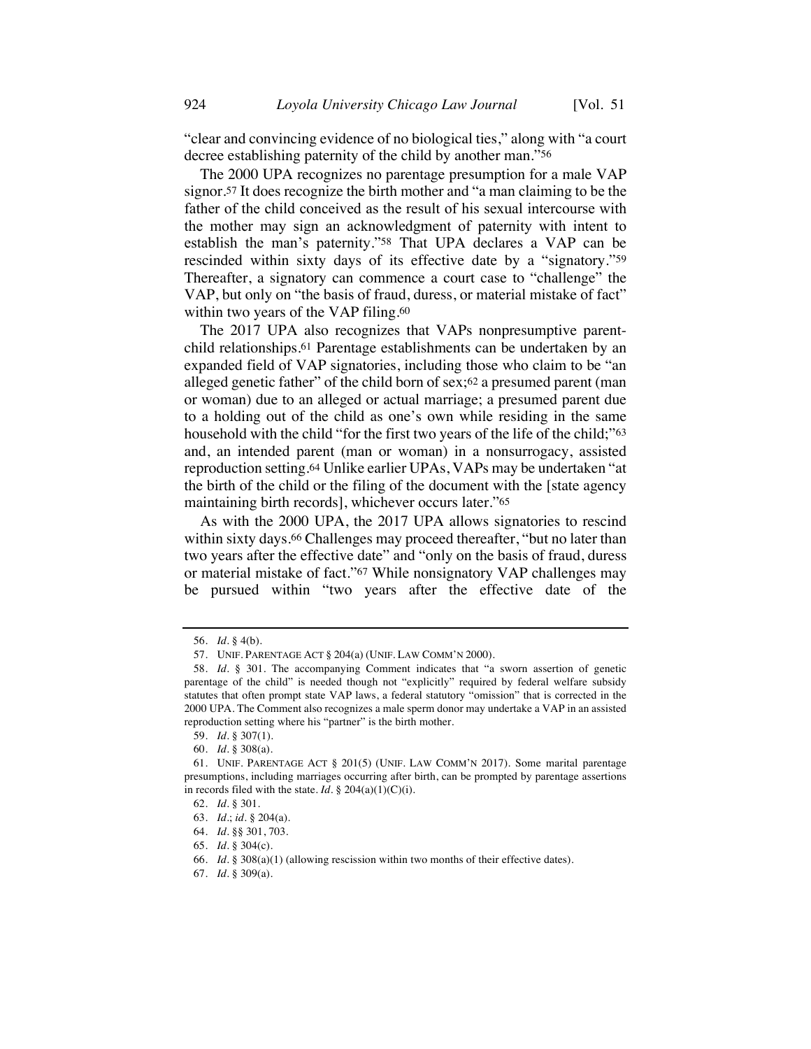"clear and convincing evidence of no biological ties," along with "a court decree establishing paternity of the child by another man."[56]

The 2000 UPA recognizes no parentage presumption for a male VAP signor.[57] It does recognize the birth mother and "a man claiming to be the father of the child conceived as the result of his sexual intercourse with the mother may sign an acknowledgment of paternity with intent to establish the man's paternity."[58] That UPA declares a VAP can be rescinded within sixty days of its effective date by a "signatory."[59] Thereafter, a signatory can commence a court case to "challenge" the VAP, but only on "the basis of fraud, duress, or material mistake of fact" within two years of the VAP filing.[60]

The 2017 UPA also recognizes that VAPs nonpresumptive parent-child relationships.[61] Parentage establishments can be undertaken by an expanded field of VAP signatories, including those who claim to be "an alleged genetic father" of the child born of sex;[62] a presumed parent (man or woman) due to an alleged or actual marriage; a presumed parent due to a holding out of the child as one's own while residing in the same household with the child "for the first two years of the life of the child;"[63] and, an intended parent (man or woman) in a nonsurrogacy, assisted reproduction setting.[64] Unlike earlier UPAs, VAPs may be undertaken "at the birth of the child or the filing of the document with the [state agency maintaining birth records], whichever occurs later."[65]

As with the 2000 UPA, the 2017 UPA allows signatories to rescind within sixty days.[66] Challenges may proceed thereafter, "but no later than two years after the effective date" and "only on the basis of fraud, duress or material mistake of fact."[67] While nonsignatory VAP challenges may be pursued within "two years after the effective date of the

---

56. *Id.* § 4(b).

57. UNIF. PARENTAGE ACT § 204(a) (UNIF. LAW COMM'N 2000).

58. *Id.* § 301. The accompanying Comment indicates that "a sworn assertion of genetic parentage of the child" is needed though not "explicitly" required by federal welfare subsidy statutes that often prompt state VAP laws, a federal statutory "omission" that is corrected in the 2000 UPA. The Comment also recognizes a male sperm donor may undertake a VAP in an assisted reproduction setting where his "partner" is the birth mother.

59. *Id.* § 307(1).

60. *Id.* § 308(a).

61. UNIF. PARENTAGE ACT § 201(5) (UNIF. LAW COMM'N 2017). Some marital parentage presumptions, including marriages occurring after birth, can be prompted by parentage assertions in records filed with the state. *Id.* § 204(a)(1)(C)(i).

62. *Id.* § 301.

63. *Id.*; *id.* § 204(a).

64. *Id.* §§ 301, 703.

65. *Id.* § 304(c).

66. *Id.* § 308(a)(1) (allowing rescission within two months of their effective dates).

67. *Id.* § 309(a).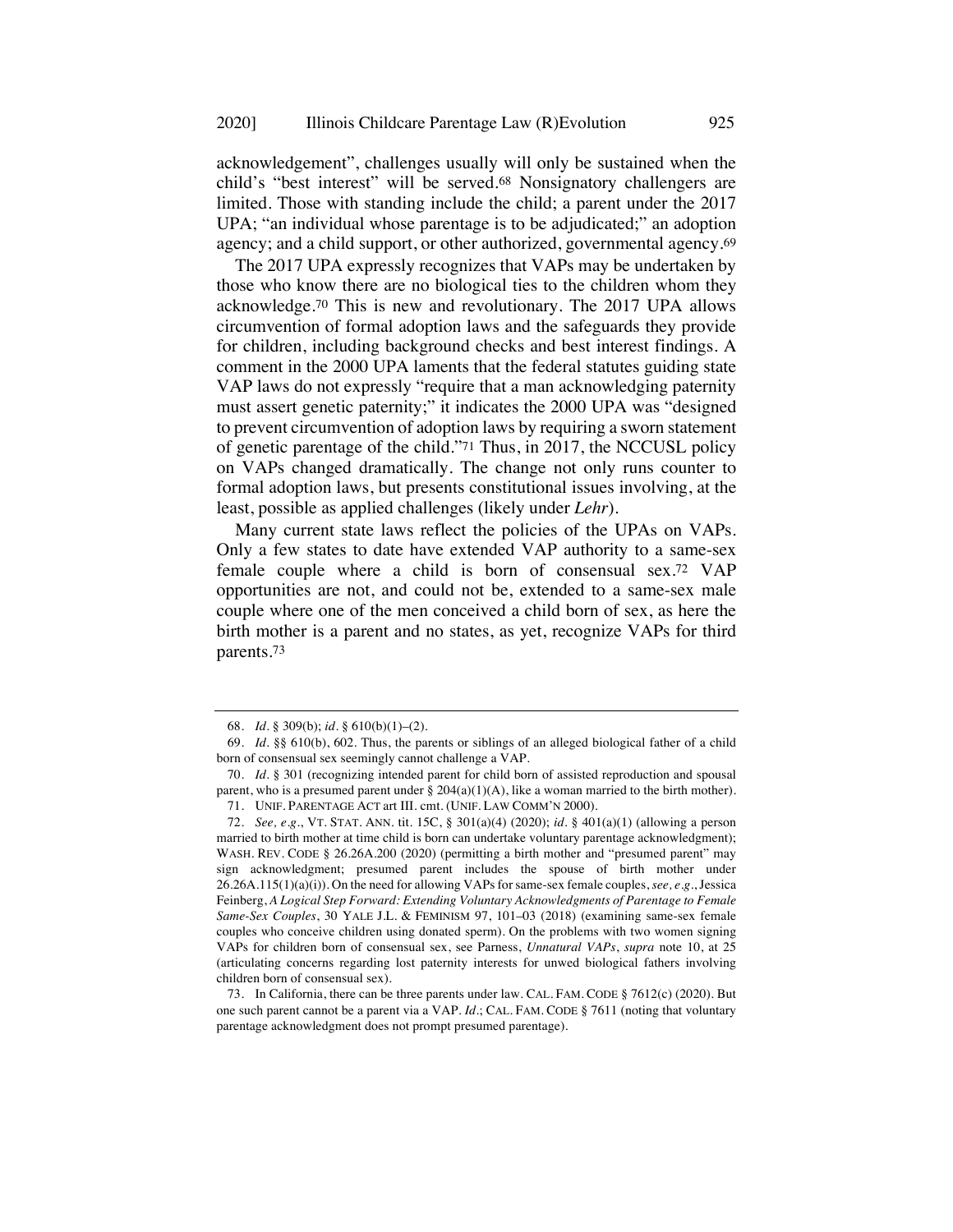acknowledgement", challenges usually will only be sustained when the child's "best interest" will be served.[68] Nonsignatory challengers are limited. Those with standing include the child; a parent under the 2017 UPA; "an individual whose parentage is to be adjudicated;" an adoption agency; and a child support, or other authorized, governmental agency.[69]

The 2017 UPA expressly recognizes that VAPs may be undertaken by those who know there are no biological ties to the children whom they acknowledge.[70] This is new and revolutionary. The 2017 UPA allows circumvention of formal adoption laws and the safeguards they provide for children, including background checks and best interest findings. A comment in the 2000 UPA laments that the federal statutes guiding state VAP laws do not expressly "require that a man acknowledging paternity must assert genetic paternity;" it indicates the 2000 UPA was "designed to prevent circumvention of adoption laws by requiring a sworn statement of genetic parentage of the child."[71] Thus, in 2017, the NCCUSL policy on VAPs changed dramatically. The change not only runs counter to formal adoption laws, but presents constitutional issues involving, at the least, possible as applied challenges (likely under *Lehr*).

Many current state laws reflect the policies of the UPAs on VAPs. Only a few states to date have extended VAP authority to a same-sex female couple where a child is born of consensual sex.[72] VAP opportunities are not, and could not be, extended to a same-sex male couple where one of the men conceived a child born of sex, as here the birth mother is a parent and no states, as yet, recognize VAPs for third parents.[73]

---

68. *Id.* § 309(b); *id.* § 610(b)(1)–(2).

69. *Id.* §§ 610(b), 602. Thus, the parents or siblings of an alleged biological father of a child born of consensual sex seemingly cannot challenge a VAP.

70. *Id.* § 301 (recognizing intended parent for child born of assisted reproduction and spousal parent, who is a presumed parent under § 204(a)(1)(A), like a woman married to the birth mother).

71. UNIF. PARENTAGE ACT art III. cmt. (UNIF. LAW COMM'N 2000).

72. *See, e.g.*, VT. STAT. ANN. tit. 15C, § 301(a)(4) (2020); *id.* § 401(a)(1) (allowing a person married to birth mother at time child is born can undertake voluntary parentage acknowledgment); WASH. REV. CODE § 26.26A.200 (2020) (permitting a birth mother and "presumed parent" may sign acknowledgment; presumed parent includes the spouse of birth mother under 26.26A.115(1)(a)(i)). On the need for allowing VAPs for same-sex female couples, *see, e.g.*, Jessica Feinberg, *A Logical Step Forward: Extending Voluntary Acknowledgments of Parentage to Female Same-Sex Couples*, 30 YALE J.L. & FEMINISM 97, 101–03 (2018) (examining same-sex female couples who conceive children using donated sperm). On the problems with two women signing VAPs for children born of consensual sex, see Parness, *Unnatural VAPs*, *supra* note 10, at 25 (articulating concerns regarding lost paternity interests for unwed biological fathers involving children born of consensual sex).

73. In California, there can be three parents under law. CAL. FAM. CODE § 7612(c) (2020). But one such parent cannot be a parent via a VAP. *Id.*; CAL. FAM. CODE § 7611 (noting that voluntary parentage acknowledgment does not prompt presumed parentage).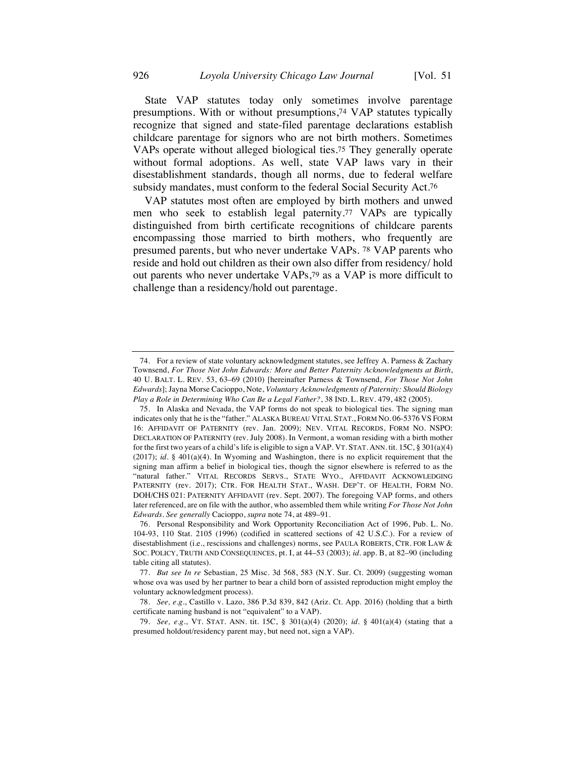State VAP statutes today only sometimes involve parentage presumptions. With or without presumptions,[74] VAP statutes typically recognize that signed and state-filed parentage declarations establish childcare parentage for signors who are not birth mothers. Sometimes VAPs operate without alleged biological ties.[75] They generally operate without formal adoptions. As well, state VAP laws vary in their disestablishment standards, though all norms, due to federal welfare subsidy mandates, must conform to the federal Social Security Act.[76]

VAP statutes most often are employed by birth mothers and unwed men who seek to establish legal paternity.[77] VAPs are typically distinguished from birth certificate recognitions of childcare parents encompassing those married to birth mothers, who frequently are presumed parents, but who never undertake VAPs.[78] VAP parents who reside and hold out children as their own also differ from residency/ hold out parents who never undertake VAPs,[79] as a VAP is more difficult to challenge than a residency/hold out parentage.

---

74. For a review of state voluntary acknowledgment statutes, see Jeffrey A. Parness & Zachary Townsend, *For Those Not John Edwards: More and Better Paternity Acknowledgments at Birth*, 40 U. BALT. L. REV. 53, 63–69 (2010) [hereinafter Parness & Townsend, *For Those Not John Edwards*]; Jayna Morse Cacioppo, Note, *Voluntary Acknowledgments of Paternity: Should Biology Play a Role in Determining Who Can Be a Legal Father?*, 38 IND. L. REV. 479, 482 (2005).

75. In Alaska and Nevada, the VAP forms do not speak to biological ties. The signing man indicates only that he is the "father." ALASKA BUREAU VITAL STAT., FORM NO. 06-5376 VS FORM 16: AFFIDAVIT OF PATERNITY (rev. Jan. 2009); NEV. VITAL RECORDS, FORM NO. NSPO: DECLARATION OF PATERNITY (rev. July 2008). In Vermont, a woman residing with a birth mother for the first two years of a child's life is eligible to sign a VAP. VT. STAT. ANN. tit. 15C, § 301(a)(4) (2017); *id.* § 401(a)(4). In Wyoming and Washington, there is no explicit requirement that the signing man affirm a belief in biological ties, though the signor elsewhere is referred to as the "natural father." VITAL RECORDS SERVS., STATE WYO., AFFIDAVIT ACKNOWLEDGING PATERNITY (rev. 2017); CTR. FOR HEALTH STAT., WASH. DEP'T. OF HEALTH, FORM NO. DOH/CHS 021: PATERNITY AFFIDAVIT (rev. Sept. 2007). The foregoing VAP forms, and others later referenced, are on file with the author, who assembled them while writing *For Those Not John Edwards*. *See generally* Cacioppo, *supra* note 74, at 489–91.

76. Personal Responsibility and Work Opportunity Reconciliation Act of 1996, Pub. L. No. 104-93, 110 Stat. 2105 (1996) (codified in scattered sections of 42 U.S.C.). For a review of disestablishment (i.e., rescissions and challenges) norms, see PAULA ROBERTS, CTR. FOR LAW & SOC. POLICY, TRUTH AND CONSEQUENCES, pt. I, at 44–53 (2003); *id.* app. B, at 82–90 (including table citing all statutes).

77. *But see In re* Sebastian, 25 Misc. 3d 568, 583 (N.Y. Sur. Ct. 2009) (suggesting woman whose ova was used by her partner to bear a child born of assisted reproduction might employ the voluntary acknowledgment process).

78. *See, e.g.*, Castillo v. Lazo, 386 P.3d 839, 842 (Ariz. Ct. App. 2016) (holding that a birth certificate naming husband is not "equivalent" to a VAP).

79. *See, e.g.*, VT. STAT. ANN. tit. 15C, § 301(a)(4) (2020); *id.* § 401(a)(4) (stating that a presumed holdout/residency parent may, but need not, sign a VAP).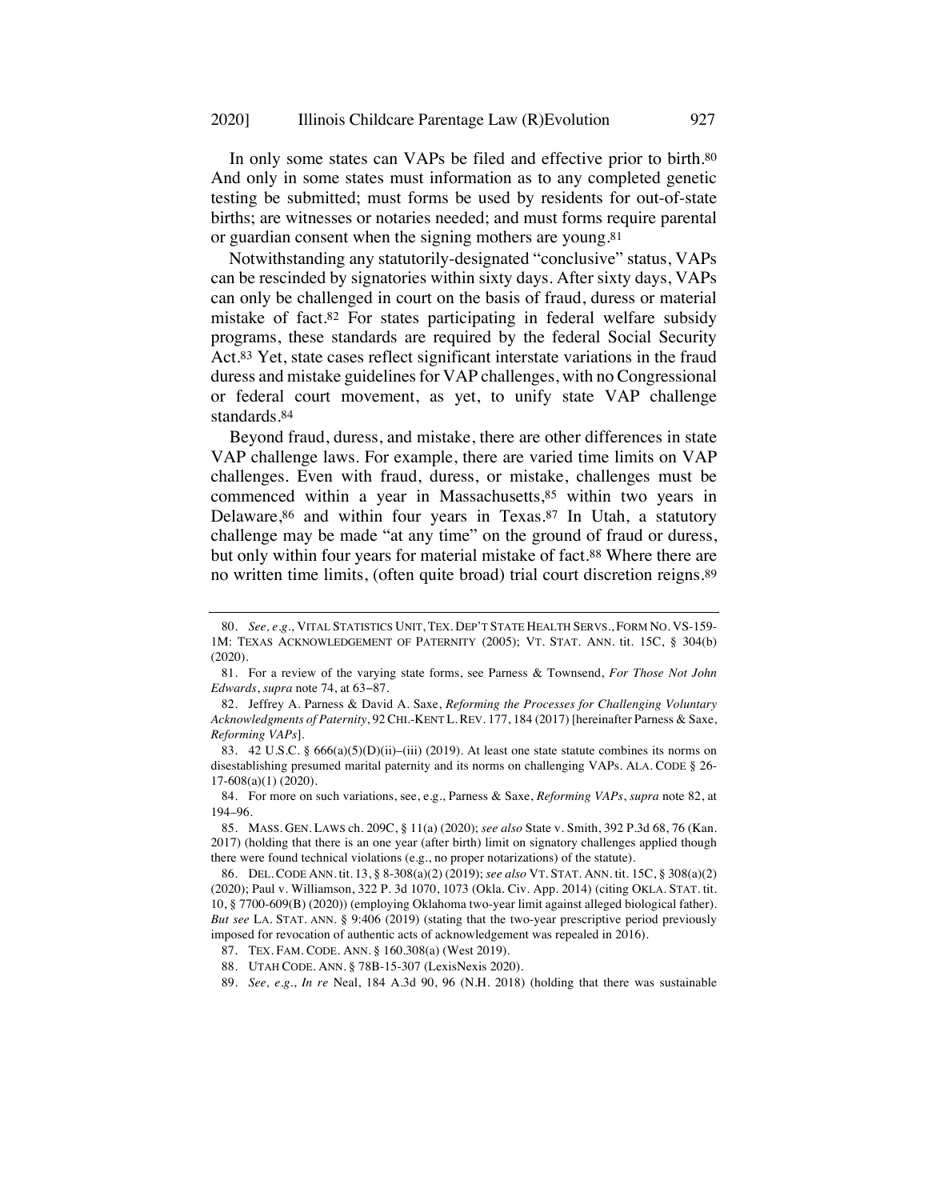In only some states can VAPs be filed and effective prior to birth.[80] And only in some states must information as to any completed genetic testing be submitted; must forms be used by residents for out-of-state births; are witnesses or notaries needed; and must forms require parental or guardian consent when the signing mothers are young.[81]

Notwithstanding any statutorily-designated "conclusive" status, VAPs can be rescinded by signatories within sixty days. After sixty days, VAPs can only be challenged in court on the basis of fraud, duress or material mistake of fact.[82] For states participating in federal welfare subsidy programs, these standards are required by the federal Social Security Act.[83] Yet, state cases reflect significant interstate variations in the fraud duress and mistake guidelines for VAP challenges, with no Congressional or federal court movement, as yet, to unify state VAP challenge standards.[84]

Beyond fraud, duress, and mistake, there are other differences in state VAP challenge laws. For example, there are varied time limits on VAP challenges. Even with fraud, duress, or mistake, challenges must be commenced within a year in Massachusetts,[85] within two years in Delaware,[86] and within four years in Texas.[87] In Utah, a statutory challenge may be made "at any time" on the ground of fraud or duress, but only within four years for material mistake of fact.[88] Where there are no written time limits, (often quite broad) trial court discretion reigns.[89]

---

80. *See, e.g.*, VITAL STATISTICS UNIT, TEX. DEP'T STATE HEALTH SERVS., FORM NO. VS-159-1M: TEXAS ACKNOWLEDGEMENT OF PATERNITY (2005); VT. STAT. ANN. tit. 15C, § 304(b) (2020).

81. For a review of the varying state forms, see Parness & Townsend, *For Those Not John Edwards*, *supra* note 74, at 63–87.

82. Jeffrey A. Parness & David A. Saxe, *Reforming the Processes for Challenging Voluntary Acknowledgments of Paternity*, 92 CHI.-KENT L. REV. 177, 184 (2017) [hereinafter Parness & Saxe, *Reforming VAPs*].

83. 42 U.S.C. § 666(a)(5)(D)(ii)–(iii) (2019). At least one state statute combines its norms on disestablishing presumed marital paternity and its norms on challenging VAPs. ALA. CODE § 26-17-608(a)(1) (2020).

84. For more on such variations, see, e.g., Parness & Saxe, *Reforming VAPs*, *supra* note 82, at 194–96.

85. MASS. GEN. LAWS ch. 209C, § 11(a) (2020); *see also* State v. Smith, 392 P.3d 68, 76 (Kan. 2017) (holding that there is an one year (after birth) limit on signatory challenges applied though there were found technical violations (e.g., no proper notarizations) of the statute).

86. DEL. CODE ANN. tit. 13, § 8-308(a)(2) (2019); *see also* VT. STAT. ANN. tit. 15C, § 308(a)(2) (2020); Paul v. Williamson, 322 P. 3d 1070, 1073 (Okla. Civ. App. 2014) (citing OKLA. STAT. tit. 10, § 7700-609(B) (2020)) (employing Oklahoma two-year limit against alleged biological father). *But see* LA. STAT. ANN. § 9:406 (2019) (stating that the two-year prescriptive period previously imposed for revocation of authentic acts of acknowledgement was repealed in 2016).

87. TEX. FAM. CODE. ANN. § 160.308(a) (West 2019).

88. UTAH CODE. ANN. § 78B-15-307 (LexisNexis 2020).

89. *See, e.g.*, *In re* Neal, 184 A.3d 90, 96 (N.H. 2018) (holding that there was sustainable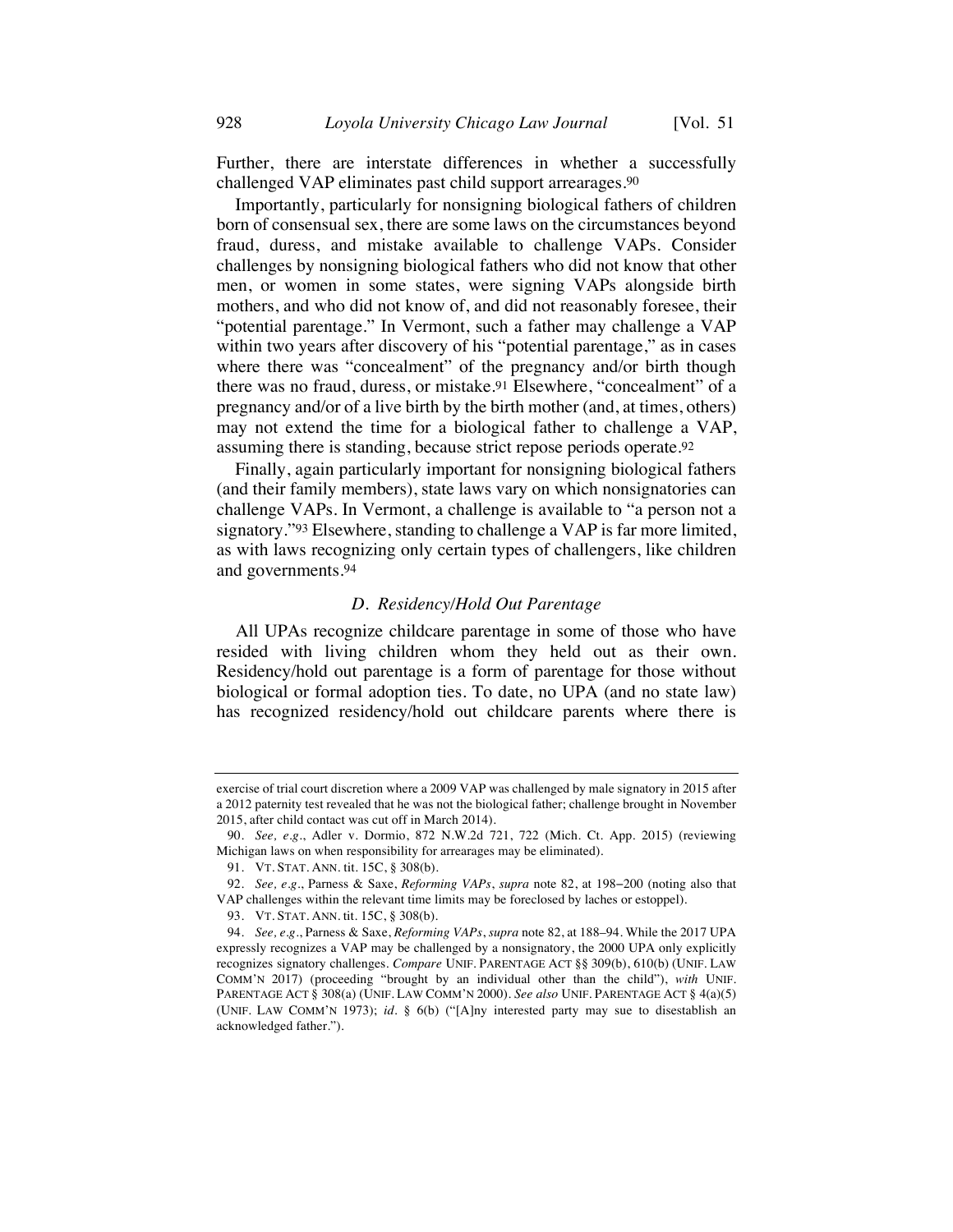Further, there are interstate differences in whether a successfully challenged VAP eliminates past child support arrearages.[90]

Importantly, particularly for nonsigning biological fathers of children born of consensual sex, there are some laws on the circumstances beyond fraud, duress, and mistake available to challenge VAPs. Consider challenges by nonsigning biological fathers who did not know that other men, or women in some states, were signing VAPs alongside birth mothers, and who did not know of, and did not reasonably foresee, their "potential parentage." In Vermont, such a father may challenge a VAP within two years after discovery of his "potential parentage," as in cases where there was "concealment" of the pregnancy and/or birth though there was no fraud, duress, or mistake.[91] Elsewhere, "concealment" of a pregnancy and/or of a live birth by the birth mother (and, at times, others) may not extend the time for a biological father to challenge a VAP, assuming there is standing, because strict repose periods operate.[92]

Finally, again particularly important for nonsigning biological fathers (and their family members), state laws vary on which nonsignatories can challenge VAPs. In Vermont, a challenge is available to "a person not a signatory."[93] Elsewhere, standing to challenge a VAP is far more limited, as with laws recognizing only certain types of challengers, like children and governments.[94]

### *D. Residency/Hold Out Parentage*

All UPAs recognize childcare parentage in some of those who have resided with living children whom they held out as their own. Residency/hold out parentage is a form of parentage for those without biological or formal adoption ties. To date, no UPA (and no state law) has recognized residency/hold out childcare parents where there is

---

exercise of trial court discretion where a 2009 VAP was challenged by male signatory in 2015 after a 2012 paternity test revealed that he was not the biological father; challenge brought in November 2015, after child contact was cut off in March 2014).

90. *See, e.g.*, Adler v. Dormio, 872 N.W.2d 721, 722 (Mich. Ct. App. 2015) (reviewing Michigan laws on when responsibility for arrearages may be eliminated).

91. VT. STAT. ANN. tit. 15C, § 308(b).

92. *See, e.g.*, Parness & Saxe, *Reforming VAPs*, *supra* note 82, at 198–200 (noting also that VAP challenges within the relevant time limits may be foreclosed by laches or estoppel).

93. VT. STAT. ANN. tit. 15C, § 308(b).

94. *See, e.g.*, Parness & Saxe, *Reforming VAPs*, *supra* note 82, at 188–94. While the 2017 UPA expressly recognizes a VAP may be challenged by a nonsignatory, the 2000 UPA only explicitly recognizes signatory challenges. *Compare* UNIF. PARENTAGE ACT §§ 309(b), 610(b) (UNIF. LAW COMM'N 2017) (proceeding "brought by an individual other than the child"), *with* UNIF. PARENTAGE ACT § 308(a) (UNIF. LAW COMM'N 2000). *See also* UNIF. PARENTAGE ACT § 4(a)(5) (UNIF. LAW COMM'N 1973); *id.* § 6(b) ("[A]ny interested party may sue to disestablish an acknowledged father.").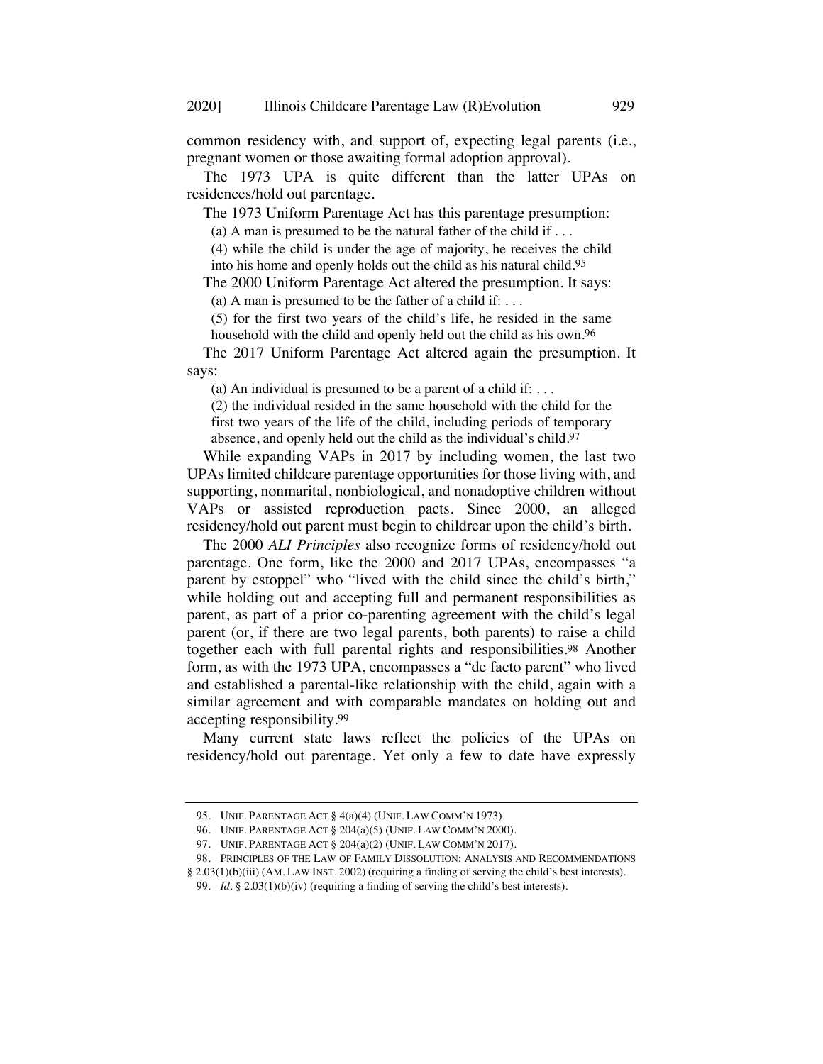common residency with, and support of, expecting legal parents (i.e., pregnant women or those awaiting formal adoption approval).

The 1973 UPA is quite different than the latter UPAs on residences/hold out parentage.

The 1973 Uniform Parentage Act has this parentage presumption:

> (a) A man is presumed to be the natural father of the child if . . .
>
> (4) while the child is under the age of majority, he receives the child into his home and openly holds out the child as his natural child.[95]

The 2000 Uniform Parentage Act altered the presumption. It says:

> (a) A man is presumed to be the father of a child if: . . .
>
> (5) for the first two years of the child's life, he resided in the same household with the child and openly held out the child as his own.[96]

The 2017 Uniform Parentage Act altered again the presumption. It says:

> (a) An individual is presumed to be a parent of a child if: . . .
>
> (2) the individual resided in the same household with the child for the first two years of the life of the child, including periods of temporary absence, and openly held out the child as the individual's child.[97]

While expanding VAPs in 2017 by including women, the last two UPAs limited childcare parentage opportunities for those living with, and supporting, nonmarital, nonbiological, and nonadoptive children without VAPs or assisted reproduction pacts. Since 2000, an alleged residency/hold out parent must begin to childrear upon the child's birth.

The 2000 *ALI Principles* also recognize forms of residency/hold out parentage. One form, like the 2000 and 2017 UPAs, encompasses "a parent by estoppel" who "lived with the child since the child's birth," while holding out and accepting full and permanent responsibilities as parent, as part of a prior co-parenting agreement with the child's legal parent (or, if there are two legal parents, both parents) to raise a child together each with full parental rights and responsibilities.[98] Another form, as with the 1973 UPA, encompasses a "de facto parent" who lived and established a parental-like relationship with the child, again with a similar agreement and with comparable mandates on holding out and accepting responsibility.[99]

Many current state laws reflect the policies of the UPAs on residency/hold out parentage. Yet only a few to date have expressly

---

95. UNIF. PARENTAGE ACT § 4(a)(4) (UNIF. LAW COMM'N 1973).

96. UNIF. PARENTAGE ACT § 204(a)(5) (UNIF. LAW COMM'N 2000).

97. UNIF. PARENTAGE ACT § 204(a)(2) (UNIF. LAW COMM'N 2017).

98. PRINCIPLES OF THE LAW OF FAMILY DISSOLUTION: ANALYSIS AND RECOMMENDATIONS § 2.03(1)(b)(iii) (AM. LAW INST. 2002) (requiring a finding of serving the child's best interests).

99. *Id.* § 2.03(1)(b)(iv) (requiring a finding of serving the child's best interests).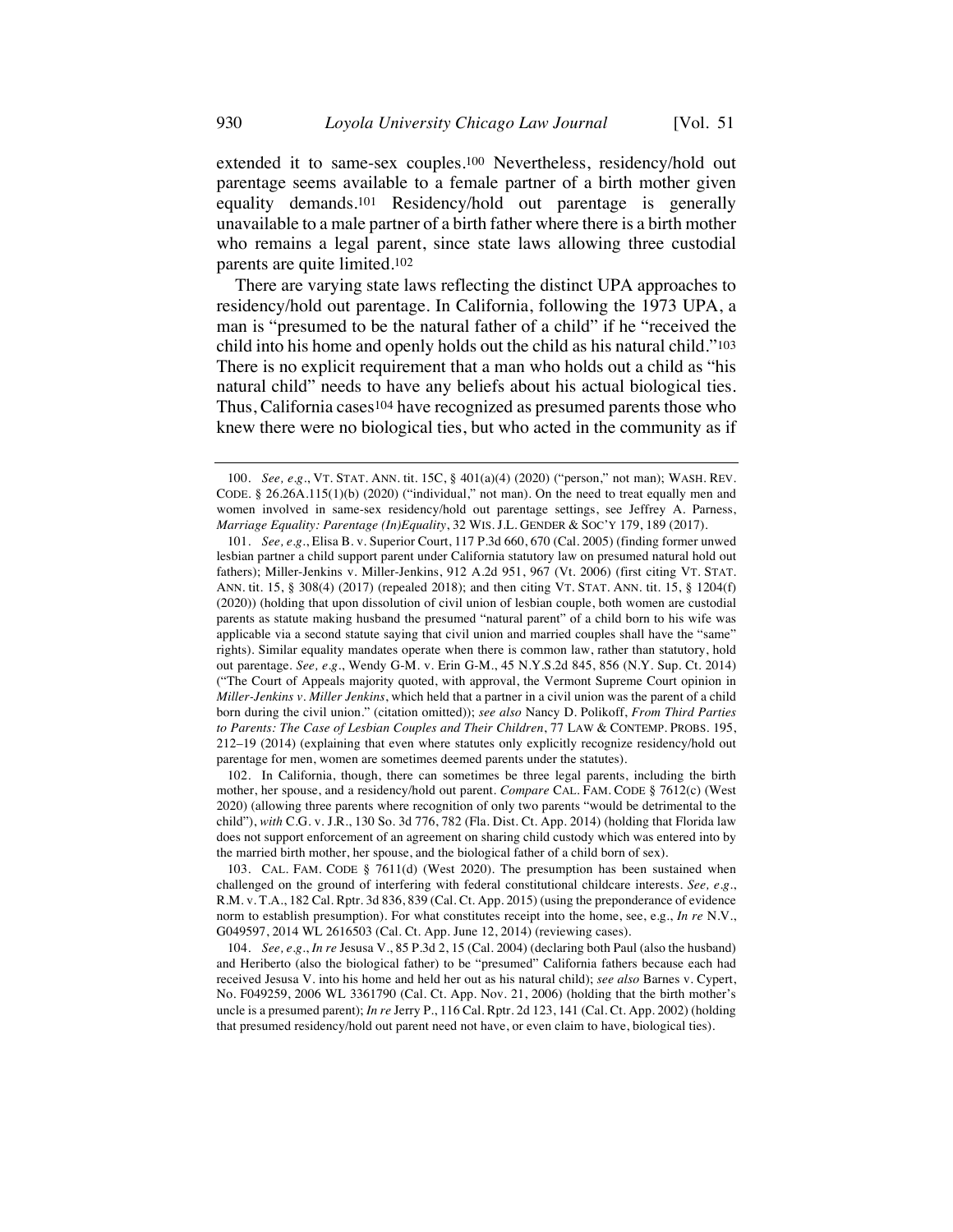extended it to same-sex couples.[100] Nevertheless, residency/hold out parentage seems available to a female partner of a birth mother given equality demands.[101] Residency/hold out parentage is generally unavailable to a male partner of a birth father where there is a birth mother who remains a legal parent, since state laws allowing three custodial parents are quite limited.[102]

There are varying state laws reflecting the distinct UPA approaches to residency/hold out parentage. In California, following the 1973 UPA, a man is "presumed to be the natural father of a child" if he "received the child into his home and openly holds out the child as his natural child."[103] There is no explicit requirement that a man who holds out a child as "his natural child" needs to have any beliefs about his actual biological ties. Thus, California cases[104] have recognized as presumed parents those who knew there were no biological ties, but who acted in the community as if

---

100. *See, e.g.*, VT. STAT. ANN. tit. 15C, § 401(a)(4) (2020) ("person," not man); WASH. REV. CODE. § 26.26A.115(1)(b) (2020) ("individual," not man). On the need to treat equally men and women involved in same-sex residency/hold out parentage settings, see Jeffrey A. Parness, *Marriage Equality: Parentage (In)Equality*, 32 WIS. J.L. GENDER & SOC'Y 179, 189 (2017).

101. *See, e.g.*, Elisa B. v. Superior Court, 117 P.3d 660, 670 (Cal. 2005) (finding former unwed lesbian partner a child support parent under California statutory law on presumed natural hold out fathers); Miller-Jenkins v. Miller-Jenkins, 912 A.2d 951, 967 (Vt. 2006) (first citing VT. STAT. ANN. tit. 15, § 308(4) (2017) (repealed 2018); and then citing VT. STAT. ANN. tit. 15, § 1204(f) (2020)) (holding that upon dissolution of civil union of lesbian couple, both women are custodial parents as statute making husband the presumed "natural parent" of a child born to his wife was applicable via a second statute saying that civil union and married couples shall have the "same" rights). Similar equality mandates operate when there is common law, rather than statutory, hold out parentage. *See, e.g.*, Wendy G-M. v. Erin G-M., 45 N.Y.S.2d 845, 856 (N.Y. Sup. Ct. 2014) ("The Court of Appeals majority quoted, with approval, the Vermont Supreme Court opinion in *Miller-Jenkins v. Miller Jenkins*, which held that a partner in a civil union was the parent of a child born during the civil union." (citation omitted)); *see also* Nancy D. Polikoff, *From Third Parties to Parents: The Case of Lesbian Couples and Their Children*, 77 LAW & CONTEMP. PROBS. 195, 212–19 (2014) (explaining that even where statutes only explicitly recognize residency/hold out parentage for men, women are sometimes deemed parents under the statutes).

102. In California, though, there can sometimes be three legal parents, including the birth mother, her spouse, and a residency/hold out parent. *Compare* CAL. FAM. CODE § 7612(c) (West 2020) (allowing three parents where recognition of only two parents "would be detrimental to the child"), *with* C.G. v. J.R., 130 So. 3d 776, 782 (Fla. Dist. Ct. App. 2014) (holding that Florida law does not support enforcement of an agreement on sharing child custody which was entered into by the married birth mother, her spouse, and the biological father of a child born of sex).

103. CAL. FAM. CODE § 7611(d) (West 2020). The presumption has been sustained when challenged on the ground of interfering with federal constitutional childcare interests. *See, e.g.*, R.M. v. T.A., 182 Cal. Rptr. 3d 836, 839 (Cal. Ct. App. 2015) (using the preponderance of evidence norm to establish presumption). For what constitutes receipt into the home, see, e.g., *In re* N.V., G049597, 2014 WL 2616503 (Cal. Ct. App. June 12, 2014) (reviewing cases).

104. *See, e.g.*, *In re* Jesusa V., 85 P.3d 2, 15 (Cal. 2004) (declaring both Paul (also the husband) and Heriberto (also the biological father) to be "presumed" California fathers because each had received Jesusa V. into his home and held her out as his natural child); *see also* Barnes v. Cypert, No. F049259, 2006 WL 3361790 (Cal. Ct. App. Nov. 21, 2006) (holding that the birth mother's uncle is a presumed parent); *In re* Jerry P., 116 Cal. Rptr. 2d 123, 141 (Cal. Ct. App. 2002) (holding that presumed residency/hold out parent need not have, or even claim to have, biological ties).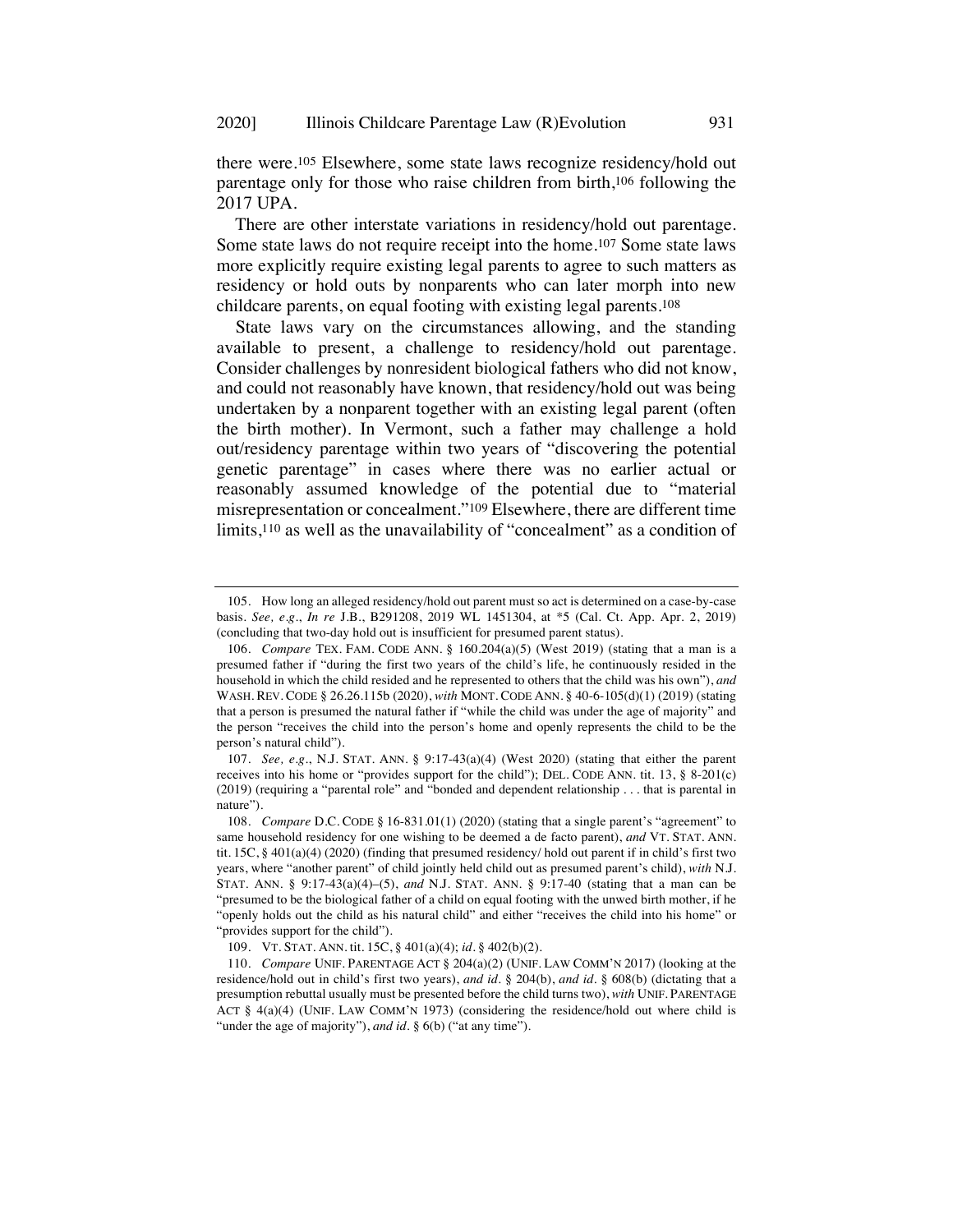there were.[105] Elsewhere, some state laws recognize residency/hold out parentage only for those who raise children from birth,[106] following the 2017 UPA.

There are other interstate variations in residency/hold out parentage. Some state laws do not require receipt into the home.[107] Some state laws more explicitly require existing legal parents to agree to such matters as residency or hold outs by nonparents who can later morph into new childcare parents, on equal footing with existing legal parents.[108]

State laws vary on the circumstances allowing, and the standing available to present, a challenge to residency/hold out parentage. Consider challenges by nonresident biological fathers who did not know, and could not reasonably have known, that residency/hold out was being undertaken by a nonparent together with an existing legal parent (often the birth mother). In Vermont, such a father may challenge a hold out/residency parentage within two years of "discovering the potential genetic parentage" in cases where there was no earlier actual or reasonably assumed knowledge of the potential due to "material misrepresentation or concealment."[109] Elsewhere, there are different time limits,[110] as well as the unavailability of "concealment" as a condition of

---

105. How long an alleged residency/hold out parent must so act is determined on a case-by-case basis. *See, e.g.*, *In re* J.B., B291208, 2019 WL 1451304, at *5 (Cal. Ct. App. Apr. 2, 2019) (concluding that two-day hold out is insufficient for presumed parent status).

106. *Compare* TEX. FAM. CODE ANN. § 160.204(a)(5) (West 2019) (stating that a man is a presumed father if "during the first two years of the child's life, he continuously resided in the household in which the child resided and he represented to others that the child was his own"), *and* WASH. REV. CODE § 26.26.115b (2020), *with* MONT. CODE ANN. § 40-6-105(d)(1) (2019) (stating that a person is presumed the natural father if "while the child was under the age of majority" and the person "receives the child into the person's home and openly represents the child to be the person's natural child").

107. *See, e.g.*, N.J. STAT. ANN. § 9:17-43(a)(4) (West 2020) (stating that either the parent receives into his home or "provides support for the child"); DEL. CODE ANN. tit. 13, § 8-201(c) (2019) (requiring a "parental role" and "bonded and dependent relationship . . . that is parental in nature").

108. *Compare* D.C. CODE § 16-831.01(1) (2020) (stating that a single parent's "agreement" to same household residency for one wishing to be deemed a de facto parent), *and* VT. STAT. ANN. tit. 15C, § 401(a)(4) (2020) (finding that presumed residency/ hold out parent if in child's first two years, where "another parent" of child jointly held child out as presumed parent's child), *with* N.J. STAT. ANN. § 9:17-43(a)(4)–(5), *and* N.J. STAT. ANN. § 9:17-40 (stating that a man can be "presumed to be the biological father of a child on equal footing with the unwed birth mother, if he "openly holds out the child as his natural child" and either "receives the child into his home" or "provides support for the child").

109. VT. STAT. ANN. tit. 15C, § 401(a)(4); *id.* § 402(b)(2).

110. *Compare* UNIF. PARENTAGE ACT § 204(a)(2) (UNIF. LAW COMM'N 2017) (looking at the residence/hold out in child's first two years), *and id.* § 204(b), *and id.* § 608(b) (dictating that a presumption rebuttal usually must be presented before the child turns two), *with* UNIF. PARENTAGE ACT § 4(a)(4) (UNIF. LAW COMM'N 1973) (considering the residence/hold out where child is "under the age of majority"), *and id.* § 6(b) ("at any time").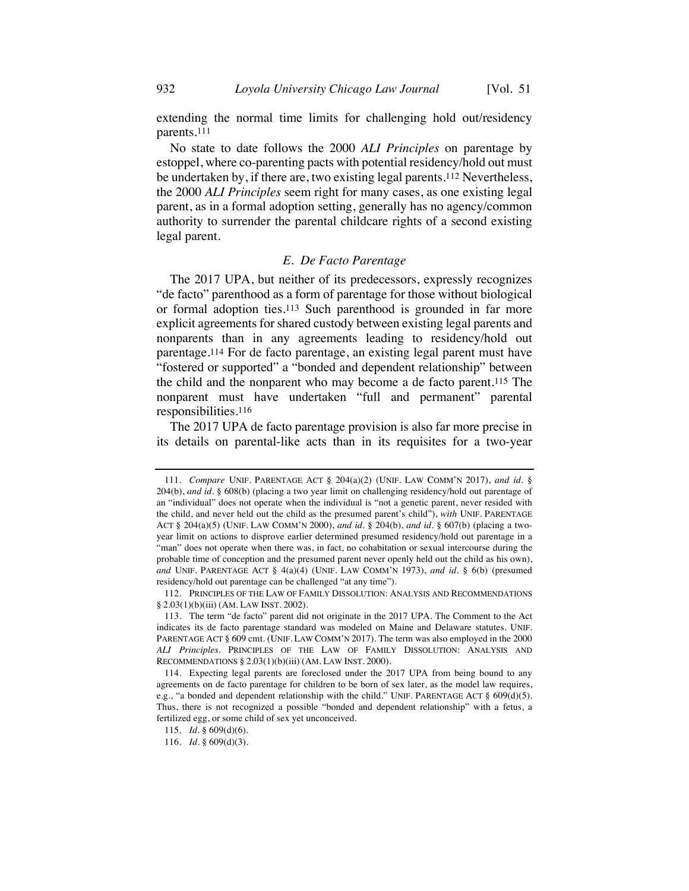extending the normal time limits for challenging hold out/residency parents.[111]

No state to date follows the 2000 *ALI Principles* on parentage by estoppel, where co-parenting pacts with potential residency/hold out must be undertaken by, if there are, two existing legal parents.[112] Nevertheless, the 2000 *ALI Principles* seem right for many cases, as one existing legal parent, as in a formal adoption setting, generally has no agency/common authority to surrender the parental childcare rights of a second existing legal parent.

### *E. De Facto Parentage*

The 2017 UPA, but neither of its predecessors, expressly recognizes "de facto" parenthood as a form of parentage for those without biological or formal adoption ties.[113] Such parenthood is grounded in far more explicit agreements for shared custody between existing legal parents and nonparents than in any agreements leading to residency/hold out parentage.[114] For de facto parentage, an existing legal parent must have "fostered or supported" a "bonded and dependent relationship" between the child and the nonparent who may become a de facto parent.[115] The nonparent must have undertaken "full and permanent" parental responsibilities.[116]

The 2017 UPA de facto parentage provision is also far more precise in its details on parental-like acts than in its requisites for a two-year

---

111. *Compare* UNIF. PARENTAGE ACT § 204(a)(2) (UNIF. LAW COMM'N 2017), *and id.* § 204(b), *and id.* § 608(b) (placing a two year limit on challenging residency/hold out parentage of an "individual" does not operate when the individual is "not a genetic parent, never resided with the child, and never held out the child as the presumed parent's child"), *with* UNIF. PARENTAGE ACT § 204(a)(5) (UNIF. LAW COMM'N 2000), *and id.* § 204(b), *and id.* § 607(b) (placing a two-year limit on actions to disprove earlier determined presumed residency/hold out parentage in a "man" does not operate when there was, in fact, no cohabitation or sexual intercourse during the probable time of conception and the presumed parent never openly held out the child as his own), *and* UNIF. PARENTAGE ACT § 4(a)(4) (UNIF. LAW COMM'N 1973), *and id.* § 6(b) (presumed residency/hold out parentage can be challenged "at any time").

112. PRINCIPLES OF THE LAW OF FAMILY DISSOLUTION: ANALYSIS AND RECOMMENDATIONS § 2.03(1)(b)(iii) (AM. LAW INST. 2002).

113. The term "de facto" parent did not originate in the 2017 UPA. The Comment to the Act indicates its de facto parentage standard was modeled on Maine and Delaware statutes. UNIF. PARENTAGE ACT § 609 cmt. (UNIF. LAW COMM'N 2017). The term was also employed in the 2000 *ALI Principles*. PRINCIPLES OF THE LAW OF FAMILY DISSOLUTION: ANALYSIS AND RECOMMENDATIONS § 2.03(1)(b)(iii) (AM. LAW INST. 2000).

114. Expecting legal parents are foreclosed under the 2017 UPA from being bound to any agreements on de facto parentage for children to be born of sex later, as the model law requires, e.g., "a bonded and dependent relationship with the child." UNIF. PARENTAGE ACT § 609(d)(5). Thus, there is not recognized a possible "bonded and dependent relationship" with a fetus, a fertilized egg, or some child of sex yet unconceived.

115. *Id.* § 609(d)(6).

116. *Id.* § 609(d)(3).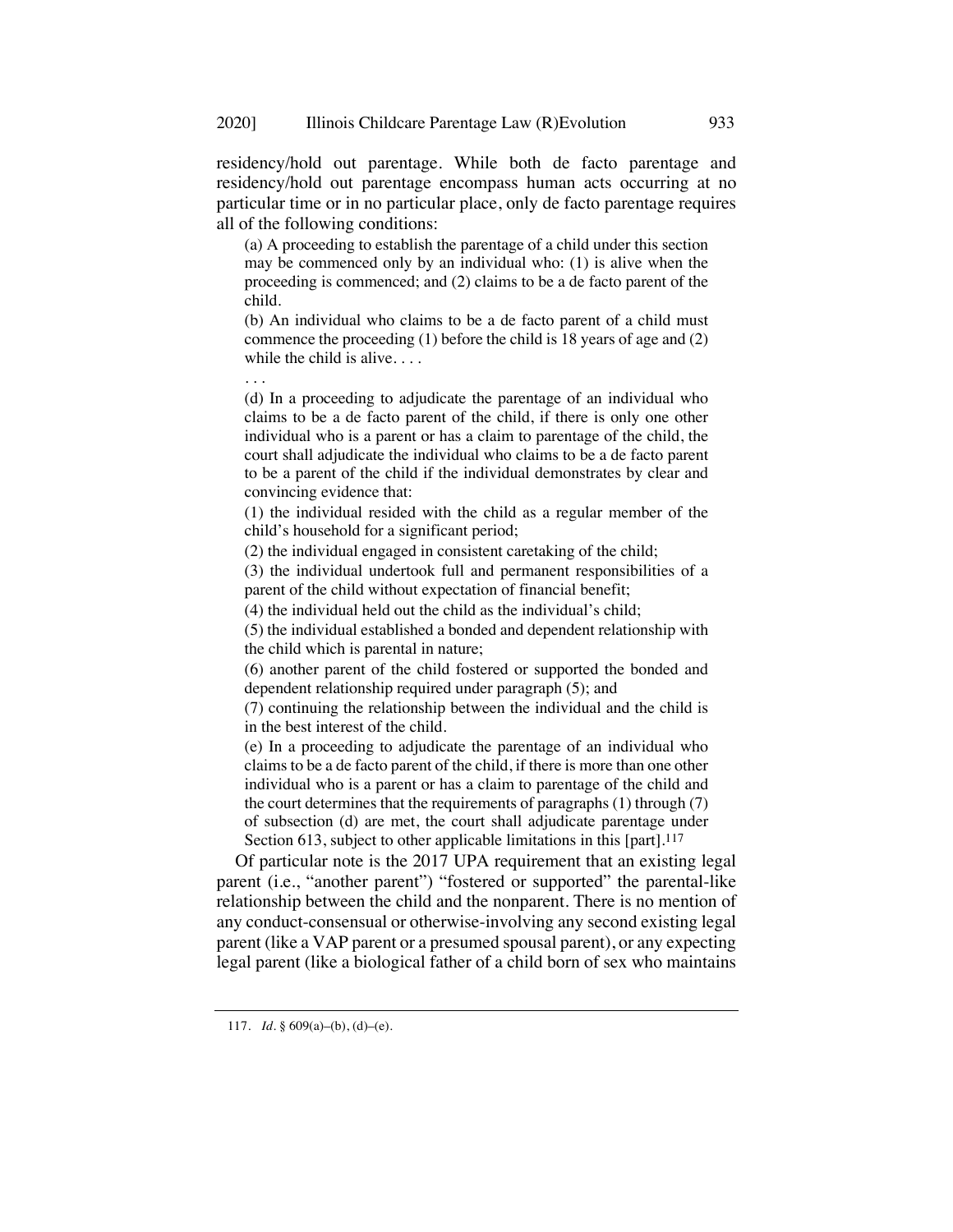residency/hold out parentage. While both de facto parentage and residency/hold out parentage encompass human acts occurring at no particular time or in no particular place, only de facto parentage requires all of the following conditions:

> (a) A proceeding to establish the parentage of a child under this section may be commenced only by an individual who: (1) is alive when the proceeding is commenced; and (2) claims to be a de facto parent of the child.
>
> (b) An individual who claims to be a de facto parent of a child must commence the proceeding (1) before the child is 18 years of age and (2) while the child is alive. . . .
>
> . . .
>
> (d) In a proceeding to adjudicate the parentage of an individual who claims to be a de facto parent of the child, if there is only one other individual who is a parent or has a claim to parentage of the child, the court shall adjudicate the individual who claims to be a de facto parent to be a parent of the child if the individual demonstrates by clear and convincing evidence that:
>
> (1) the individual resided with the child as a regular member of the child's household for a significant period;
>
> (2) the individual engaged in consistent caretaking of the child;
>
> (3) the individual undertook full and permanent responsibilities of a parent of the child without expectation of financial benefit;
>
> (4) the individual held out the child as the individual's child;
>
> (5) the individual established a bonded and dependent relationship with the child which is parental in nature;
>
> (6) another parent of the child fostered or supported the bonded and dependent relationship required under paragraph (5); and
>
> (7) continuing the relationship between the individual and the child is in the best interest of the child.
>
> (e) In a proceeding to adjudicate the parentage of an individual who claims to be a de facto parent of the child, if there is more than one other individual who is a parent or has a claim to parentage of the child and the court determines that the requirements of paragraphs (1) through (7) of subsection (d) are met, the court shall adjudicate parentage under Section 613, subject to other applicable limitations in this [part].[117]

Of particular note is the 2017 UPA requirement that an existing legal parent (i.e., "another parent") "fostered or supported" the parental-like relationship between the child and the nonparent. There is no mention of any conduct-consensual or otherwise-involving any second existing legal parent (like a VAP parent or a presumed spousal parent), or any expecting legal parent (like a biological father of a child born of sex who maintains

117. *Id.* § 609(a)–(b), (d)–(e).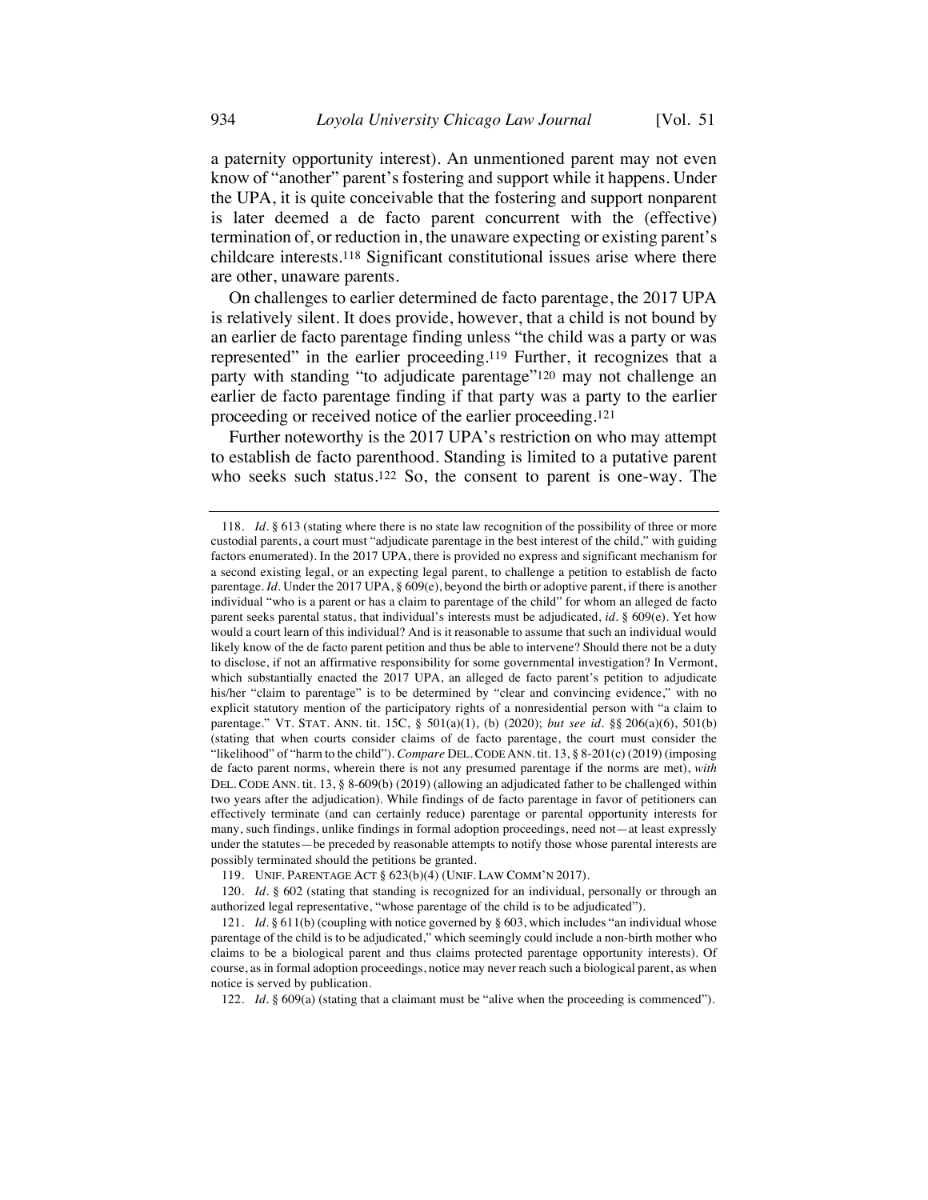a paternity opportunity interest). An unmentioned parent may not even know of "another" parent's fostering and support while it happens. Under the UPA, it is quite conceivable that the fostering and support nonparent is later deemed a de facto parent concurrent with the (effective) termination of, or reduction in, the unaware expecting or existing parent's childcare interests.[118] Significant constitutional issues arise where there are other, unaware parents.

On challenges to earlier determined de facto parentage, the 2017 UPA is relatively silent. It does provide, however, that a child is not bound by an earlier de facto parentage finding unless "the child was a party or was represented" in the earlier proceeding.[119] Further, it recognizes that a party with standing "to adjudicate parentage"[120] may not challenge an earlier de facto parentage finding if that party was a party to the earlier proceeding or received notice of the earlier proceeding.[121]

Further noteworthy is the 2017 UPA's restriction on who may attempt to establish de facto parenthood. Standing is limited to a putative parent who seeks such status.[122] So, the consent to parent is one-way. The

---

118. *Id.* § 613 (stating where there is no state law recognition of the possibility of three or more custodial parents, a court must "adjudicate parentage in the best interest of the child," with guiding factors enumerated). In the 2017 UPA, there is provided no express and significant mechanism for a second existing legal, or an expecting legal parent, to challenge a petition to establish de facto parentage. *Id.* Under the 2017 UPA, § 609(e), beyond the birth or adoptive parent, if there is another individual "who is a parent or has a claim to parentage of the child" for whom an alleged de facto parent seeks parental status, that individual's interests must be adjudicated, *id.* § 609(e). Yet how would a court learn of this individual? And is it reasonable to assume that such an individual would likely know of the de facto parent petition and thus be able to intervene? Should there not be a duty to disclose, if not an affirmative responsibility for some governmental investigation? In Vermont, which substantially enacted the 2017 UPA, an alleged de facto parent's petition to adjudicate his/her "claim to parentage" is to be determined by "clear and convincing evidence," with no explicit statutory mention of the participatory rights of a nonresidential person with "a claim to parentage." VT. STAT. ANN. tit. 15C, § 501(a)(1), (b) (2020); *but see id.* §§ 206(a)(6), 501(b) (stating that when courts consider claims of de facto parentage, the court must consider the "likelihood" of "harm to the child"). *Compare* DEL. CODE ANN. tit. 13, § 8-201(c) (2019) (imposing de facto parent norms, wherein there is not any presumed parentage if the norms are met), *with* DEL. CODE ANN. tit. 13, § 8-609(b) (2019) (allowing an adjudicated father to be challenged within two years after the adjudication). While findings of de facto parentage in favor of petitioners can effectively terminate (and can certainly reduce) parentage or parental opportunity interests for many, such findings, unlike findings in formal adoption proceedings, need not—at least expressly under the statutes—be preceded by reasonable attempts to notify those whose parental interests are possibly terminated should the petitions be granted.

119. UNIF. PARENTAGE ACT § 623(b)(4) (UNIF. LAW COMM'N 2017).

120. *Id.* § 602 (stating that standing is recognized for an individual, personally or through an authorized legal representative, "whose parentage of the child is to be adjudicated").

121. *Id.* § 611(b) (coupling with notice governed by § 603, which includes "an individual whose parentage of the child is to be adjudicated," which seemingly could include a non-birth mother who claims to be a biological parent and thus claims protected parentage opportunity interests). Of course, as in formal adoption proceedings, notice may never reach such a biological parent, as when notice is served by publication.

122. *Id.* § 609(a) (stating that a claimant must be "alive when the proceeding is commenced").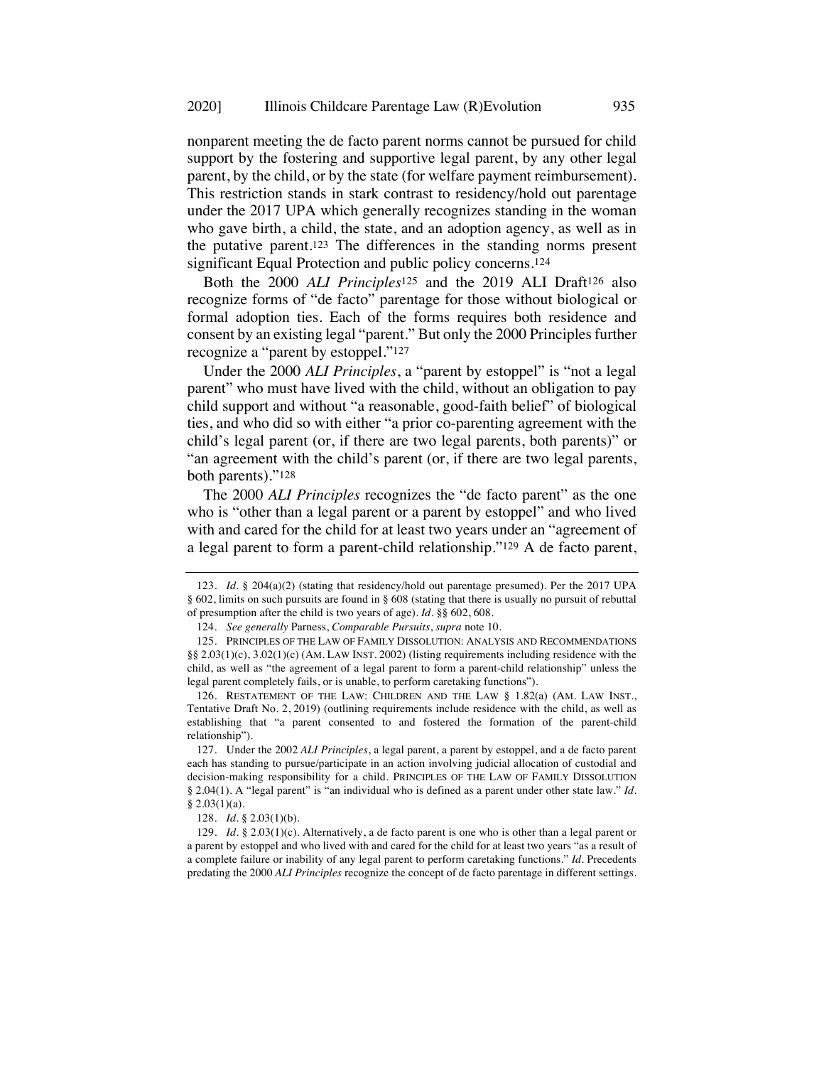nonparent meeting the de facto parent norms cannot be pursued for child support by the fostering and supportive legal parent, by any other legal parent, by the child, or by the state (for welfare payment reimbursement). This restriction stands in stark contrast to residency/hold out parentage under the 2017 UPA which generally recognizes standing in the woman who gave birth, a child, the state, and an adoption agency, as well as in the putative parent.[123] The differences in the standing norms present significant Equal Protection and public policy concerns.[124]

Both the 2000 *ALI Principles*[125] and the 2019 ALI Draft[126] also recognize forms of "de facto" parentage for those without biological or formal adoption ties. Each of the forms requires both residence and consent by an existing legal "parent." But only the 2000 Principles further recognize a "parent by estoppel."[127]

Under the 2000 *ALI Principles*, a "parent by estoppel" is "not a legal parent" who must have lived with the child, without an obligation to pay child support and without "a reasonable, good-faith belief" of biological ties, and who did so with either "a prior co-parenting agreement with the child's legal parent (or, if there are two legal parents, both parents)" or "an agreement with the child's parent (or, if there are two legal parents, both parents)."[128]

The 2000 *ALI Principles* recognizes the "de facto parent" as the one who is "other than a legal parent or a parent by estoppel" and who lived with and cared for the child for at least two years under an "agreement of a legal parent to form a parent-child relationship."[129] A de facto parent,

---

123. *Id.* § 204(a)(2) (stating that residency/hold out parentage presumed). Per the 2017 UPA § 602, limits on such pursuits are found in § 608 (stating that there is usually no pursuit of rebuttal of presumption after the child is two years of age). *Id.* §§ 602, 608.

124. *See generally* Parness, *Comparable Pursuits*, *supra* note 10.

125. PRINCIPLES OF THE LAW OF FAMILY DISSOLUTION: ANALYSIS AND RECOMMENDATIONS §§ 2.03(1)(c), 3.02(1)(c) (AM. LAW INST. 2002) (listing requirements including residence with the child, as well as "the agreement of a legal parent to form a parent-child relationship" unless the legal parent completely fails, or is unable, to perform caretaking functions").

126. RESTATEMENT OF THE LAW: CHILDREN AND THE LAW § 1.82(a) (AM. LAW INST., Tentative Draft No. 2, 2019) (outlining requirements include residence with the child, as well as establishing that "a parent consented to and fostered the formation of the parent-child relationship").

127. Under the 2002 *ALI Principles*, a legal parent, a parent by estoppel, and a de facto parent each has standing to pursue/participate in an action involving judicial allocation of custodial and decision-making responsibility for a child. PRINCIPLES OF THE LAW OF FAMILY DISSOLUTION § 2.04(1). A "legal parent" is "an individual who is defined as a parent under other state law." *Id.* § 2.03(1)(a).

128. *Id.* § 2.03(1)(b).

129. *Id.* § 2.03(1)(c). Alternatively, a de facto parent is one who is other than a legal parent or a parent by estoppel and who lived with and cared for the child for at least two years "as a result of a complete failure or inability of any legal parent to perform caretaking functions." *Id.* Precedents predating the 2000 *ALI Principles* recognize the concept of de facto parentage in different settings.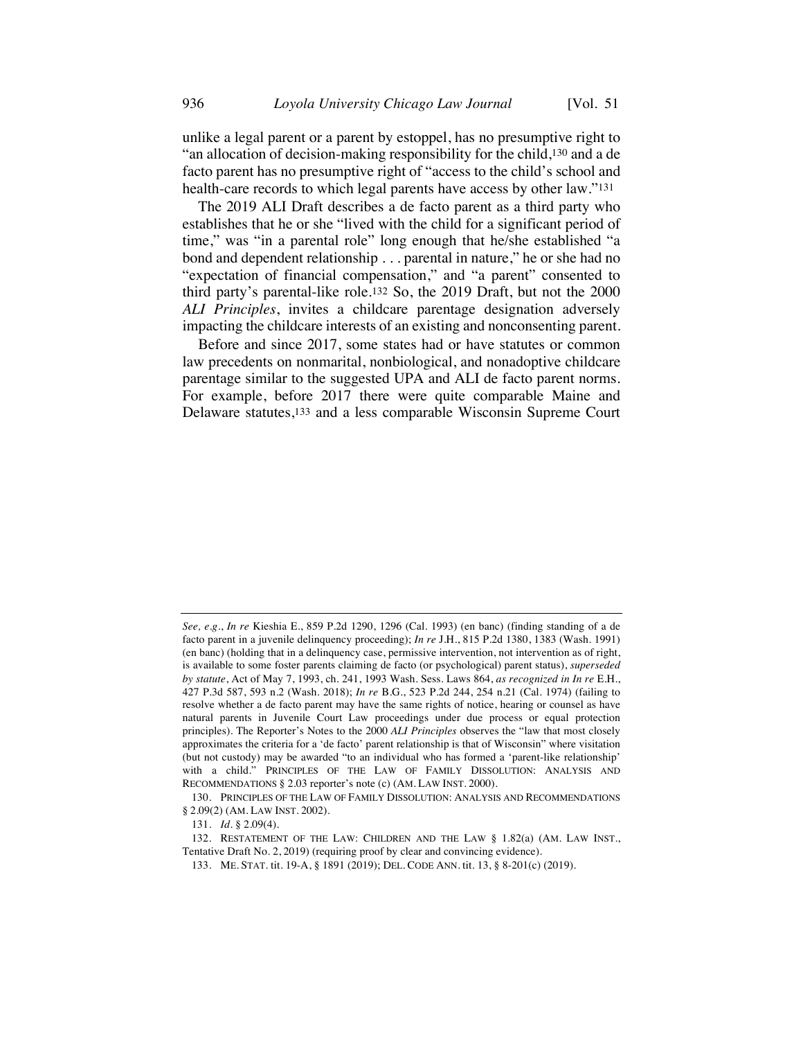unlike a legal parent or a parent by estoppel, has no presumptive right to "an allocation of decision-making responsibility for the child,[130] and a de facto parent has no presumptive right of "access to the child's school and health-care records to which legal parents have access by other law."[131]

The 2019 ALI Draft describes a de facto parent as a third party who establishes that he or she "lived with the child for a significant period of time," was "in a parental role" long enough that he/she established "a bond and dependent relationship . . . parental in nature," he or she had no "expectation of financial compensation," and "a parent" consented to third party's parental-like role.[132] So, the 2019 Draft, but not the 2000 *ALI Principles*, invites a childcare parentage designation adversely impacting the childcare interests of an existing and nonconsenting parent.

Before and since 2017, some states had or have statutes or common law precedents on nonmarital, nonbiological, and nonadoptive childcare parentage similar to the suggested UPA and ALI de facto parent norms. For example, before 2017 there were quite comparable Maine and Delaware statutes,[133] and a less comparable Wisconsin Supreme Court

---

*See, e.g.*, *In re* Kieshia E., 859 P.2d 1290, 1296 (Cal. 1993) (en banc) (finding standing of a de facto parent in a juvenile delinquency proceeding); *In re* J.H., 815 P.2d 1380, 1383 (Wash. 1991) (en banc) (holding that in a delinquency case, permissive intervention, not intervention as of right, is available to some foster parents claiming de facto (or psychological) parent status), *superseded by statute*, Act of May 7, 1993, ch. 241, 1993 Wash. Sess. Laws 864, *as recognized in In re* E.H., 427 P.3d 587, 593 n.2 (Wash. 2018); *In re* B.G., 523 P.2d 244, 254 n.21 (Cal. 1974) (failing to resolve whether a de facto parent may have the same rights of notice, hearing or counsel as have natural parents in Juvenile Court Law proceedings under due process or equal protection principles). The Reporter's Notes to the 2000 *ALI Principles* observes the "law that most closely approximates the criteria for a 'de facto' parent relationship is that of Wisconsin" where visitation (but not custody) may be awarded "to an individual who has formed a 'parent-like relationship' with a child." PRINCIPLES OF THE LAW OF FAMILY DISSOLUTION: ANALYSIS AND RECOMMENDATIONS § 2.03 reporter's note (c) (AM. LAW INST. 2000).

130. PRINCIPLES OF THE LAW OF FAMILY DISSOLUTION: ANALYSIS AND RECOMMENDATIONS § 2.09(2) (AM. LAW INST. 2002).

131. *Id.* § 2.09(4).

132. RESTATEMENT OF THE LAW: CHILDREN AND THE LAW § 1.82(a) (AM. LAW INST., Tentative Draft No. 2, 2019) (requiring proof by clear and convincing evidence).

133. ME. STAT. tit. 19-A, § 1891 (2019); DEL. CODE ANN. tit. 13, § 8-201(c) (2019).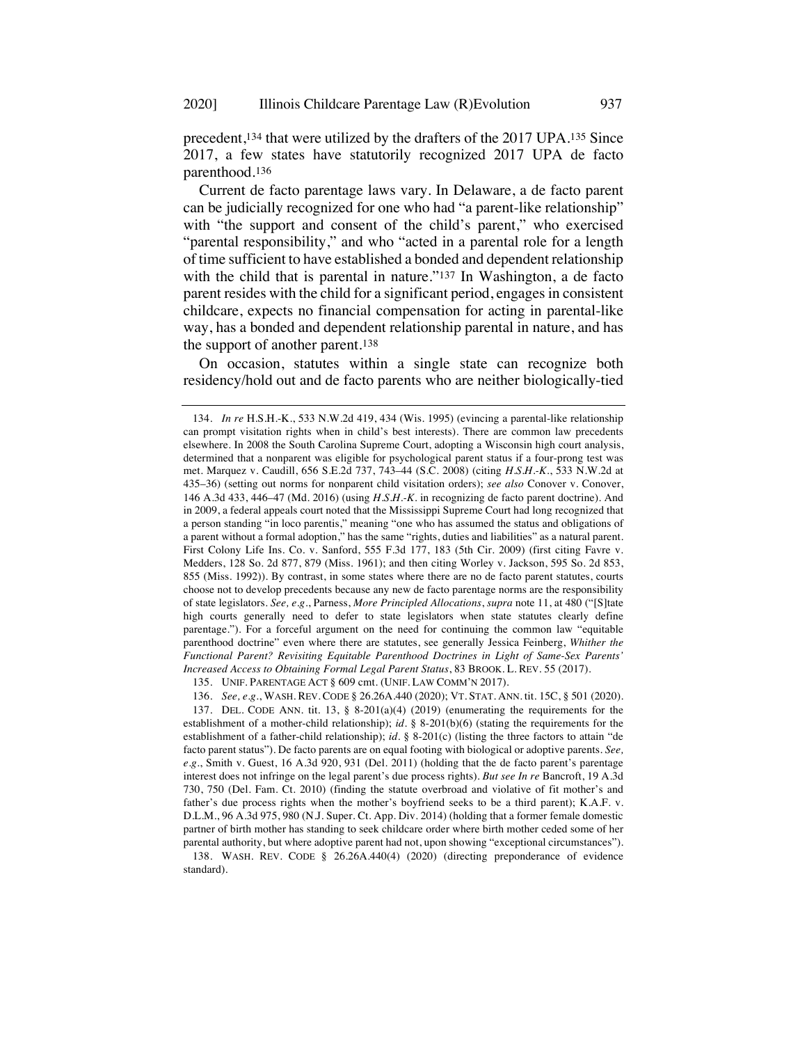precedent,[134] that were utilized by the drafters of the 2017 UPA.[135] Since 2017, a few states have statutorily recognized 2017 UPA de facto parenthood.[136]

Current de facto parentage laws vary. In Delaware, a de facto parent can be judicially recognized for one who had "a parent-like relationship" with "the support and consent of the child's parent," who exercised "parental responsibility," and who "acted in a parental role for a length of time sufficient to have established a bonded and dependent relationship with the child that is parental in nature."[137] In Washington, a de facto parent resides with the child for a significant period, engages in consistent childcare, expects no financial compensation for acting in parental-like way, has a bonded and dependent relationship parental in nature, and has the support of another parent.[138]

On occasion, statutes within a single state can recognize both residency/hold out and de facto parents who are neither biologically-tied

---

134. *In re* H.S.H.-K., 533 N.W.2d 419, 434 (Wis. 1995) (evincing a parental-like relationship can prompt visitation rights when in child's best interests). There are common law precedents elsewhere. In 2008 the South Carolina Supreme Court, adopting a Wisconsin high court analysis, determined that a nonparent was eligible for psychological parent status if a four-prong test was met. Marquez v. Caudill, 656 S.E.2d 737, 743–44 (S.C. 2008) (citing *H.S.H.-K.*, 533 N.W.2d at 435–36) (setting out norms for nonparent child visitation orders); *see also* Conover v. Conover, 146 A.3d 433, 446–47 (Md. 2016) (using *H.S.H.-K.* in recognizing de facto parent doctrine). And in 2009, a federal appeals court noted that the Mississippi Supreme Court had long recognized that a person standing "in loco parentis," meaning "one who has assumed the status and obligations of a parent without a formal adoption," has the same "rights, duties and liabilities" as a natural parent. First Colony Life Ins. Co. v. Sanford, 555 F.3d 177, 183 (5th Cir. 2009) (first citing Favre v. Medders, 128 So. 2d 877, 879 (Miss. 1961); and then citing Worley v. Jackson, 595 So. 2d 853, 855 (Miss. 1992)). By contrast, in some states where there are no de facto parent statutes, courts choose not to develop precedents because any new de facto parentage norms are the responsibility of state legislators. *See, e.g.*, Parness, *More Principled Allocations*, *supra* note 11, at 480 ("[S]tate high courts generally need to defer to state legislators when state statutes clearly define parentage."). For a forceful argument on the need for continuing the common law "equitable parenthood doctrine" even where there are statutes, see generally Jessica Feinberg, *Whither the Functional Parent? Revisiting Equitable Parenthood Doctrines in Light of Same-Sex Parents' Increased Access to Obtaining Formal Legal Parent Status*, 83 BROOK. L. REV. 55 (2017).

135. UNIF. PARENTAGE ACT § 609 cmt. (UNIF. LAW COMM'N 2017).

136. *See, e.g.*, WASH. REV. CODE § 26.26A.440 (2020); VT. STAT. ANN. tit. 15C, § 501 (2020).

137. DEL. CODE ANN. tit. 13, § 8-201(a)(4) (2019) (enumerating the requirements for the establishment of a mother-child relationship); *id.* § 8-201(b)(6) (stating the requirements for the establishment of a father-child relationship); *id.* § 8-201(c) (listing the three factors to attain "de facto parent status"). De facto parents are on equal footing with biological or adoptive parents. *See, e.g.*, Smith v. Guest, 16 A.3d 920, 931 (Del. 2011) (holding that the de facto parent's parentage interest does not infringe on the legal parent's due process rights). *But see In re* Bancroft, 19 A.3d 730, 750 (Del. Fam. Ct. 2010) (finding the statute overbroad and violative of fit mother's and father's due process rights when the mother's boyfriend seeks to be a third parent); K.A.F. v. D.L.M., 96 A.3d 975, 980 (N.J. Super. Ct. App. Div. 2014) (holding that a former female domestic partner of birth mother has standing to seek childcare order where birth mother ceded some of her parental authority, but where adoptive parent had not, upon showing "exceptional circumstances").

138. WASH. REV. CODE § 26.26A.440(4) (2020) (directing preponderance of evidence standard).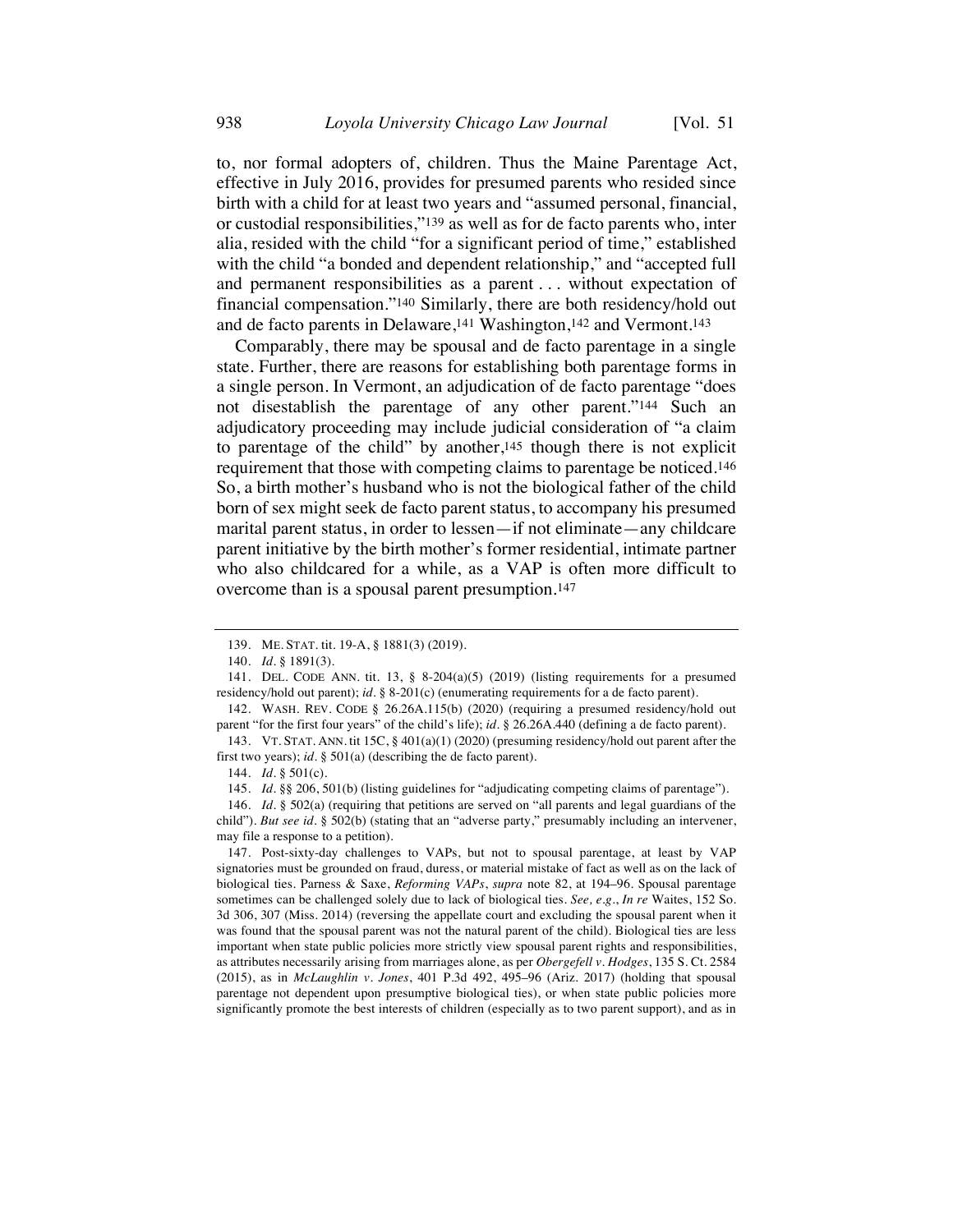to, nor formal adopters of, children. Thus the Maine Parentage Act, effective in July 2016, provides for presumed parents who resided since birth with a child for at least two years and "assumed personal, financial, or custodial responsibilities,"[139] as well as for de facto parents who, inter alia, resided with the child "for a significant period of time," established with the child "a bonded and dependent relationship," and "accepted full and permanent responsibilities as a parent . . . without expectation of financial compensation."[140] Similarly, there are both residency/hold out and de facto parents in Delaware,[141] Washington,[142] and Vermont.[143]

Comparably, there may be spousal and de facto parentage in a single state. Further, there are reasons for establishing both parentage forms in a single person. In Vermont, an adjudication of de facto parentage "does not disestablish the parentage of any other parent."[144] Such an adjudicatory proceeding may include judicial consideration of "a claim to parentage of the child" by another,[145] though there is not explicit requirement that those with competing claims to parentage be noticed.[146] So, a birth mother's husband who is not the biological father of the child born of sex might seek de facto parent status, to accompany his presumed marital parent status, in order to lessen—if not eliminate—any childcare parent initiative by the birth mother's former residential, intimate partner who also childcared for a while, as a VAP is often more difficult to overcome than is a spousal parent presumption.[147]

---

139. ME. STAT. tit. 19-A, § 1881(3) (2019).

140. *Id.* § 1891(3).

141. DEL. CODE ANN. tit. 13, § 8-204(a)(5) (2019) (listing requirements for a presumed residency/hold out parent); *id.* § 8-201(c) (enumerating requirements for a de facto parent).

142. WASH. REV. CODE § 26.26A.115(b) (2020) (requiring a presumed residency/hold out parent "for the first four years" of the child's life); *id.* § 26.26A.440 (defining a de facto parent).

143. VT. STAT. ANN. tit 15C, § 401(a)(1) (2020) (presuming residency/hold out parent after the first two years); *id.* § 501(a) (describing the de facto parent).

144. *Id.* § 501(c).

145. *Id.* §§ 206, 501(b) (listing guidelines for "adjudicating competing claims of parentage").

146. *Id.* § 502(a) (requiring that petitions are served on "all parents and legal guardians of the child"). *But see id.* § 502(b) (stating that an "adverse party," presumably including an intervener, may file a response to a petition).

147. Post-sixty-day challenges to VAPs, but not to spousal parentage, at least by VAP signatories must be grounded on fraud, duress, or material mistake of fact as well as on the lack of biological ties. Parness & Saxe, *Reforming VAPs*, *supra* note 82, at 194–96. Spousal parentage sometimes can be challenged solely due to lack of biological ties. *See, e.g.*, *In re* Waites, 152 So. 3d 306, 307 (Miss. 2014) (reversing the appellate court and excluding the spousal parent when it was found that the spousal parent was not the natural parent of the child). Biological ties are less important when state public policies more strictly view spousal parent rights and responsibilities, as attributes necessarily arising from marriages alone, as per *Obergefell v. Hodges*, 135 S. Ct. 2584 (2015), as in *McLaughlin v. Jones*, 401 P.3d 492, 495–96 (Ariz. 2017) (holding that spousal parentage not dependent upon presumptive biological ties), or when state public policies more significantly promote the best interests of children (especially as to two parent support), and as in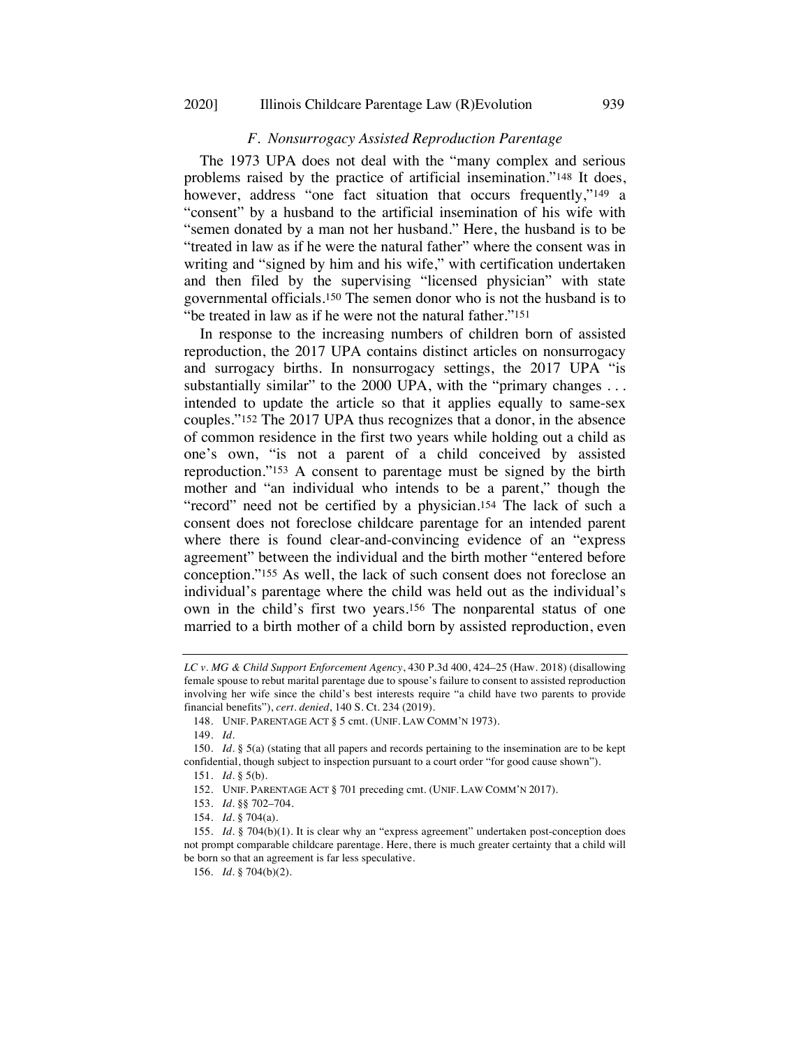### *F. Nonsurrogacy Assisted Reproduction Parentage*

The 1973 UPA does not deal with the "many complex and serious problems raised by the practice of artificial insemination."[148] It does, however, address "one fact situation that occurs frequently,"[149] a "consent" by a husband to the artificial insemination of his wife with "semen donated by a man not her husband." Here, the husband is to be "treated in law as if he were the natural father" where the consent was in writing and "signed by him and his wife," with certification undertaken and then filed by the supervising "licensed physician" with state governmental officials.[150] The semen donor who is not the husband is to "be treated in law as if he were not the natural father."[151]

In response to the increasing numbers of children born of assisted reproduction, the 2017 UPA contains distinct articles on nonsurrogacy and surrogacy births. In nonsurrogacy settings, the 2017 UPA "is substantially similar" to the 2000 UPA, with the "primary changes . . . intended to update the article so that it applies equally to same-sex couples."[152] The 2017 UPA thus recognizes that a donor, in the absence of common residence in the first two years while holding out a child as one's own, "is not a parent of a child conceived by assisted reproduction."[153] A consent to parentage must be signed by the birth mother and "an individual who intends to be a parent," though the "record" need not be certified by a physician.[154] The lack of such a consent does not foreclose childcare parentage for an intended parent where there is found clear-and-convincing evidence of an "express agreement" between the individual and the birth mother "entered before conception."[155] As well, the lack of such consent does not foreclose an individual's parentage where the child was held out as the individual's own in the child's first two years.[156] The nonparental status of one married to a birth mother of a child born by assisted reproduction, even

---

*LC v. MG & Child Support Enforcement Agency*, 430 P.3d 400, 424–25 (Haw. 2018) (disallowing female spouse to rebut marital parentage due to spouse's failure to consent to assisted reproduction involving her wife since the child's best interests require "a child have two parents to provide financial benefits"), *cert. denied*, 140 S. Ct. 234 (2019).

148. UNIF. PARENTAGE ACT § 5 cmt. (UNIF. LAW COMM'N 1973).

149. *Id.*

150. *Id.* § 5(a) (stating that all papers and records pertaining to the insemination are to be kept confidential, though subject to inspection pursuant to a court order "for good cause shown").

151. *Id.* § 5(b).

152. UNIF. PARENTAGE ACT § 701 preceding cmt. (UNIF. LAW COMM'N 2017).

153. *Id.* §§ 702–704.

154. *Id.* § 704(a).

155. *Id.* § 704(b)(1). It is clear why an "express agreement" undertaken post-conception does not prompt comparable childcare parentage. Here, there is much greater certainty that a child will be born so that an agreement is far less speculative.

156. *Id.* § 704(b)(2).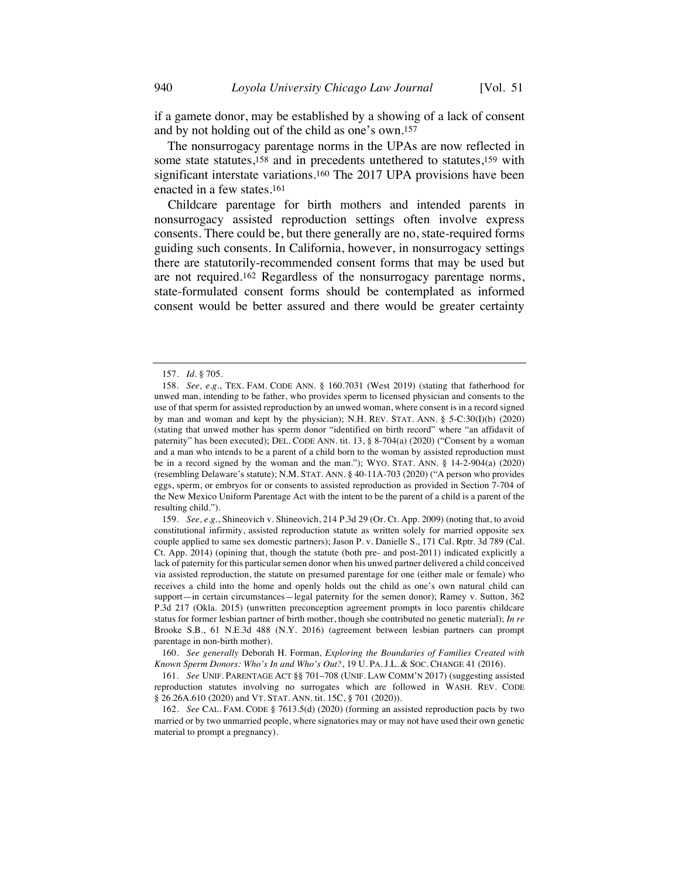if a gamete donor, may be established by a showing of a lack of consent and by not holding out of the child as one's own.[157]

The nonsurrogacy parentage norms in the UPAs are now reflected in some state statutes,[158] and in precedents untethered to statutes,[159] with significant interstate variations.[160] The 2017 UPA provisions have been enacted in a few states.[161]

Childcare parentage for birth mothers and intended parents in nonsurrogacy assisted reproduction settings often involve express consents. There could be, but there generally are no, state-required forms guiding such consents. In California, however, in nonsurrogacy settings there are statutorily-recommended consent forms that may be used but are not required.[162] Regardless of the nonsurrogacy parentage norms, state-formulated consent forms should be contemplated as informed consent would be better assured and there would be greater certainty

---

157. *Id.* § 705.

158. *See, e.g.*, TEX. FAM. CODE ANN. § 160.7031 (West 2019) (stating that fatherhood for unwed man, intending to be father, who provides sperm to licensed physician and consents to the use of that sperm for assisted reproduction by an unwed woman, where consent is in a record signed by man and woman and kept by the physician); N.H. REV. STAT. ANN. § 5-C:30(I)(b) (2020) (stating that unwed mother has sperm donor "identified on birth record" where "an affidavit of paternity" has been executed); DEL. CODE ANN. tit. 13, § 8-704(a) (2020) ("Consent by a woman and a man who intends to be a parent of a child born to the woman by assisted reproduction must be in a record signed by the woman and the man."); WYO. STAT. ANN. § 14-2-904(a) (2020) (resembling Delaware's statute); N.M. STAT. ANN. § 40-11A-703 (2020) ("A person who provides eggs, sperm, or embryos for or consents to assisted reproduction as provided in Section 7-704 of the New Mexico Uniform Parentage Act with the intent to be the parent of a child is a parent of the resulting child.").

159. *See, e.g.*, Shineovich v. Shineovich, 214 P.3d 29 (Or. Ct. App. 2009) (noting that, to avoid constitutional infirmity, assisted reproduction statute as written solely for married opposite sex couple applied to same sex domestic partners); Jason P. v. Danielle S., 171 Cal. Rptr. 3d 789 (Cal. Ct. App. 2014) (opining that, though the statute (both pre- and post-2011) indicated explicitly a lack of paternity for this particular semen donor when his unwed partner delivered a child conceived via assisted reproduction, the statute on presumed parentage for one (either male or female) who receives a child into the home and openly holds out the child as one's own natural child can support—in certain circumstances—legal paternity for the semen donor); Ramey v. Sutton, 362 P.3d 217 (Okla. 2015) (unwritten preconception agreement prompts in loco parentis childcare status for former lesbian partner of birth mother, though she contributed no genetic material); *In re* Brooke S.B., 61 N.E.3d 488 (N.Y. 2016) (agreement between lesbian partners can prompt parentage in non-birth mother).

160. *See generally* Deborah H. Forman, *Exploring the Boundaries of Families Created with Known Sperm Donors: Who's In and Who's Out?*, 19 U. PA. J.L. & SOC. CHANGE 41 (2016).

161. *See* UNIF. PARENTAGE ACT §§ 701–708 (UNIF. LAW COMM'N 2017) (suggesting assisted reproduction statutes involving no surrogates which are followed in WASH. REV. CODE § 26.26A.610 (2020) and VT. STAT. ANN. tit. 15C, § 701 (2020)).

162. *See* CAL. FAM. CODE § 7613.5(d) (2020) (forming an assisted reproduction pacts by two married or by two unmarried people, where signatories may or may not have used their own genetic material to prompt a pregnancy).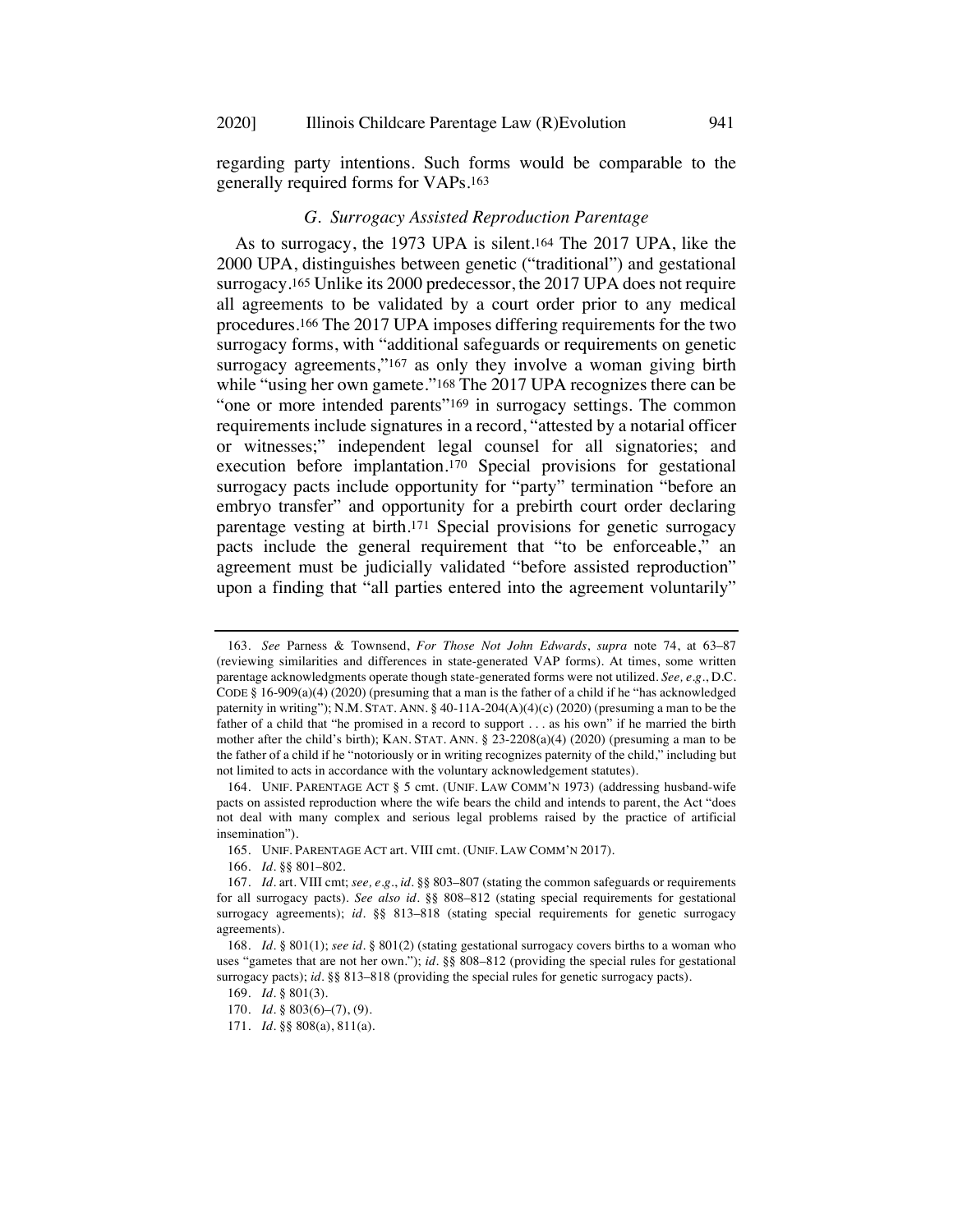regarding party intentions. Such forms would be comparable to the generally required forms for VAPs.[163]

### *G. Surrogacy Assisted Reproduction Parentage*

As to surrogacy, the 1973 UPA is silent.[164] The 2017 UPA, like the 2000 UPA, distinguishes between genetic ("traditional") and gestational surrogacy.[165] Unlike its 2000 predecessor, the 2017 UPA does not require all agreements to be validated by a court order prior to any medical procedures.[166] The 2017 UPA imposes differing requirements for the two surrogacy forms, with "additional safeguards or requirements on genetic surrogacy agreements,"[167] as only they involve a woman giving birth while "using her own gamete."[168] The 2017 UPA recognizes there can be "one or more intended parents"[169] in surrogacy settings. The common requirements include signatures in a record, "attested by a notarial officer or witnesses;" independent legal counsel for all signatories; and execution before implantation.[170] Special provisions for gestational surrogacy pacts include opportunity for "party" termination "before an embryo transfer" and opportunity for a prebirth court order declaring parentage vesting at birth.[171] Special provisions for genetic surrogacy pacts include the general requirement that "to be enforceable," an agreement must be judicially validated "before assisted reproduction" upon a finding that "all parties entered into the agreement voluntarily"

---

163. *See* Parness & Townsend, *For Those Not John Edwards*, *supra* note 74, at 63–87 (reviewing similarities and differences in state-generated VAP forms). At times, some written parentage acknowledgments operate though state-generated forms were not utilized. *See, e.g.*, D.C. CODE § 16-909(a)(4) (2020) (presuming that a man is the father of a child if he "has acknowledged paternity in writing"); N.M. STAT. ANN. § 40-11A-204(A)(4)(c) (2020) (presuming a man to be the father of a child that "he promised in a record to support . . . as his own" if he married the birth mother after the child's birth); KAN. STAT. ANN. § 23-2208(a)(4) (2020) (presuming a man to be the father of a child if he "notoriously or in writing recognizes paternity of the child," including but not limited to acts in accordance with the voluntary acknowledgement statutes).

164. UNIF. PARENTAGE ACT § 5 cmt. (UNIF. LAW COMM'N 1973) (addressing husband-wife pacts on assisted reproduction where the wife bears the child and intends to parent, the Act "does not deal with many complex and serious legal problems raised by the practice of artificial insemination").

165. UNIF. PARENTAGE ACT art. VIII cmt. (UNIF. LAW COMM'N 2017).

166. *Id.* §§ 801–802.

167. *Id.* art. VIII cmt; *see, e.g.*, *id.* §§ 803–807 (stating the common safeguards or requirements for all surrogacy pacts). *See also id.* §§ 808–812 (stating special requirements for gestational surrogacy agreements); *id.* §§ 813–818 (stating special requirements for genetic surrogacy agreements).

168. *Id.* § 801(1); *see id.* § 801(2) (stating gestational surrogacy covers births to a woman who uses "gametes that are not her own."); *id.* §§ 808–812 (providing the special rules for gestational surrogacy pacts); *id.* §§ 813–818 (providing the special rules for genetic surrogacy pacts).

169. *Id.* § 801(3).

170. *Id.* § 803(6)–(7), (9).

171. *Id.* §§ 808(a), 811(a).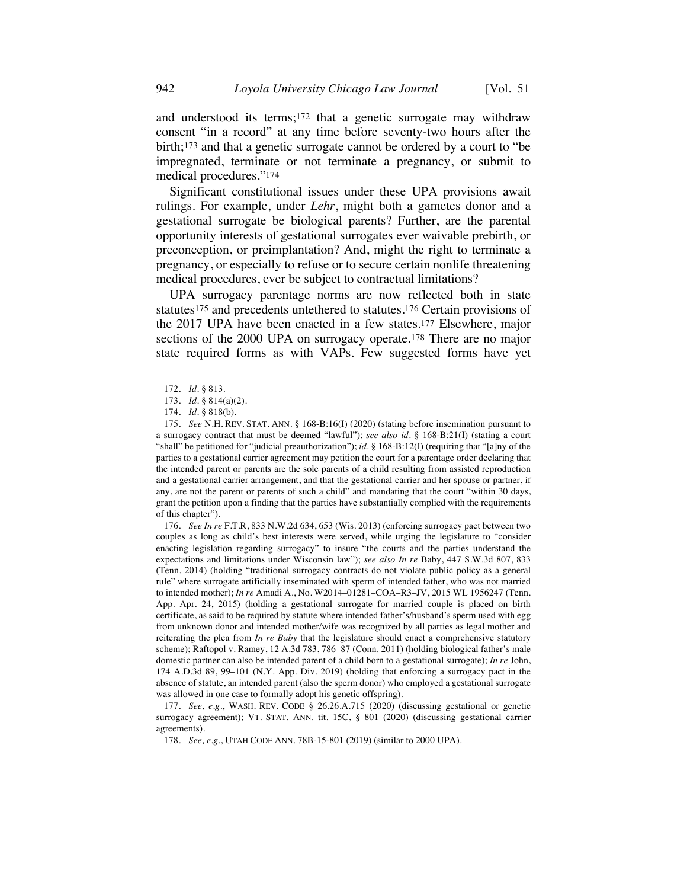and understood its terms;[172] that a genetic surrogate may withdraw consent "in a record" at any time before seventy-two hours after the birth;[173] and that a genetic surrogate cannot be ordered by a court to "be impregnated, terminate or not terminate a pregnancy, or submit to medical procedures."[174]

Significant constitutional issues under these UPA provisions await rulings. For example, under *Lehr*, might both a gametes donor and a gestational surrogate be biological parents? Further, are the parental opportunity interests of gestational surrogates ever waivable prebirth, or preconception, or preimplantation? And, might the right to terminate a pregnancy, or especially to refuse or to secure certain nonlife threatening medical procedures, ever be subject to contractual limitations?

UPA surrogacy parentage norms are now reflected both in state statutes[175] and precedents untethered to statutes.[176] Certain provisions of the 2017 UPA have been enacted in a few states.[177] Elsewhere, major sections of the 2000 UPA on surrogacy operate.[178] There are no major state required forms as with VAPs. Few suggested forms have yet

---

172. *Id.* § 813.

173. *Id.* § 814(a)(2).

174. *Id.* § 818(b).

175. *See* N.H. REV. STAT. ANN. § 168-B:16(I) (2020) (stating before insemination pursuant to a surrogacy contract that must be deemed "lawful"); *see also id.* § 168-B:21(I) (stating a court "shall" be petitioned for "judicial preauthorization"); *id.* § 168-B:12(I) (requiring that "[a]ny of the parties to a gestational carrier agreement may petition the court for a parentage order declaring that the intended parent or parents are the sole parents of a child resulting from assisted reproduction and a gestational carrier arrangement, and that the gestational carrier and her spouse or partner, if any, are not the parent or parents of such a child" and mandating that the court "within 30 days, grant the petition upon a finding that the parties have substantially complied with the requirements of this chapter").

176. *See In re* F.T.R, 833 N.W.2d 634, 653 (Wis. 2013) (enforcing surrogacy pact between two couples as long as child's best interests were served, while urging the legislature to "consider enacting legislation regarding surrogacy" to insure "the courts and the parties understand the expectations and limitations under Wisconsin law"); *see also In re* Baby, 447 S.W.3d 807, 833 (Tenn. 2014) (holding "traditional surrogacy contracts do not violate public policy as a general rule" where surrogate artificially inseminated with sperm of intended father, who was not married to intended mother); *In re* Amadi A., No. W2014–01281–COA–R3–JV, 2015 WL 1956247 (Tenn. App. Apr. 24, 2015) (holding a gestational surrogate for married couple is placed on birth certificate, as said to be required by statute where intended father's/husband's sperm used with egg from unknown donor and intended mother/wife was recognized by all parties as legal mother and reiterating the plea from *In re Baby* that the legislature should enact a comprehensive statutory scheme); Raftopol v. Ramey, 12 A.3d 783, 786–87 (Conn. 2011) (holding biological father's male domestic partner can also be intended parent of a child born to a gestational surrogate); *In re* John, 174 A.D.3d 89, 99–101 (N.Y. App. Div. 2019) (holding that enforcing a surrogacy pact in the absence of statute, an intended parent (also the sperm donor) who employed a gestational surrogate was allowed in one case to formally adopt his genetic offspring).

177. *See, e.g.*, WASH. REV. CODE § 26.26.A.715 (2020) (discussing gestational or genetic surrogacy agreement); VT. STAT. ANN. tit. 15C, § 801 (2020) (discussing gestational carrier agreements).

178. *See, e.g.*, UTAH CODE ANN. 78B-15-801 (2019) (similar to 2000 UPA).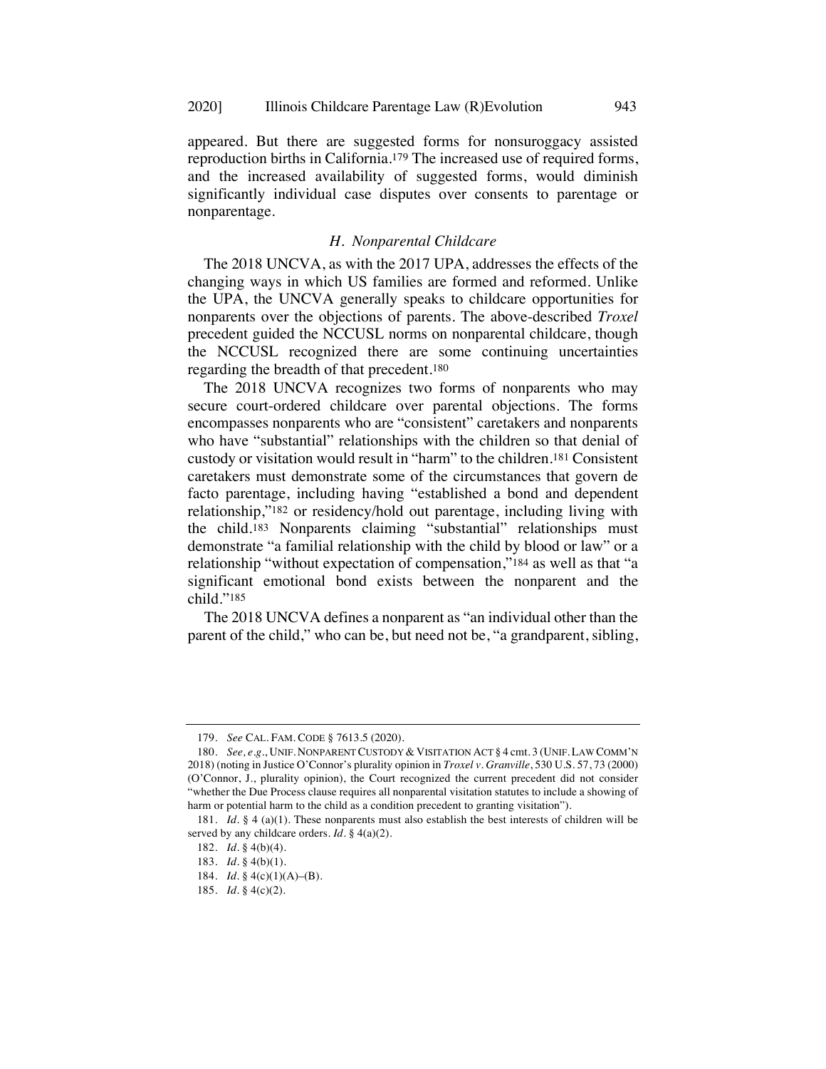appeared. But there are suggested forms for nonsuroggacy assisted reproduction births in California.[179] The increased use of required forms, and the increased availability of suggested forms, would diminish significantly individual case disputes over consents to parentage or nonparentage.

### *H. Nonparental Childcare*

The 2018 UNCVA, as with the 2017 UPA, addresses the effects of the changing ways in which US families are formed and reformed. Unlike the UPA, the UNCVA generally speaks to childcare opportunities for nonparents over the objections of parents. The above-described *Troxel* precedent guided the NCCUSL norms on nonparental childcare, though the NCCUSL recognized there are some continuing uncertainties regarding the breadth of that precedent.[180]

The 2018 UNCVA recognizes two forms of nonparents who may secure court-ordered childcare over parental objections. The forms encompasses nonparents who are "consistent" caretakers and nonparents who have "substantial" relationships with the children so that denial of custody or visitation would result in "harm" to the children.[181] Consistent caretakers must demonstrate some of the circumstances that govern de facto parentage, including having "established a bond and dependent relationship,"[182] or residency/hold out parentage, including living with the child.[183] Nonparents claiming "substantial" relationships must demonstrate "a familial relationship with the child by blood or law" or a relationship "without expectation of compensation,"[184] as well as that "a significant emotional bond exists between the nonparent and the child."[185]

The 2018 UNCVA defines a nonparent as "an individual other than the parent of the child," who can be, but need not be, "a grandparent, sibling,

---

179. *See* CAL. FAM. CODE § 7613.5 (2020).

180. *See, e.g.*, UNIF. NONPARENT CUSTODY & VISITATION ACT § 4 cmt. 3 (UNIF. LAW COMM'N 2018) (noting in Justice O'Connor's plurality opinion in *Troxel v. Granville*, 530 U.S. 57, 73 (2000) (O'Connor, J., plurality opinion), the Court recognized the current precedent did not consider "whether the Due Process clause requires all nonparental visitation statutes to include a showing of harm or potential harm to the child as a condition precedent to granting visitation").

181. *Id.* § 4 (a)(1). These nonparents must also establish the best interests of children will be served by any childcare orders. *Id.* § 4(a)(2).

182. *Id.* § 4(b)(4).

183. *Id.* § 4(b)(1).

184. *Id.* § 4(c)(1)(A)–(B).

185. *Id.* § 4(c)(2).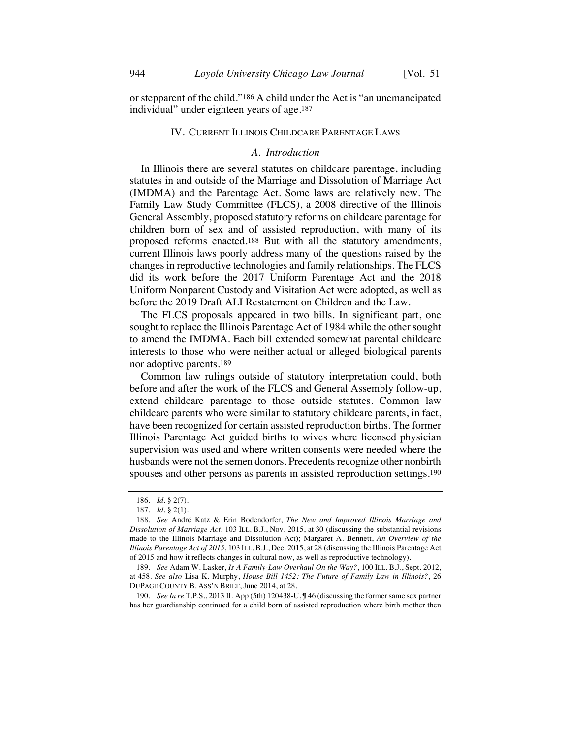or stepparent of the child."[186] A child under the Act is "an unemancipated individual" under eighteen years of age.[187]

## IV. CURRENT ILLINOIS CHILDCARE PARENTAGE LAWS

### *A. Introduction*

In Illinois there are several statutes on childcare parentage, including statutes in and outside of the Marriage and Dissolution of Marriage Act (IMDMA) and the Parentage Act. Some laws are relatively new. The Family Law Study Committee (FLCS), a 2008 directive of the Illinois General Assembly, proposed statutory reforms on childcare parentage for children born of sex and of assisted reproduction, with many of its proposed reforms enacted.[188] But with all the statutory amendments, current Illinois laws poorly address many of the questions raised by the changes in reproductive technologies and family relationships. The FLCS did its work before the 2017 Uniform Parentage Act and the 2018 Uniform Nonparent Custody and Visitation Act were adopted, as well as before the 2019 Draft ALI Restatement on Children and the Law.

The FLCS proposals appeared in two bills. In significant part, one sought to replace the Illinois Parentage Act of 1984 while the other sought to amend the IMDMA. Each bill extended somewhat parental childcare interests to those who were neither actual or alleged biological parents nor adoptive parents.[189]

Common law rulings outside of statutory interpretation could, both before and after the work of the FLCS and General Assembly follow-up, extend childcare parentage to those outside statutes. Common law childcare parents who were similar to statutory childcare parents, in fact, have been recognized for certain assisted reproduction births. The former Illinois Parentage Act guided births to wives where licensed physician supervision was used and where written consents were needed where the husbands were not the semen donors. Precedents recognize other nonbirth spouses and other persons as parents in assisted reproduction settings.[190]

---

186. *Id.* § 2(7).

187. *Id.* § 2(1).

188. *See* André Katz & Erin Bodendorfer, *The New and Improved Illinois Marriage and Dissolution of Marriage Act*, 103 ILL. B.J., Nov. 2015, at 30 (discussing the substantial revisions made to the Illinois Marriage and Dissolution Act); Margaret A. Bennett, *An Overview of the Illinois Parentage Act of 2015*, 103 ILL. B.J., Dec. 2015, at 28 (discussing the Illinois Parentage Act of 2015 and how it reflects changes in cultural now, as well as reproductive technology).

189. *See* Adam W. Lasker, *Is A Family-Law Overhaul On the Way?*, 100 ILL. B.J., Sept. 2012, at 458. *See also* Lisa K. Murphy, *House Bill 1452: The Future of Family Law in Illinois?*, 26 DUPAGE COUNTY B. ASS'N BRIEF, June 2014, at 28.

190. *See In re* T.P.S., 2013 IL App (5th) 120438-U, ¶ 46 (discussing the former same sex partner has her guardianship continued for a child born of assisted reproduction where birth mother then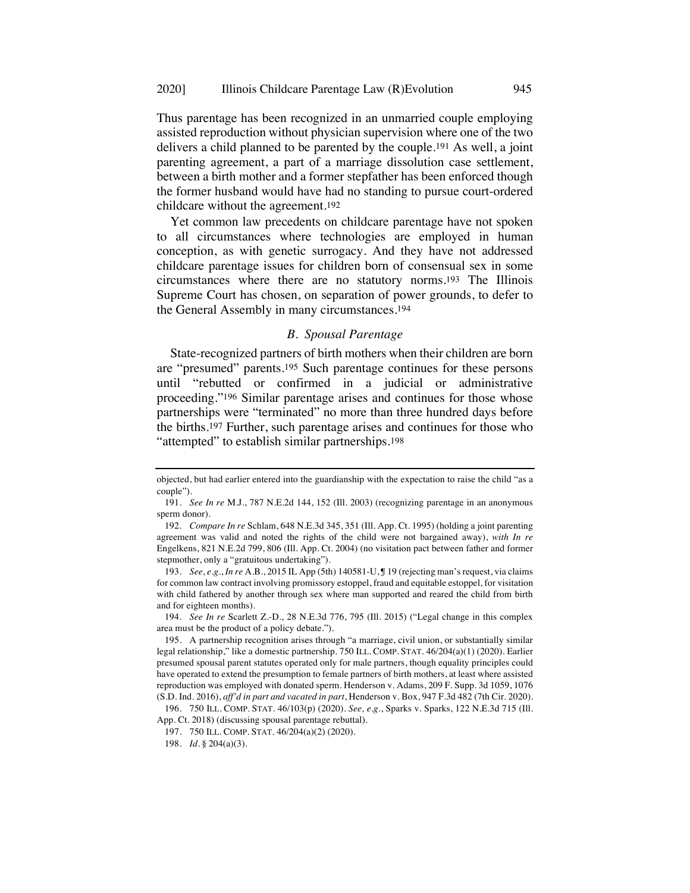Thus parentage has been recognized in an unmarried couple employing assisted reproduction without physician supervision where one of the two delivers a child planned to be parented by the couple.[191] As well, a joint parenting agreement, a part of a marriage dissolution case settlement, between a birth mother and a former stepfather has been enforced though the former husband would have had no standing to pursue court-ordered childcare without the agreement.[192]

Yet common law precedents on childcare parentage have not spoken to all circumstances where technologies are employed in human conception, as with genetic surrogacy. And they have not addressed childcare parentage issues for children born of consensual sex in some circumstances where there are no statutory norms.[193] The Illinois Supreme Court has chosen, on separation of power grounds, to defer to the General Assembly in many circumstances.[194]

### *B. Spousal Parentage*

State-recognized partners of birth mothers when their children are born are "presumed" parents.[195] Such parentage continues for these persons until "rebutted or confirmed in a judicial or administrative proceeding."[196] Similar parentage arises and continues for those whose partnerships were "terminated" no more than three hundred days before the births.[197] Further, such parentage arises and continues for those who "attempted" to establish similar partnerships.[198]

---

objected, but had earlier entered into the guardianship with the expectation to raise the child "as a couple").

191. *See In re* M.J., 787 N.E.2d 144, 152 (Ill. 2003) (recognizing parentage in an anonymous sperm donor).

192. *Compare In re* Schlam, 648 N.E.3d 345, 351 (Ill. App. Ct. 1995) (holding a joint parenting agreement was valid and noted the rights of the child were not bargained away), *with In re* Engelkens, 821 N.E.2d 799, 806 (Ill. App. Ct. 2004) (no visitation pact between father and former stepmother, only a "gratuitous undertaking").

193. *See, e.g.*, *In re* A.B., 2015 IL App (5th) 140581-U, ¶ 19 (rejecting man's request, via claims for common law contract involving promissory estoppel, fraud and equitable estoppel, for visitation with child fathered by another through sex where man supported and reared the child from birth and for eighteen months).

194. *See In re* Scarlett Z.-D., 28 N.E.3d 776, 795 (Ill. 2015) ("Legal change in this complex area must be the product of a policy debate.").

195. A partnership recognition arises through "a marriage, civil union, or substantially similar legal relationship," like a domestic partnership. 750 ILL. COMP. STAT. 46/204(a)(1) (2020). Earlier presumed spousal parent statutes operated only for male partners, though equality principles could have operated to extend the presumption to female partners of birth mothers, at least where assisted reproduction was employed with donated sperm. Henderson v. Adams, 209 F. Supp. 3d 1059, 1076 (S.D. Ind. 2016), *aff'd in part and vacated in part*, Henderson v. Box, 947 F.3d 482 (7th Cir. 2020).

196. 750 ILL. COMP. STAT. 46/103(p) (2020). *See, e.g.*, Sparks v. Sparks, 122 N.E.3d 715 (Ill. App. Ct. 2018) (discussing spousal parentage rebuttal).

197. 750 ILL. COMP. STAT. 46/204(a)(2) (2020).

198. *Id.* § 204(a)(3).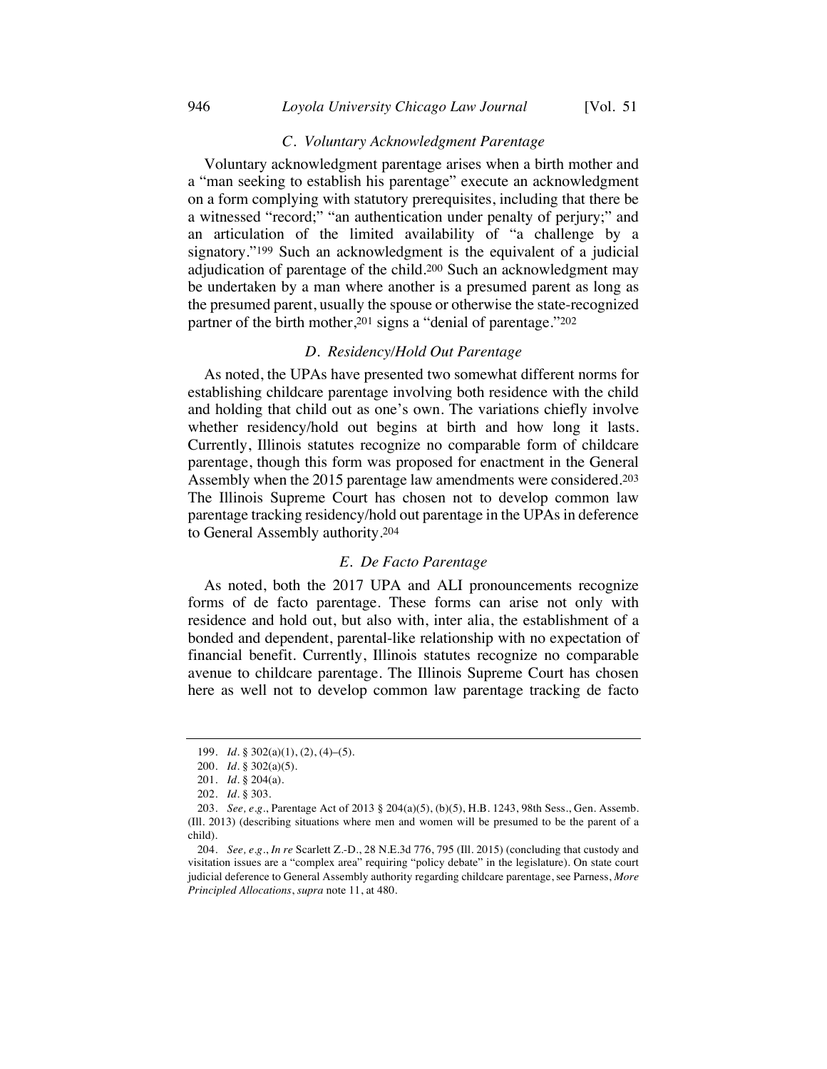### *C. Voluntary Acknowledgment Parentage*

Voluntary acknowledgment parentage arises when a birth mother and a "man seeking to establish his parentage" execute an acknowledgment on a form complying with statutory prerequisites, including that there be a witnessed "record;" "an authentication under penalty of perjury;" and an articulation of the limited availability of "a challenge by a signatory."[199] Such an acknowledgment is the equivalent of a judicial adjudication of parentage of the child.[200] Such an acknowledgment may be undertaken by a man where another is a presumed parent as long as the presumed parent, usually the spouse or otherwise the state-recognized partner of the birth mother,[201] signs a "denial of parentage."[202]

### *D. Residency/Hold Out Parentage*

As noted, the UPAs have presented two somewhat different norms for establishing childcare parentage involving both residence with the child and holding that child out as one's own. The variations chiefly involve whether residency/hold out begins at birth and how long it lasts. Currently, Illinois statutes recognize no comparable form of childcare parentage, though this form was proposed for enactment in the General Assembly when the 2015 parentage law amendments were considered.[203] The Illinois Supreme Court has chosen not to develop common law parentage tracking residency/hold out parentage in the UPAs in deference to General Assembly authority.[204]

### *E. De Facto Parentage*

As noted, both the 2017 UPA and ALI pronouncements recognize forms of de facto parentage. These forms can arise not only with residence and hold out, but also with, inter alia, the establishment of a bonded and dependent, parental-like relationship with no expectation of financial benefit. Currently, Illinois statutes recognize no comparable avenue to childcare parentage. The Illinois Supreme Court has chosen here as well not to develop common law parentage tracking de facto

---

199. *Id.* § 302(a)(1), (2), (4)–(5).

200. *Id.* § 302(a)(5).

201. *Id.* § 204(a).

202. *Id.* § 303.

203. *See, e.g.*, Parentage Act of 2013 § 204(a)(5), (b)(5), H.B. 1243, 98th Sess., Gen. Assemb. (Ill. 2013) (describing situations where men and women will be presumed to be the parent of a child).

204. *See, e.g.*, *In re* Scarlett Z.-D., 28 N.E.3d 776, 795 (Ill. 2015) (concluding that custody and visitation issues are a "complex area" requiring "policy debate" in the legislature). On state court judicial deference to General Assembly authority regarding childcare parentage, see Parness, *More Principled Allocations*, *supra* note 11, at 480.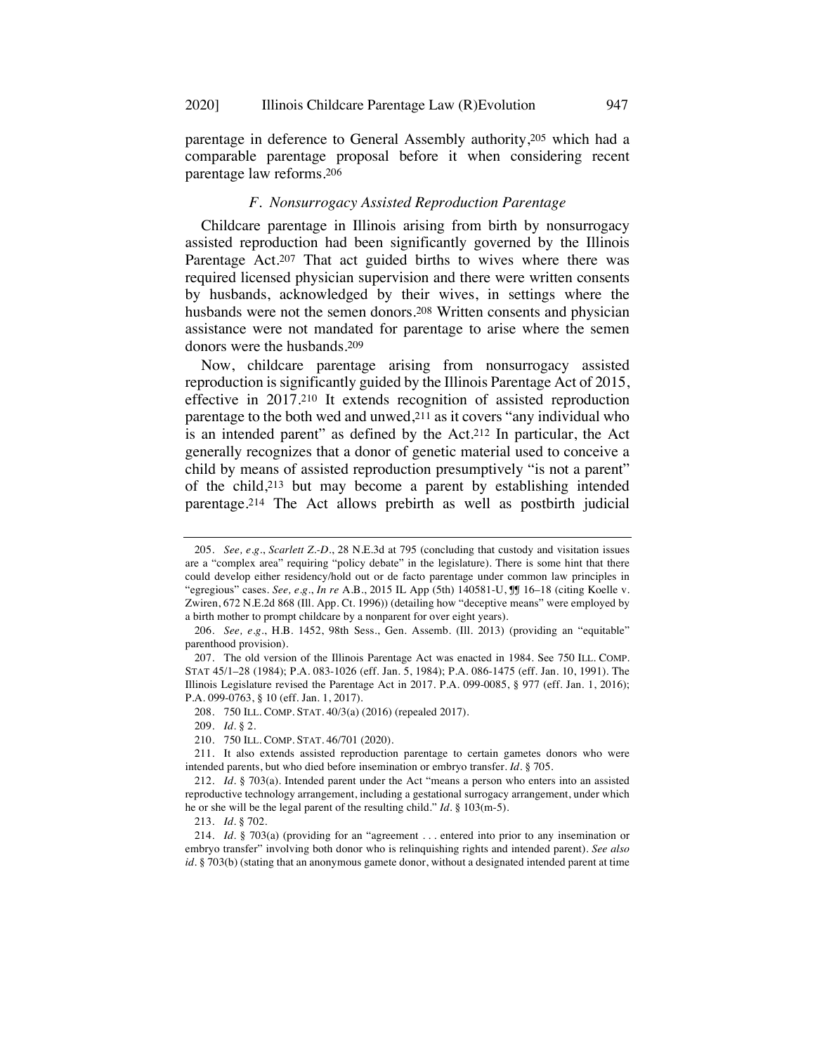parentage in deference to General Assembly authority,[205] which had a comparable parentage proposal before it when considering recent parentage law reforms.[206]

### *F. Nonsurrogacy Assisted Reproduction Parentage*

Childcare parentage in Illinois arising from birth by nonsurrogacy assisted reproduction had been significantly governed by the Illinois Parentage Act.[207] That act guided births to wives where there was required licensed physician supervision and there were written consents by husbands, acknowledged by their wives, in settings where the husbands were not the semen donors.[208] Written consents and physician assistance were not mandated for parentage to arise where the semen donors were the husbands.[209]

Now, childcare parentage arising from nonsurrogacy assisted reproduction is significantly guided by the Illinois Parentage Act of 2015, effective in 2017.[210] It extends recognition of assisted reproduction parentage to the both wed and unwed,[211] as it covers "any individual who is an intended parent" as defined by the Act.[212] In particular, the Act generally recognizes that a donor of genetic material used to conceive a child by means of assisted reproduction presumptively "is not a parent" of the child,[213] but may become a parent by establishing intended parentage.[214] The Act allows prebirth as well as postbirth judicial

---

205. *See, e.g.*, *Scarlett Z.-D.*, 28 N.E.3d at 795 (concluding that custody and visitation issues are a "complex area" requiring "policy debate" in the legislature). There is some hint that there could develop either residency/hold out or de facto parentage under common law principles in "egregious" cases. *See, e.g.*, *In re* A.B., 2015 IL App (5th) 140581-U, ¶¶ 16–18 (citing Koelle v. Zwiren, 672 N.E.2d 868 (Ill. App. Ct. 1996)) (detailing how "deceptive means" were employed by a birth mother to prompt childcare by a nonparent for over eight years).

206. *See, e.g.*, H.B. 1452, 98th Sess., Gen. Assemb. (Ill. 2013) (providing an "equitable" parenthood provision).

207. The old version of the Illinois Parentage Act was enacted in 1984. See 750 ILL. COMP. STAT 45/1–28 (1984); P.A. 083-1026 (eff. Jan. 5, 1984); P.A. 086-1475 (eff. Jan. 10, 1991). The Illinois Legislature revised the Parentage Act in 2017. P.A. 099-0085, § 977 (eff. Jan. 1, 2016); P.A. 099-0763, § 10 (eff. Jan. 1, 2017).

208. 750 ILL. COMP. STAT. 40/3(a) (2016) (repealed 2017).

209. *Id.* § 2.

210. 750 ILL. COMP. STAT. 46/701 (2020).

211. It also extends assisted reproduction parentage to certain gametes donors who were intended parents, but who died before insemination or embryo transfer. *Id.* § 705.

212. *Id.* § 703(a). Intended parent under the Act "means a person who enters into an assisted reproductive technology arrangement, including a gestational surrogacy arrangement, under which he or she will be the legal parent of the resulting child." *Id.* § 103(m-5).

213. *Id.* § 702.

214. *Id.* § 703(a) (providing for an "agreement . . . entered into prior to any insemination or embryo transfer" involving both donor who is relinquishing rights and intended parent). *See also id.* § 703(b) (stating that an anonymous gamete donor, without a designated intended parent at time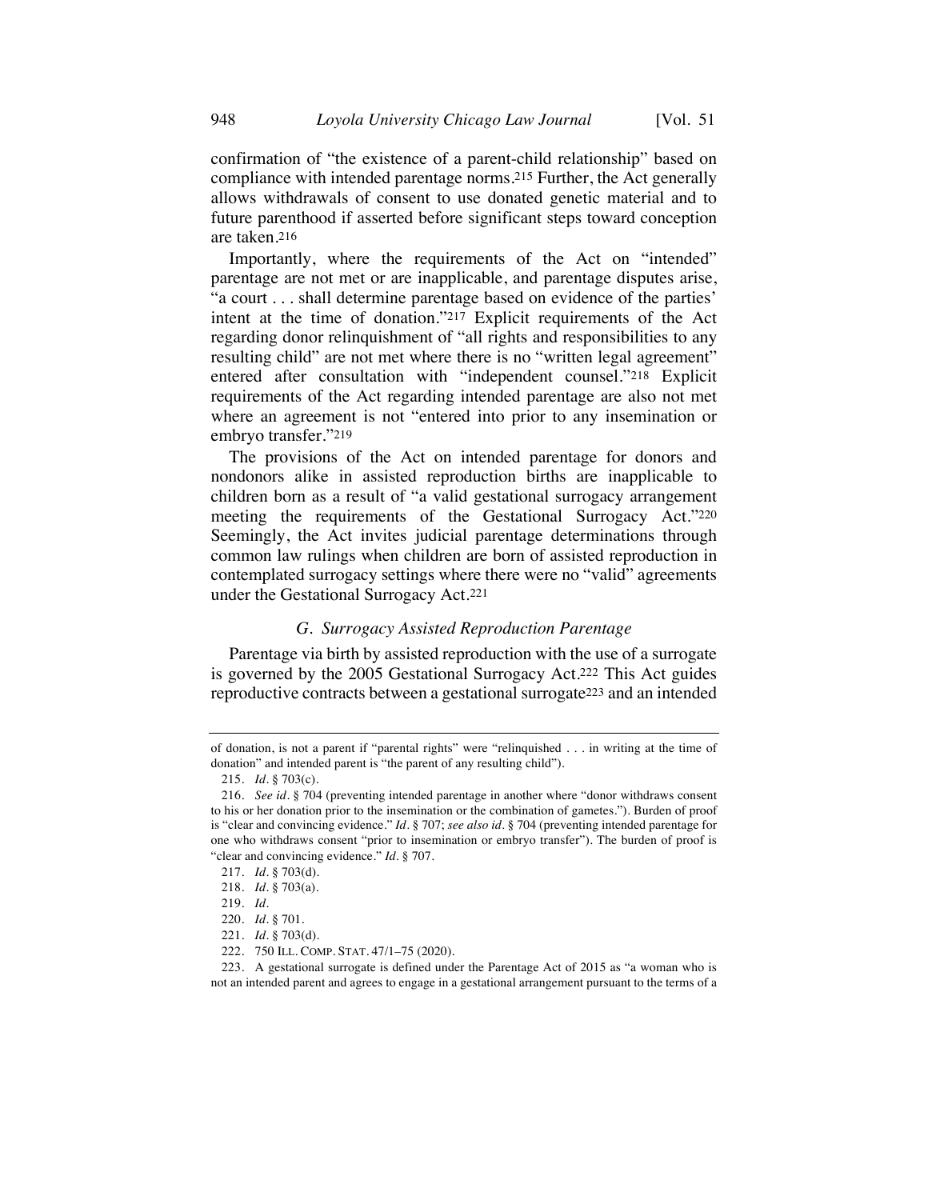confirmation of "the existence of a parent-child relationship" based on compliance with intended parentage norms.[215] Further, the Act generally allows withdrawals of consent to use donated genetic material and to future parenthood if asserted before significant steps toward conception are taken.[216]

Importantly, where the requirements of the Act on "intended" parentage are not met or are inapplicable, and parentage disputes arise, "a court . . . shall determine parentage based on evidence of the parties' intent at the time of donation."[217] Explicit requirements of the Act regarding donor relinquishment of "all rights and responsibilities to any resulting child" are not met where there is no "written legal agreement" entered after consultation with "independent counsel."[218] Explicit requirements of the Act regarding intended parentage are also not met where an agreement is not "entered into prior to any insemination or embryo transfer."[219]

The provisions of the Act on intended parentage for donors and nondonors alike in assisted reproduction births are inapplicable to children born as a result of "a valid gestational surrogacy arrangement meeting the requirements of the Gestational Surrogacy Act."[220] Seemingly, the Act invites judicial parentage determinations through common law rulings when children are born of assisted reproduction in contemplated surrogacy settings where there were no "valid" agreements under the Gestational Surrogacy Act.[221]

### *G. Surrogacy Assisted Reproduction Parentage*

Parentage via birth by assisted reproduction with the use of a surrogate is governed by the 2005 Gestational Surrogacy Act.[222] This Act guides reproductive contracts between a gestational surrogate[223] and an intended

---

of donation, is not a parent if "parental rights" were "relinquished . . . in writing at the time of donation" and intended parent is "the parent of any resulting child").

215. *Id.* § 703(c).

216. *See id.* § 704 (preventing intended parentage in another where "donor withdraws consent to his or her donation prior to the insemination or the combination of gametes."). Burden of proof is "clear and convincing evidence." *Id.* § 707; *see also id.* § 704 (preventing intended parentage for one who withdraws consent "prior to insemination or embryo transfer"). The burden of proof is "clear and convincing evidence." *Id.* § 707.

217. *Id.* § 703(d).

218. *Id.* § 703(a).

219. *Id.*

220. *Id.* § 701.

221. *Id.* § 703(d).

222. 750 ILL. COMP. STAT. 47/1–75 (2020).

223. A gestational surrogate is defined under the Parentage Act of 2015 as "a woman who is not an intended parent and agrees to engage in a gestational arrangement pursuant to the terms of a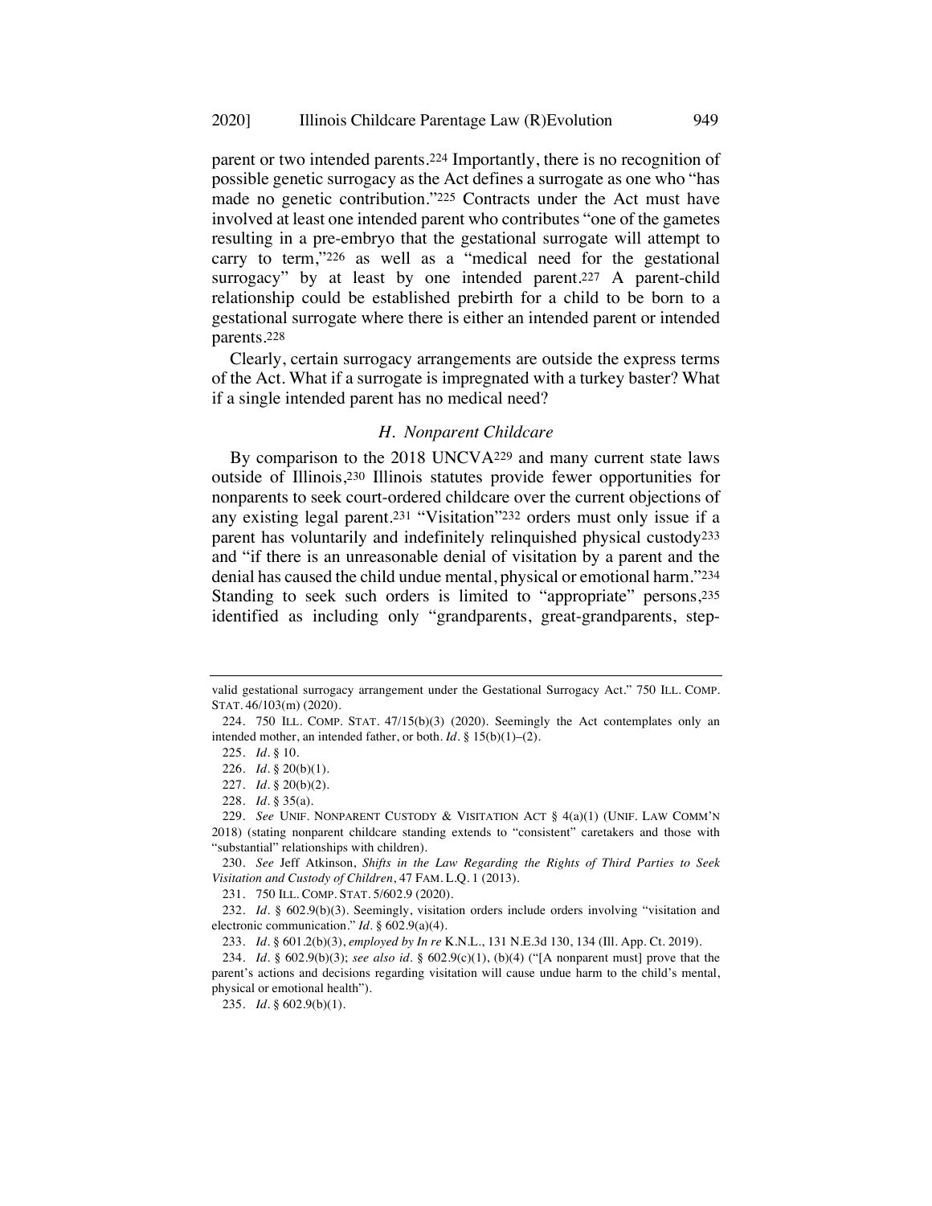parent or two intended parents.[224] Importantly, there is no recognition of possible genetic surrogacy as the Act defines a surrogate as one who "has made no genetic contribution."[225] Contracts under the Act must have involved at least one intended parent who contributes "one of the gametes resulting in a pre-embryo that the gestational surrogate will attempt to carry to term,"[226] as well as a "medical need for the gestational surrogacy" by at least by one intended parent.[227] A parent-child relationship could be established prebirth for a child to be born to a gestational surrogate where there is either an intended parent or intended parents.[228]

Clearly, certain surrogacy arrangements are outside the express terms of the Act. What if a surrogate is impregnated with a turkey baster? What if a single intended parent has no medical need?

### *H. Nonparent Childcare*

By comparison to the 2018 UNCVA[229] and many current state laws outside of Illinois,[230] Illinois statutes provide fewer opportunities for nonparents to seek court-ordered childcare over the current objections of any existing legal parent.[231] "Visitation"[232] orders must only issue if a parent has voluntarily and indefinitely relinquished physical custody[233] and "if there is an unreasonable denial of visitation by a parent and the denial has caused the child undue mental, physical or emotional harm."[234] Standing to seek such orders is limited to "appropriate" persons,[235] identified as including only "grandparents, great-grandparents, step-

---

valid gestational surrogacy arrangement under the Gestational Surrogacy Act." 750 ILL. COMP. STAT. 46/103(m) (2020).

224. 750 ILL. COMP. STAT. 47/15(b)(3) (2020). Seemingly the Act contemplates only an intended mother, an intended father, or both. *Id.* § 15(b)(1)–(2).

225. *Id.* § 10.

226. *Id.* § 20(b)(1).

227. *Id.* § 20(b)(2).

228. *Id.* § 35(a).

229. *See* UNIF. NONPARENT CUSTODY & VISITATION ACT § 4(a)(1) (UNIF. LAW COMM'N 2018) (stating nonparent childcare standing extends to "consistent" caretakers and those with "substantial" relationships with children).

230. *See* Jeff Atkinson, *Shifts in the Law Regarding the Rights of Third Parties to Seek Visitation and Custody of Children*, 47 FAM. L.Q. 1 (2013).

231. 750 ILL. COMP. STAT. 5/602.9 (2020).

232. *Id.* § 602.9(b)(3). Seemingly, visitation orders include orders involving "visitation and electronic communication." *Id.* § 602.9(a)(4).

233. *Id.* § 601.2(b)(3), *employed by In re* K.N.L., 131 N.E.3d 130, 134 (Ill. App. Ct. 2019).

234. *Id.* § 602.9(b)(3); *see also id.* § 602.9(c)(1), (b)(4) ("[A nonparent must] prove that the parent's actions and decisions regarding visitation will cause undue harm to the child's mental, physical or emotional health").

235. *Id.* § 602.9(b)(1).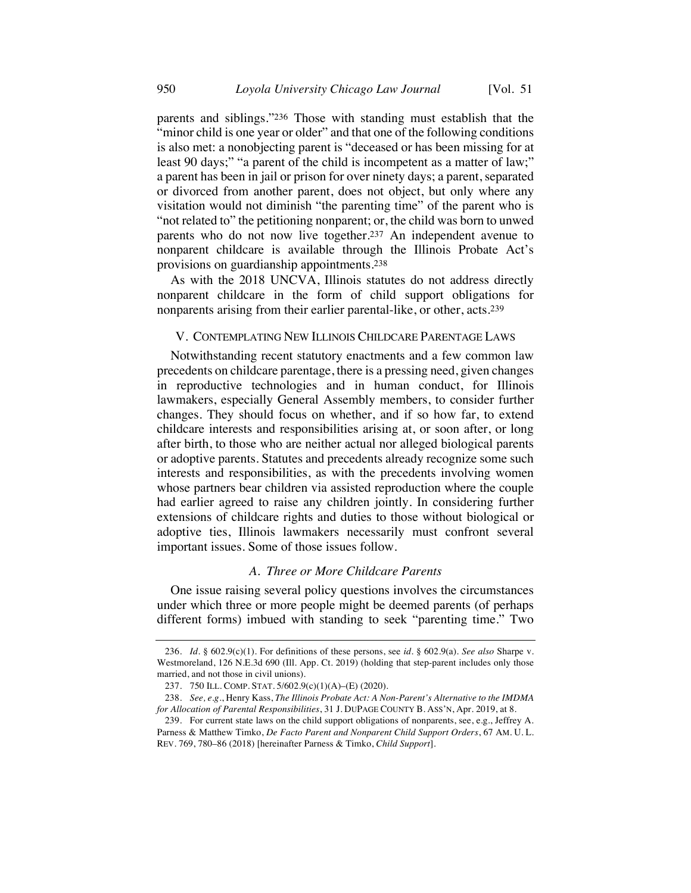parents and siblings."[236] Those with standing must establish that the "minor child is one year or older" and that one of the following conditions is also met: a nonobjecting parent is "deceased or has been missing for at least 90 days;" "a parent of the child is incompetent as a matter of law;" a parent has been in jail or prison for over ninety days; a parent, separated or divorced from another parent, does not object, but only where any visitation would not diminish "the parenting time" of the parent who is "not related to" the petitioning nonparent; or, the child was born to unwed parents who do not now live together.[237] An independent avenue to nonparent childcare is available through the Illinois Probate Act's provisions on guardianship appointments.[238]

As with the 2018 UNCVA, Illinois statutes do not address directly nonparent childcare in the form of child support obligations for nonparents arising from their earlier parental-like, or other, acts.[239]

## V. CONTEMPLATING NEW ILLINOIS CHILDCARE PARENTAGE LAWS

Notwithstanding recent statutory enactments and a few common law precedents on childcare parentage, there is a pressing need, given changes in reproductive technologies and in human conduct, for Illinois lawmakers, especially General Assembly members, to consider further changes. They should focus on whether, and if so how far, to extend childcare interests and responsibilities arising at, or soon after, or long after birth, to those who are neither actual nor alleged biological parents or adoptive parents. Statutes and precedents already recognize some such interests and responsibilities, as with the precedents involving women whose partners bear children via assisted reproduction where the couple had earlier agreed to raise any children jointly. In considering further extensions of childcare rights and duties to those without biological or adoptive ties, Illinois lawmakers necessarily must confront several important issues. Some of those issues follow.

### *A. Three or More Childcare Parents*

One issue raising several policy questions involves the circumstances under which three or more people might be deemed parents (of perhaps different forms) imbued with standing to seek "parenting time." Two

---

236. *Id.* § 602.9(c)(1). For definitions of these persons, see *id.* § 602.9(a). *See also* Sharpe v. Westmoreland, 126 N.E.3d 690 (Ill. App. Ct. 2019) (holding that step-parent includes only those married, and not those in civil unions).

237. 750 ILL. COMP. STAT. 5/602.9(c)(1)(A)–(E) (2020).

238. *See, e.g.*, Henry Kass, *The Illinois Probate Act: A Non-Parent's Alternative to the IMDMA for Allocation of Parental Responsibilities*, 31 J. DUPAGE COUNTY B. ASS'N, Apr. 2019, at 8.

239. For current state laws on the child support obligations of nonparents, see, e.g., Jeffrey A. Parness & Matthew Timko, *De Facto Parent and Nonparent Child Support Orders*, 67 AM. U. L. REV. 769, 780–86 (2018) [hereinafter Parness & Timko, *Child Support*].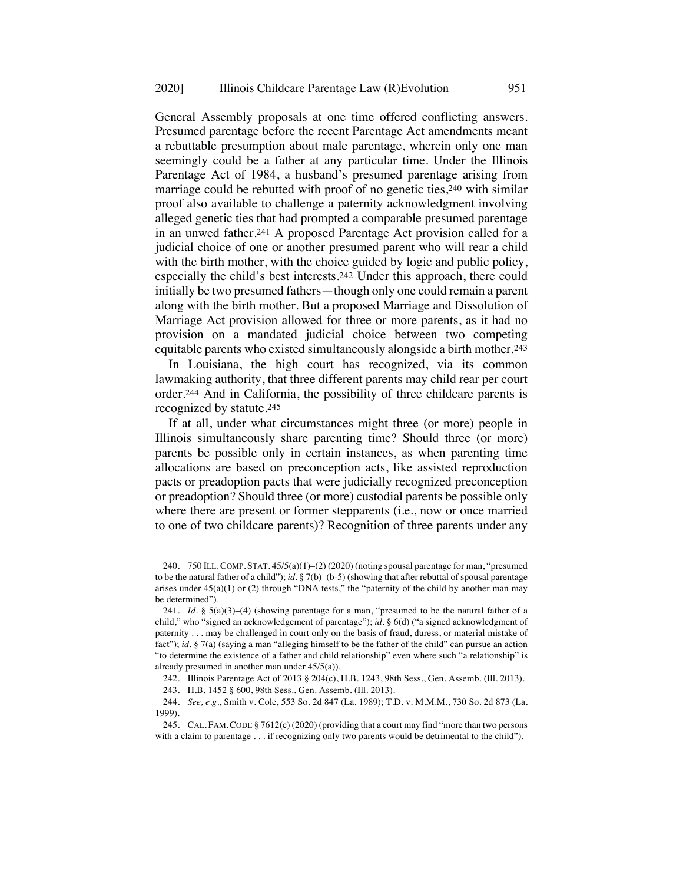General Assembly proposals at one time offered conflicting answers. Presumed parentage before the recent Parentage Act amendments meant a rebuttable presumption about male parentage, wherein only one man seemingly could be a father at any particular time. Under the Illinois Parentage Act of 1984, a husband's presumed parentage arising from marriage could be rebutted with proof of no genetic ties,[240] with similar proof also available to challenge a paternity acknowledgment involving alleged genetic ties that had prompted a comparable presumed parentage in an unwed father.[241] A proposed Parentage Act provision called for a judicial choice of one or another presumed parent who will rear a child with the birth mother, with the choice guided by logic and public policy, especially the child's best interests.[242] Under this approach, there could initially be two presumed fathers—though only one could remain a parent along with the birth mother. But a proposed Marriage and Dissolution of Marriage Act provision allowed for three or more parents, as it had no provision on a mandated judicial choice between two competing equitable parents who existed simultaneously alongside a birth mother.[243]

In Louisiana, the high court has recognized, via its common lawmaking authority, that three different parents may child rear per court order.[244] And in California, the possibility of three childcare parents is recognized by statute.[245]

If at all, under what circumstances might three (or more) people in Illinois simultaneously share parenting time? Should three (or more) parents be possible only in certain instances, as when parenting time allocations are based on preconception acts, like assisted reproduction pacts or preadoption pacts that were judicially recognized preconception or preadoption? Should three (or more) custodial parents be possible only where there are present or former stepparents (i.e., now or once married to one of two childcare parents)? Recognition of three parents under any

---

240. 750 ILL. COMP. STAT. 45/5(a)(1)–(2) (2020) (noting spousal parentage for man, "presumed to be the natural father of a child"); *id.* § 7(b)–(b-5) (showing that after rebuttal of spousal parentage arises under 45(a)(1) or (2) through "DNA tests," the "paternity of the child by another man may be determined").

241. *Id.* § 5(a)(3)–(4) (showing parentage for a man, "presumed to be the natural father of a child," who "signed an acknowledgement of parentage"); *id.* § 6(d) ("a signed acknowledgment of paternity . . . may be challenged in court only on the basis of fraud, duress, or material mistake of fact"); *id.* § 7(a) (saying a man "alleging himself to be the father of the child" can pursue an action "to determine the existence of a father and child relationship" even where such "a relationship" is already presumed in another man under 45/5(a)).

242. Illinois Parentage Act of 2013 § 204(c), H.B. 1243, 98th Sess., Gen. Assemb. (Ill. 2013).

243. H.B. 1452 § 600, 98th Sess., Gen. Assemb. (Ill. 2013).

244. *See, e.g.*, Smith v. Cole, 553 So. 2d 847 (La. 1989); T.D. v. M.M.M., 730 So. 2d 873 (La. 1999).

245. CAL. FAM. CODE § 7612(c) (2020) (providing that a court may find "more than two persons with a claim to parentage . . . if recognizing only two parents would be detrimental to the child").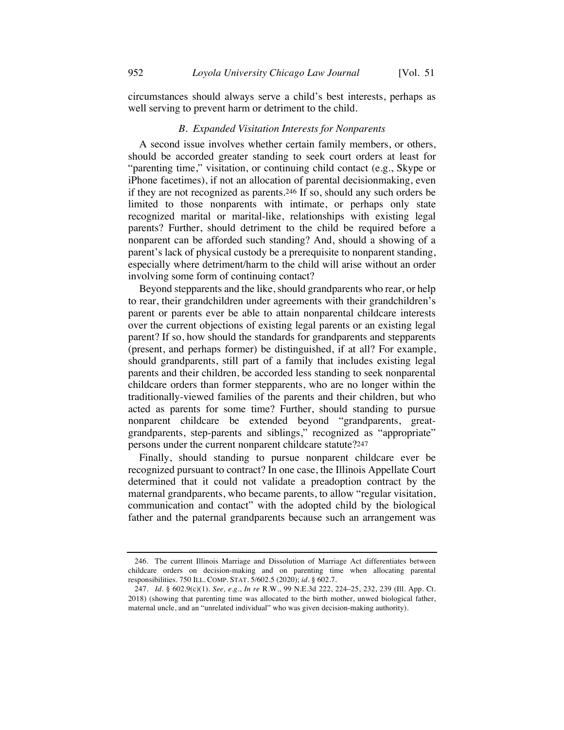circumstances should always serve a child's best interests, perhaps as well serving to prevent harm or detriment to the child.

### *B. Expanded Visitation Interests for Nonparents*

A second issue involves whether certain family members, or others, should be accorded greater standing to seek court orders at least for "parenting time," visitation, or continuing child contact (e.g., Skype or iPhone facetimes), if not an allocation of parental decisionmaking, even if they are not recognized as parents.[246] If so, should any such orders be limited to those nonparents with intimate, or perhaps only state recognized marital or marital-like, relationships with existing legal parents? Further, should detriment to the child be required before a nonparent can be afforded such standing? And, should a showing of a parent's lack of physical custody be a prerequisite to nonparent standing, especially where detriment/harm to the child will arise without an order involving some form of continuing contact?

Beyond stepparents and the like, should grandparents who rear, or help to rear, their grandchildren under agreements with their grandchildren's parent or parents ever be able to attain nonparental childcare interests over the current objections of existing legal parents or an existing legal parent? If so, how should the standards for grandparents and stepparents (present, and perhaps former) be distinguished, if at all? For example, should grandparents, still part of a family that includes existing legal parents and their children, be accorded less standing to seek nonparental childcare orders than former stepparents, who are no longer within the traditionally-viewed families of the parents and their children, but who acted as parents for some time? Further, should standing to pursue nonparent childcare be extended beyond "grandparents, great-grandparents, step-parents and siblings," recognized as "appropriate" persons under the current nonparent childcare statute?[247]

Finally, should standing to pursue nonparent childcare ever be recognized pursuant to contract? In one case, the Illinois Appellate Court determined that it could not validate a preadoption contract by the maternal grandparents, who became parents, to allow "regular visitation, communication and contact" with the adopted child by the biological father and the paternal grandparents because such an arrangement was

---

246. The current Illinois Marriage and Dissolution of Marriage Act differentiates between childcare orders on decision-making and on parenting time when allocating parental responsibilities. 750 ILL. COMP. STAT. 5/602.5 (2020); *id.* § 602.7.

247. *Id.* § 602.9(c)(1). *See, e.g.*, *In re* R.W., 99 N.E.3d 222, 224–25, 232, 239 (Ill. App. Ct. 2018) (showing that parenting time was allocated to the birth mother, unwed biological father, maternal uncle, and an "unrelated individual" who was given decision-making authority).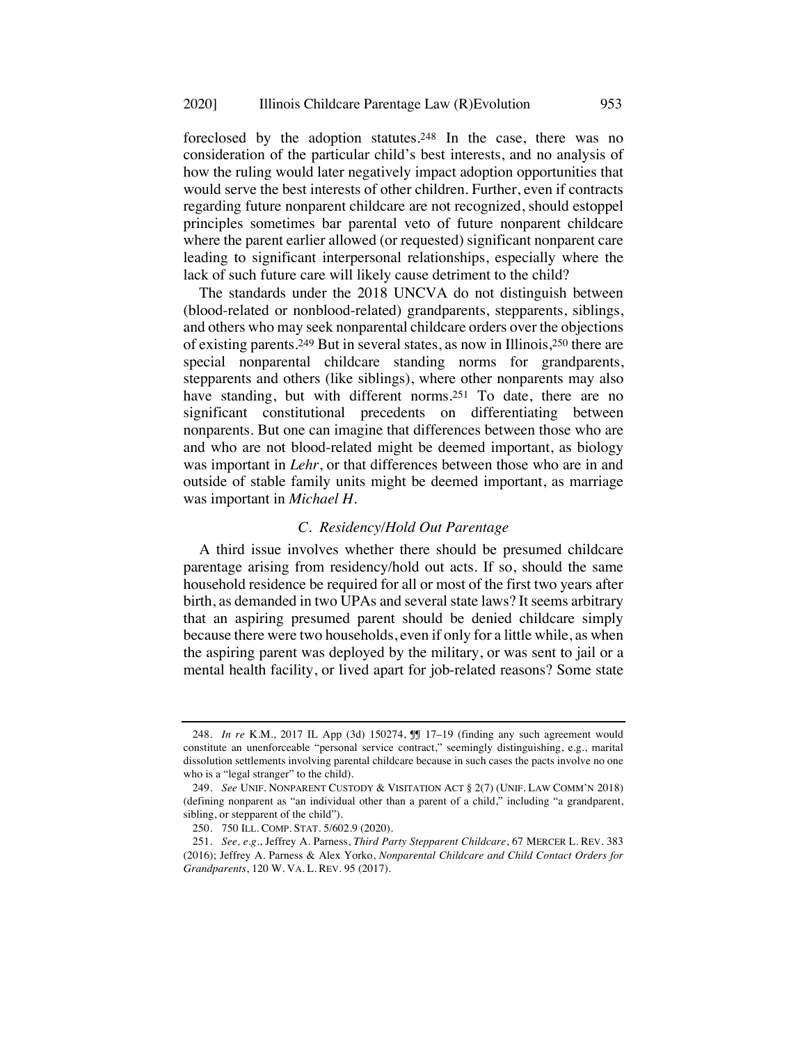foreclosed by the adoption statutes.[248] In the case, there was no consideration of the particular child's best interests, and no analysis of how the ruling would later negatively impact adoption opportunities that would serve the best interests of other children. Further, even if contracts regarding future nonparent childcare are not recognized, should estoppel principles sometimes bar parental veto of future nonparent childcare where the parent earlier allowed (or requested) significant nonparent care leading to significant interpersonal relationships, especially where the lack of such future care will likely cause detriment to the child?

The standards under the 2018 UNCVA do not distinguish between (blood-related or nonblood-related) grandparents, stepparents, siblings, and others who may seek nonparental childcare orders over the objections of existing parents.[249] But in several states, as now in Illinois,[250] there are special nonparental childcare standing norms for grandparents, stepparents and others (like siblings), where other nonparents may also have standing, but with different norms.[251] To date, there are no significant constitutional precedents on differentiating between nonparents. But one can imagine that differences between those who are and who are not blood-related might be deemed important, as biology was important in *Lehr*, or that differences between those who are in and outside of stable family units might be deemed important, as marriage was important in *Michael H.*

### *C. Residency/Hold Out Parentage*

A third issue involves whether there should be presumed childcare parentage arising from residency/hold out acts. If so, should the same household residence be required for all or most of the first two years after birth, as demanded in two UPAs and several state laws? It seems arbitrary that an aspiring presumed parent should be denied childcare simply because there were two households, even if only for a little while, as when the aspiring parent was deployed by the military, or was sent to jail or a mental health facility, or lived apart for job-related reasons? Some state

---

248. *In re* K.M., 2017 IL App (3d) 150274, ¶¶ 17–19 (finding any such agreement would constitute an unenforceable "personal service contract," seemingly distinguishing, e.g., marital dissolution settlements involving parental childcare because in such cases the pacts involve no one who is a "legal stranger" to the child).

249. *See* UNIF. NONPARENT CUSTODY & VISITATION ACT § 2(7) (UNIF. LAW COMM'N 2018) (defining nonparent as "an individual other than a parent of a child," including "a grandparent, sibling, or stepparent of the child").

250. 750 ILL. COMP. STAT. 5/602.9 (2020).

251. *See, e.g.*, Jeffrey A. Parness, *Third Party Stepparent Childcare*, 67 MERCER L. REV. 383 (2016); Jeffrey A. Parness & Alex Yorko, *Nonparental Childcare and Child Contact Orders for Grandparents*, 120 W. VA. L. REV. 95 (2017).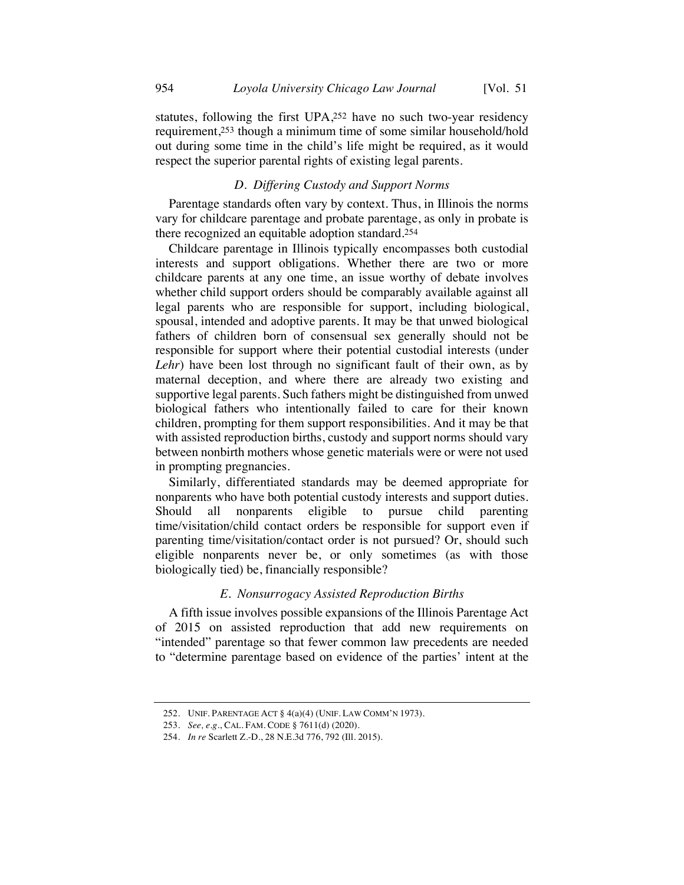statutes, following the first UPA,[252] have no such two-year residency requirement,[253] though a minimum time of some similar household/hold out during some time in the child's life might be required, as it would respect the superior parental rights of existing legal parents.

### *D. Differing Custody and Support Norms*

Parentage standards often vary by context. Thus, in Illinois the norms vary for childcare parentage and probate parentage, as only in probate is there recognized an equitable adoption standard.[254]

Childcare parentage in Illinois typically encompasses both custodial interests and support obligations. Whether there are two or more childcare parents at any one time, an issue worthy of debate involves whether child support orders should be comparably available against all legal parents who are responsible for support, including biological, spousal, intended and adoptive parents. It may be that unwed biological fathers of children born of consensual sex generally should not be responsible for support where their potential custodial interests (under *Lehr*) have been lost through no significant fault of their own, as by maternal deception, and where there are already two existing and supportive legal parents. Such fathers might be distinguished from unwed biological fathers who intentionally failed to care for their known children, prompting for them support responsibilities. And it may be that with assisted reproduction births, custody and support norms should vary between nonbirth mothers whose genetic materials were or were not used in prompting pregnancies.

Similarly, differentiated standards may be deemed appropriate for nonparents who have both potential custody interests and support duties. Should all nonparents eligible to pursue child parenting time/visitation/child contact orders be responsible for support even if parenting time/visitation/contact order is not pursued? Or, should such eligible nonparents never be, or only sometimes (as with those biologically tied) be, financially responsible?

### *E. Nonsurrogacy Assisted Reproduction Births*

A fifth issue involves possible expansions of the Illinois Parentage Act of 2015 on assisted reproduction that add new requirements on "intended" parentage so that fewer common law precedents are needed to "determine parentage based on evidence of the parties' intent at the

---

252. UNIF. PARENTAGE ACT § 4(a)(4) (UNIF. LAW COMM'N 1973).

253. *See, e.g.*, CAL. FAM. CODE § 7611(d) (2020).

254. *In re* Scarlett Z.-D., 28 N.E.3d 776, 792 (Ill. 2015).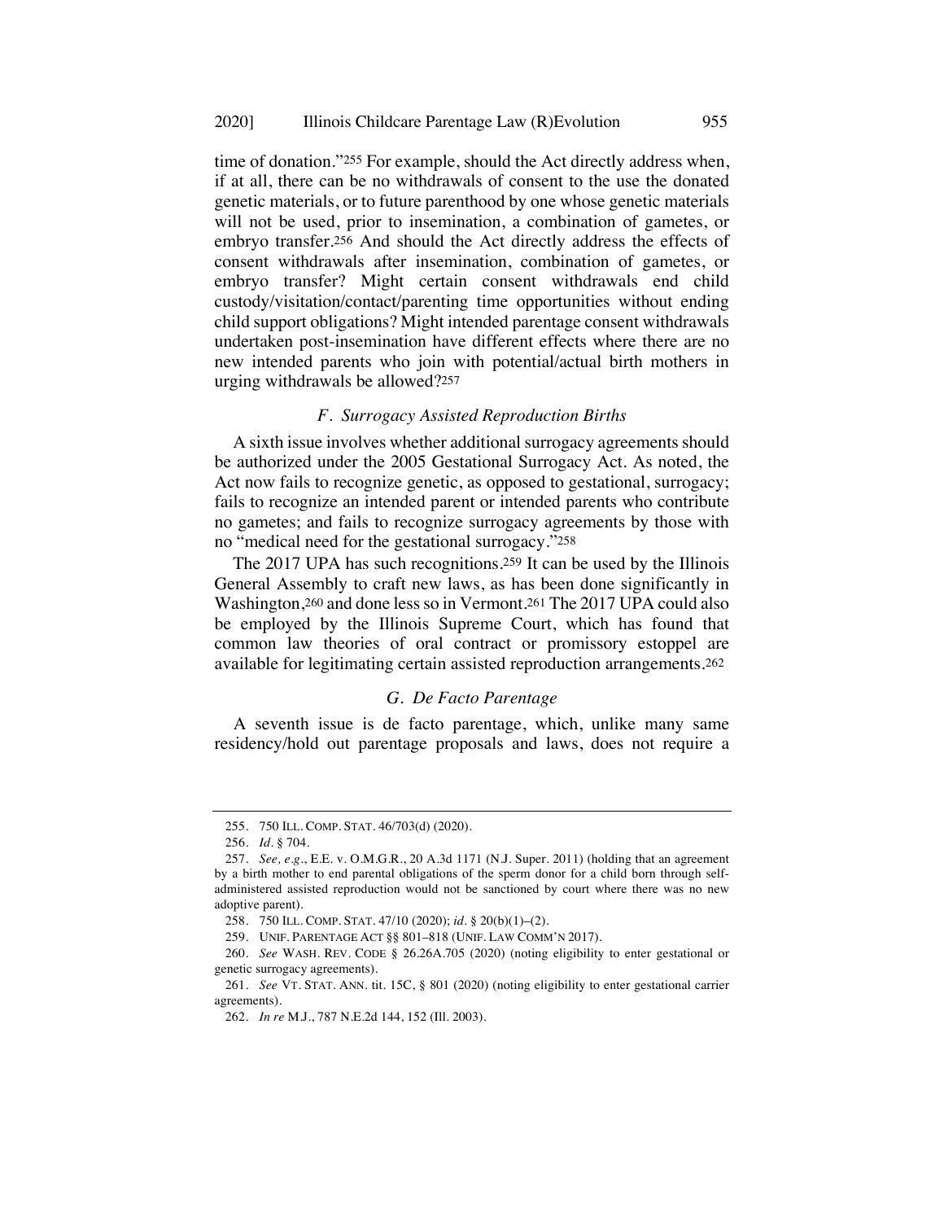time of donation."[255] For example, should the Act directly address when, if at all, there can be no withdrawals of consent to the use the donated genetic materials, or to future parenthood by one whose genetic materials will not be used, prior to insemination, a combination of gametes, or embryo transfer.[256] And should the Act directly address the effects of consent withdrawals after insemination, combination of gametes, or embryo transfer? Might certain consent withdrawals end child custody/visitation/contact/parenting time opportunities without ending child support obligations? Might intended parentage consent withdrawals undertaken post-insemination have different effects where there are no new intended parents who join with potential/actual birth mothers in urging withdrawals be allowed?[257]

### *F. Surrogacy Assisted Reproduction Births*

A sixth issue involves whether additional surrogacy agreements should be authorized under the 2005 Gestational Surrogacy Act. As noted, the Act now fails to recognize genetic, as opposed to gestational, surrogacy; fails to recognize an intended parent or intended parents who contribute no gametes; and fails to recognize surrogacy agreements by those with no "medical need for the gestational surrogacy."[258]

The 2017 UPA has such recognitions.[259] It can be used by the Illinois General Assembly to craft new laws, as has been done significantly in Washington,[260] and done less so in Vermont.[261] The 2017 UPA could also be employed by the Illinois Supreme Court, which has found that common law theories of oral contract or promissory estoppel are available for legitimating certain assisted reproduction arrangements.[262]

### *G. De Facto Parentage*

A seventh issue is de facto parentage, which, unlike many same residency/hold out parentage proposals and laws, does not require a

---

255. 750 ILL. COMP. STAT. 46/703(d) (2020).

256. *Id.* § 704.

257. *See, e.g.*, E.E. v. O.M.G.R., 20 A.3d 1171 (N.J. Super. 2011) (holding that an agreement by a birth mother to end parental obligations of the sperm donor for a child born through self-administered assisted reproduction would not be sanctioned by court where there was no new adoptive parent).

258. 750 ILL. COMP. STAT. 47/10 (2020); *id.* § 20(b)(1)–(2).

259. UNIF. PARENTAGE ACT §§ 801–818 (UNIF. LAW COMM'N 2017).

260. *See* WASH. REV. CODE § 26.26A.705 (2020) (noting eligibility to enter gestational or genetic surrogacy agreements).

261. *See* VT. STAT. ANN. tit. 15C, § 801 (2020) (noting eligibility to enter gestational carrier agreements).

262. *In re* M.J., 787 N.E.2d 144, 152 (Ill. 2003).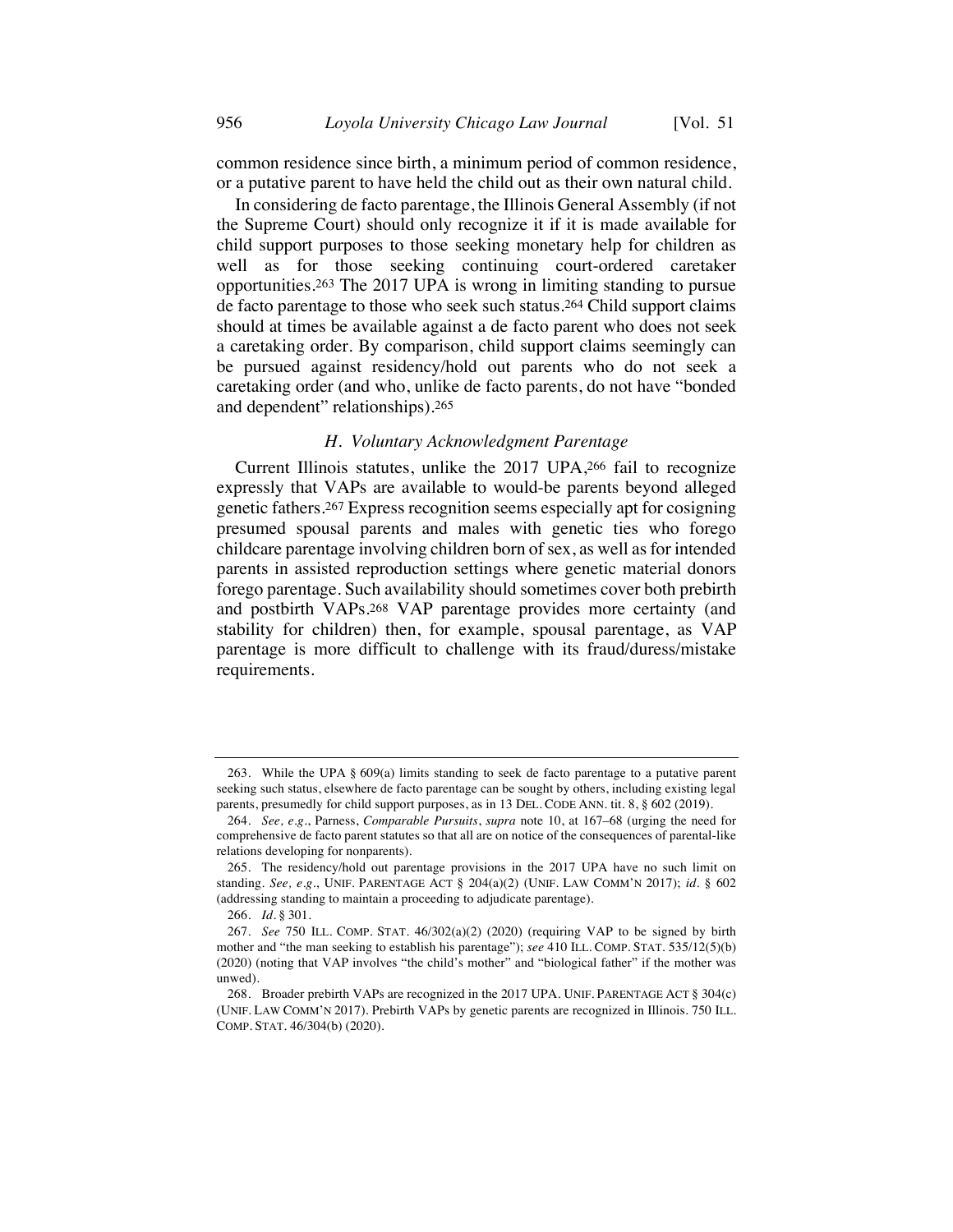common residence since birth, a minimum period of common residence, or a putative parent to have held the child out as their own natural child.

In considering de facto parentage, the Illinois General Assembly (if not the Supreme Court) should only recognize it if it is made available for child support purposes to those seeking monetary help for children as well as for those seeking continuing court-ordered caretaker opportunities.[263] The 2017 UPA is wrong in limiting standing to pursue de facto parentage to those who seek such status.[264] Child support claims should at times be available against a de facto parent who does not seek a caretaking order. By comparison, child support claims seemingly can be pursued against residency/hold out parents who do not seek a caretaking order (and who, unlike de facto parents, do not have "bonded and dependent" relationships).[265]

### *H. Voluntary Acknowledgment Parentage*

Current Illinois statutes, unlike the 2017 UPA,[266] fail to recognize expressly that VAPs are available to would-be parents beyond alleged genetic fathers.[267] Express recognition seems especially apt for cosigning presumed spousal parents and males with genetic ties who forego childcare parentage involving children born of sex, as well as for intended parents in assisted reproduction settings where genetic material donors forego parentage. Such availability should sometimes cover both prebirth and postbirth VAPs.[268] VAP parentage provides more certainty (and stability for children) then, for example, spousal parentage, as VAP parentage is more difficult to challenge with its fraud/duress/mistake requirements.

---

263. While the UPA § 609(a) limits standing to seek de facto parentage to a putative parent seeking such status, elsewhere de facto parentage can be sought by others, including existing legal parents, presumedly for child support purposes, as in 13 DEL. CODE ANN. tit. 8, § 602 (2019).

264. *See, e.g.*, Parness, *Comparable Pursuits*, *supra* note 10, at 167–68 (urging the need for comprehensive de facto parent statutes so that all are on notice of the consequences of parental-like relations developing for nonparents).

265. The residency/hold out parentage provisions in the 2017 UPA have no such limit on standing. *See, e.g.*, UNIF. PARENTAGE ACT § 204(a)(2) (UNIF. LAW COMM'N 2017); *id.* § 602 (addressing standing to maintain a proceeding to adjudicate parentage).

266. *Id.* § 301.

267. *See* 750 ILL. COMP. STAT. 46/302(a)(2) (2020) (requiring VAP to be signed by birth mother and "the man seeking to establish his parentage"); *see* 410 ILL. COMP. STAT. 535/12(5)(b) (2020) (noting that VAP involves "the child's mother" and "biological father" if the mother was unwed).

268. Broader prebirth VAPs are recognized in the 2017 UPA. UNIF. PARENTAGE ACT § 304(c) (UNIF. LAW COMM'N 2017). Prebirth VAPs by genetic parents are recognized in Illinois. 750 ILL. COMP. STAT. 46/304(b) (2020).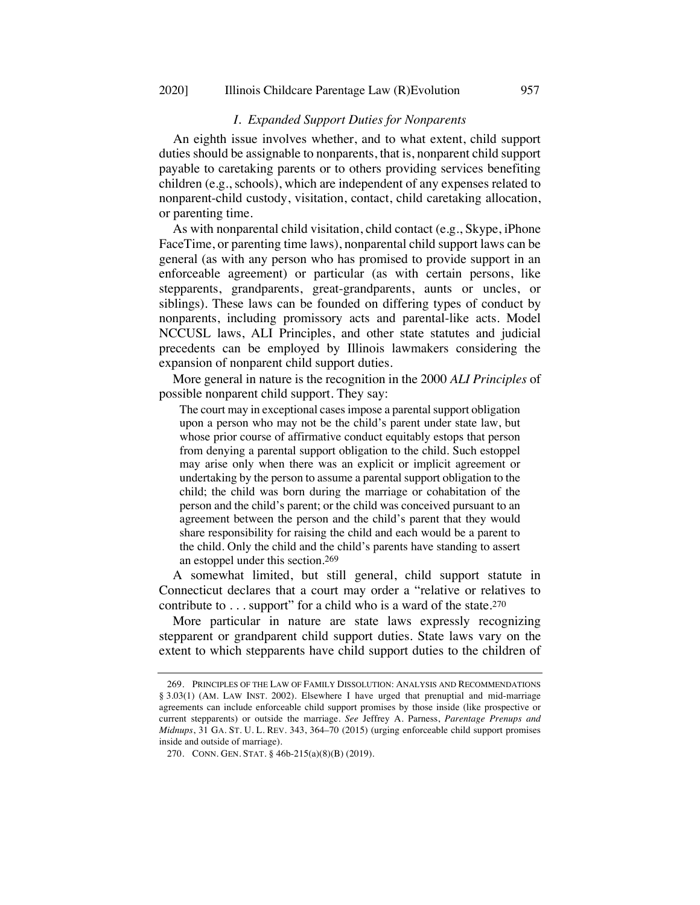### *I. Expanded Support Duties for Nonparents*

An eighth issue involves whether, and to what extent, child support duties should be assignable to nonparents, that is, nonparent child support payable to caretaking parents or to others providing services benefiting children (e.g., schools), which are independent of any expenses related to nonparent-child custody, visitation, contact, child caretaking allocation, or parenting time.

As with nonparental child visitation, child contact (e.g., Skype, iPhone FaceTime, or parenting time laws), nonparental child support laws can be general (as with any person who has promised to provide support in an enforceable agreement) or particular (as with certain persons, like stepparents, grandparents, great-grandparents, aunts or uncles, or siblings). These laws can be founded on differing types of conduct by nonparents, including promissory acts and parental-like acts. Model NCCUSL laws, ALI Principles, and other state statutes and judicial precedents can be employed by Illinois lawmakers considering the expansion of nonparent child support duties.

More general in nature is the recognition in the 2000 *ALI Principles* of possible nonparent child support. They say:

> The court may in exceptional cases impose a parental support obligation upon a person who may not be the child's parent under state law, but whose prior course of affirmative conduct equitably estops that person from denying a parental support obligation to the child. Such estoppel may arise only when there was an explicit or implicit agreement or undertaking by the person to assume a parental support obligation to the child; the child was born during the marriage or cohabitation of the person and the child's parent; or the child was conceived pursuant to an agreement between the person and the child's parent that they would share responsibility for raising the child and each would be a parent to the child. Only the child and the child's parents have standing to assert an estoppel under this section.[269]

A somewhat limited, but still general, child support statute in Connecticut declares that a court may order a "relative or relatives to contribute to . . . support" for a child who is a ward of the state.[270]

More particular in nature are state laws expressly recognizing stepparent or grandparent child support duties. State laws vary on the extent to which stepparents have child support duties to the children of

---

269. PRINCIPLES OF THE LAW OF FAMILY DISSOLUTION: ANALYSIS AND RECOMMENDATIONS § 3.03(1) (AM. LAW INST. 2002). Elsewhere I have urged that prenuptial and mid-marriage agreements can include enforceable child support promises by those inside (like prospective or current stepparents) or outside the marriage. *See* Jeffrey A. Parness, *Parentage Prenups and Midnups*, 31 GA. ST. U. L. REV. 343, 364–70 (2015) (urging enforceable child support promises inside and outside of marriage).

270. CONN. GEN. STAT. § 46b-215(a)(8)(B) (2019).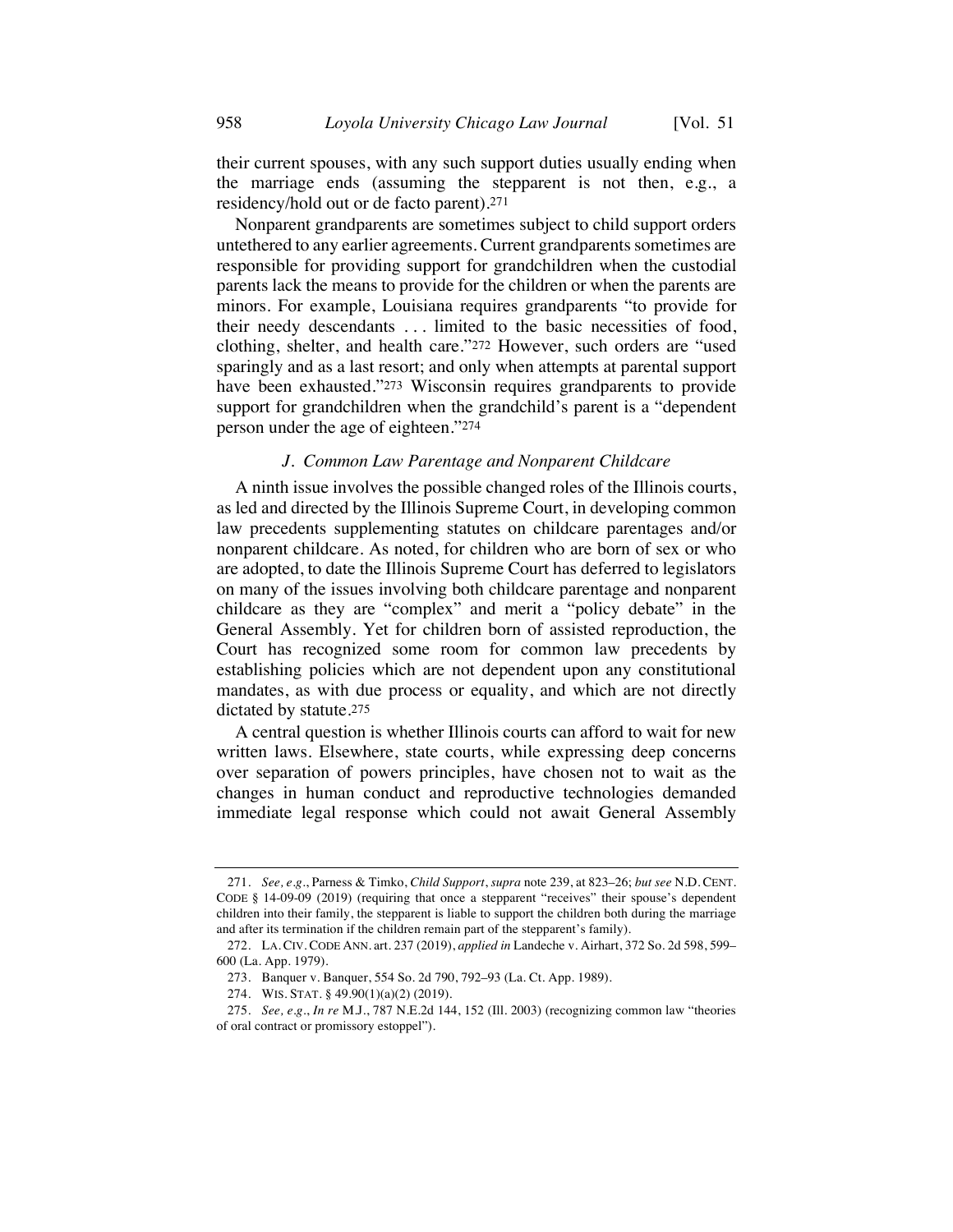their current spouses, with any such support duties usually ending when the marriage ends (assuming the stepparent is not then, e.g., a residency/hold out or de facto parent).[271]

Nonparent grandparents are sometimes subject to child support orders untethered to any earlier agreements. Current grandparents sometimes are responsible for providing support for grandchildren when the custodial parents lack the means to provide for the children or when the parents are minors. For example, Louisiana requires grandparents "to provide for their needy descendants . . . limited to the basic necessities of food, clothing, shelter, and health care."[272] However, such orders are "used sparingly and as a last resort; and only when attempts at parental support have been exhausted."[273] Wisconsin requires grandparents to provide support for grandchildren when the grandchild's parent is a "dependent person under the age of eighteen."[274]

### *J. Common Law Parentage and Nonparent Childcare*

A ninth issue involves the possible changed roles of the Illinois courts, as led and directed by the Illinois Supreme Court, in developing common law precedents supplementing statutes on childcare parentages and/or nonparent childcare. As noted, for children who are born of sex or who are adopted, to date the Illinois Supreme Court has deferred to legislators on many of the issues involving both childcare parentage and nonparent childcare as they are "complex" and merit a "policy debate" in the General Assembly. Yet for children born of assisted reproduction, the Court has recognized some room for common law precedents by establishing policies which are not dependent upon any constitutional mandates, as with due process or equality, and which are not directly dictated by statute.[275]

A central question is whether Illinois courts can afford to wait for new written laws. Elsewhere, state courts, while expressing deep concerns over separation of powers principles, have chosen not to wait as the changes in human conduct and reproductive technologies demanded immediate legal response which could not await General Assembly

---

271. *See, e.g.*, Parness & Timko, *Child Support*, *supra* note 239, at 823–26; *but see* N.D. CENT. CODE § 14-09-09 (2019) (requiring that once a stepparent "receives" their spouse's dependent children into their family, the stepparent is liable to support the children both during the marriage and after its termination if the children remain part of the stepparent's family).

272. LA. CIV. CODE ANN. art. 237 (2019), *applied in* Landeche v. Airhart, 372 So. 2d 598, 599–600 (La. App. 1979).

273. Banquer v. Banquer, 554 So. 2d 790, 792–93 (La. Ct. App. 1989).

274. WIS. STAT. § 49.90(1)(a)(2) (2019).

275. *See, e.g.*, *In re* M.J., 787 N.E.2d 144, 152 (Ill. 2003) (recognizing common law "theories of oral contract or promissory estoppel").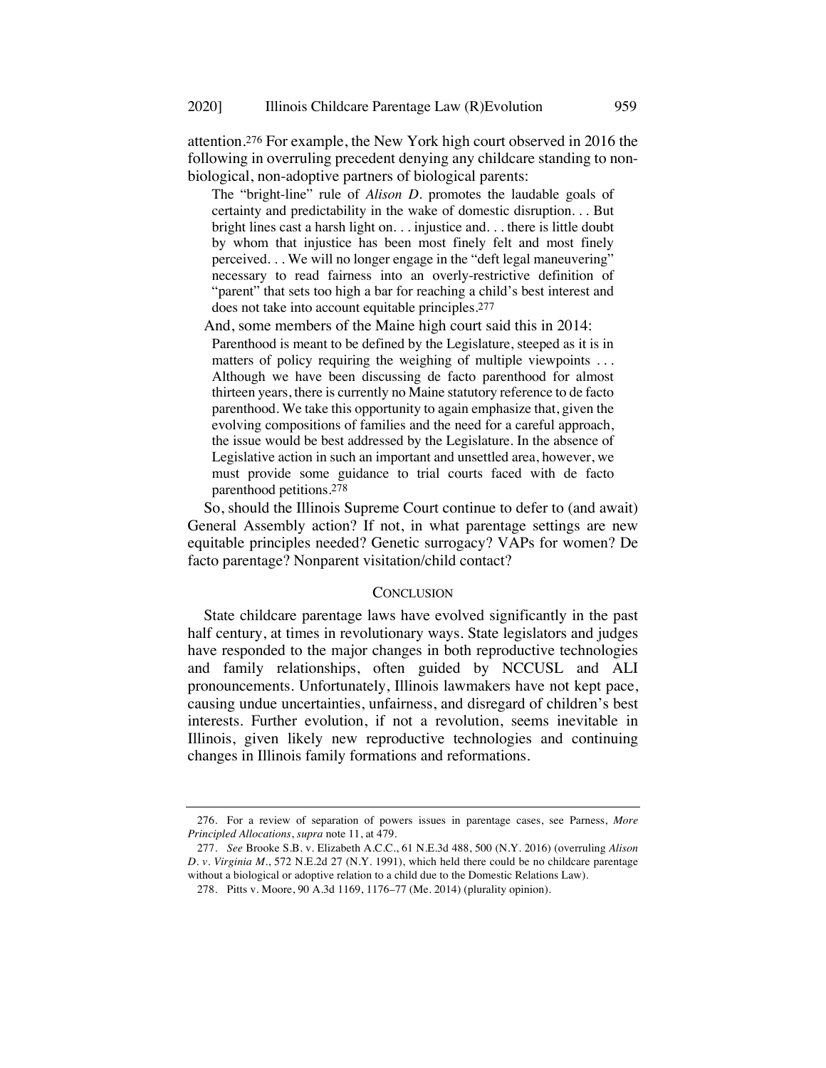attention.[276] For example, the New York high court observed in 2016 the following in overruling precedent denying any childcare standing to non-biological, non-adoptive partners of biological parents:

> The "bright-line" rule of *Alison D.* promotes the laudable goals of certainty and predictability in the wake of domestic disruption. . . But bright lines cast a harsh light on. . . injustice and. . . there is little doubt by whom that injustice has been most finely felt and most finely perceived. . . We will no longer engage in the "deft legal maneuvering" necessary to read fairness into an overly-restrictive definition of "parent" that sets too high a bar for reaching a child's best interest and does not take into account equitable principles.[277]

And, some members of the Maine high court said this in 2014:

> Parenthood is meant to be defined by the Legislature, steeped as it is in matters of policy requiring the weighing of multiple viewpoints . . . Although we have been discussing de facto parenthood for almost thirteen years, there is currently no Maine statutory reference to de facto parenthood. We take this opportunity to again emphasize that, given the evolving compositions of families and the need for a careful approach, the issue would be best addressed by the Legislature. In the absence of Legislative action in such an important and unsettled area, however, we must provide some guidance to trial courts faced with de facto parenthood petitions.[278]

So, should the Illinois Supreme Court continue to defer to (and await) General Assembly action? If not, in what parentage settings are new equitable principles needed? Genetic surrogacy? VAPs for women? De facto parentage? Nonparent visitation/child contact?

## CONCLUSION

State childcare parentage laws have evolved significantly in the past half century, at times in revolutionary ways. State legislators and judges have responded to the major changes in both reproductive technologies and family relationships, often guided by NCCUSL and ALI pronouncements. Unfortunately, Illinois lawmakers have not kept pace, causing undue uncertainties, unfairness, and disregard of children's best interests. Further evolution, if not a revolution, seems inevitable in Illinois, given likely new reproductive technologies and continuing changes in Illinois family formations and reformations.

---

276. For a review of separation of powers issues in parentage cases, see Parness, *More Principled Allocations*, *supra* note 11, at 479.

277. *See* Brooke S.B. v. Elizabeth A.C.C., 61 N.E.3d 488, 500 (N.Y. 2016) (overruling *Alison D. v. Virginia M.*, 572 N.E.2d 27 (N.Y. 1991), which held there could be no childcare parentage without a biological or adoptive relation to a child due to the Domestic Relations Law).

278. Pitts v. Moore, 90 A.3d 1169, 1176–77 (Me. 2014) (plurality opinion).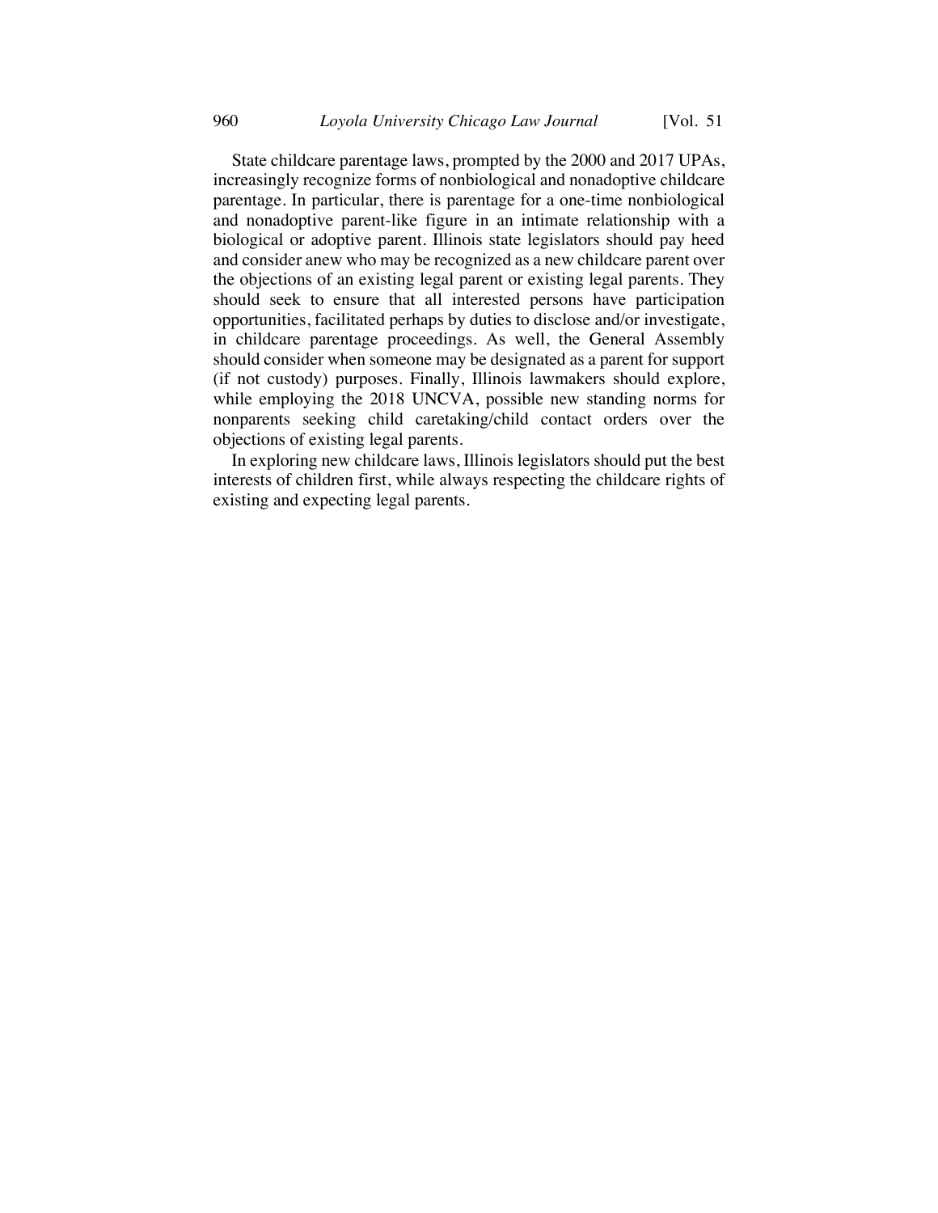State childcare parentage laws, prompted by the 2000 and 2017 UPAs, increasingly recognize forms of nonbiological and nonadoptive childcare parentage. In particular, there is parentage for a one-time nonbiological and nonadoptive parent-like figure in an intimate relationship with a biological or adoptive parent. Illinois state legislators should pay heed and consider anew who may be recognized as a new childcare parent over the objections of an existing legal parent or existing legal parents. They should seek to ensure that all interested persons have participation opportunities, facilitated perhaps by duties to disclose and/or investigate, in childcare parentage proceedings. As well, the General Assembly should consider when someone may be designated as a parent for support (if not custody) purposes. Finally, Illinois lawmakers should explore, while employing the 2018 UNCVA, possible new standing norms for nonparents seeking child caretaking/child contact orders over the objections of existing legal parents.

In exploring new childcare laws, Illinois legislators should put the best interests of children first, while always respecting the childcare rights of existing and expecting legal parents.